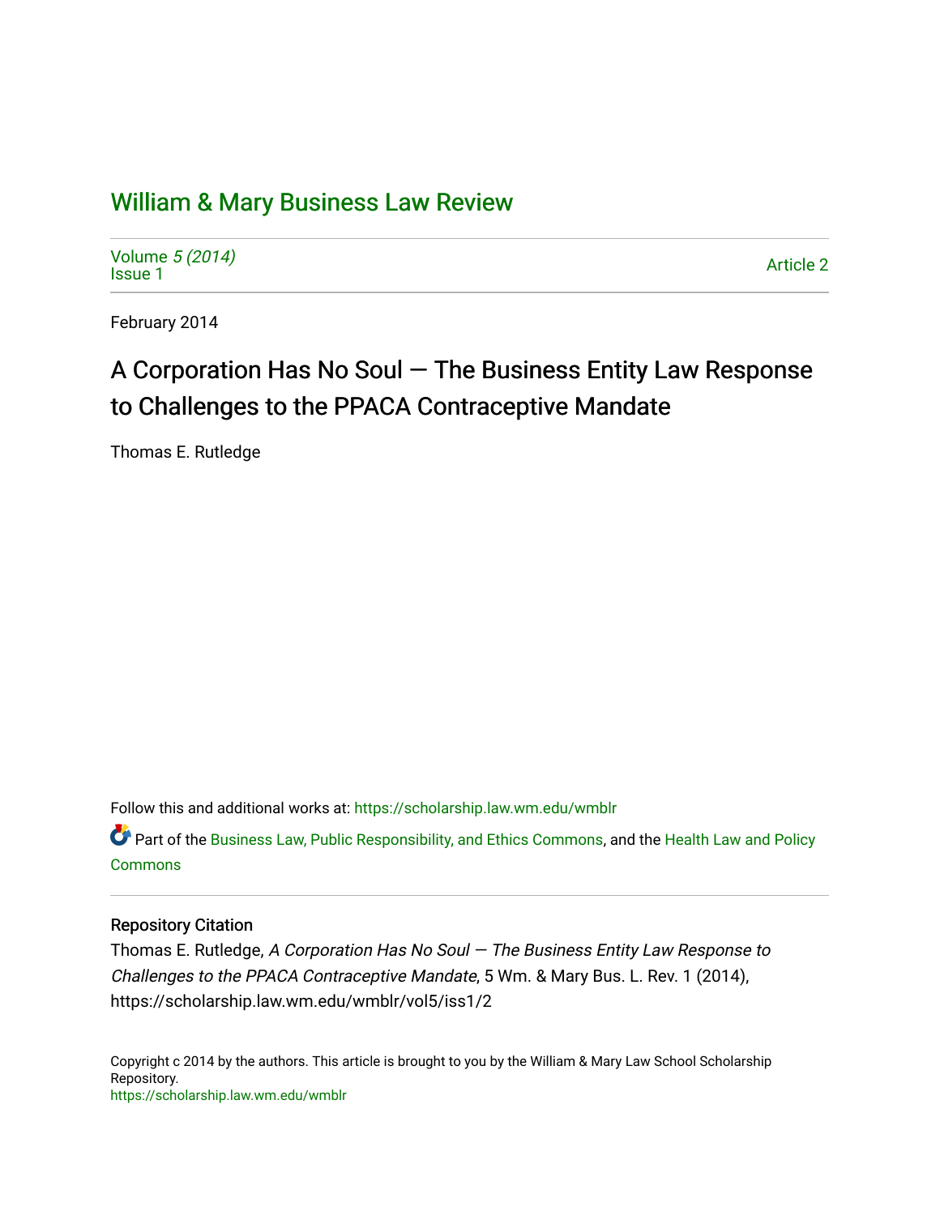# William & Mary Business Law Review

Volume 5 (2014)
Issue 1

Article 2

February 2014

## A Corporation Has No Soul — The Business Entity Law Response to Challenges to the PPACA Contraceptive Mandate

Thomas E. Rutledge

Follow this and additional works at: https://scholarship.law.wm.edu/wmblr

Part of the Business Law, Public Responsibility, and Ethics Commons, and the Health Law and Policy Commons

### Repository Citation

Thomas E. Rutledge, *A Corporation Has No Soul — The Business Entity Law Response to Challenges to the PPACA Contraceptive Mandate*, 5 Wm. & Mary Bus. L. Rev. 1 (2014), https://scholarship.law.wm.edu/wmblr/vol5/iss1/2

Copyright c 2014 by the authors. This article is brought to you by the William & Mary Law School Scholarship Repository.
https://scholarship.law.wm.edu/wmblr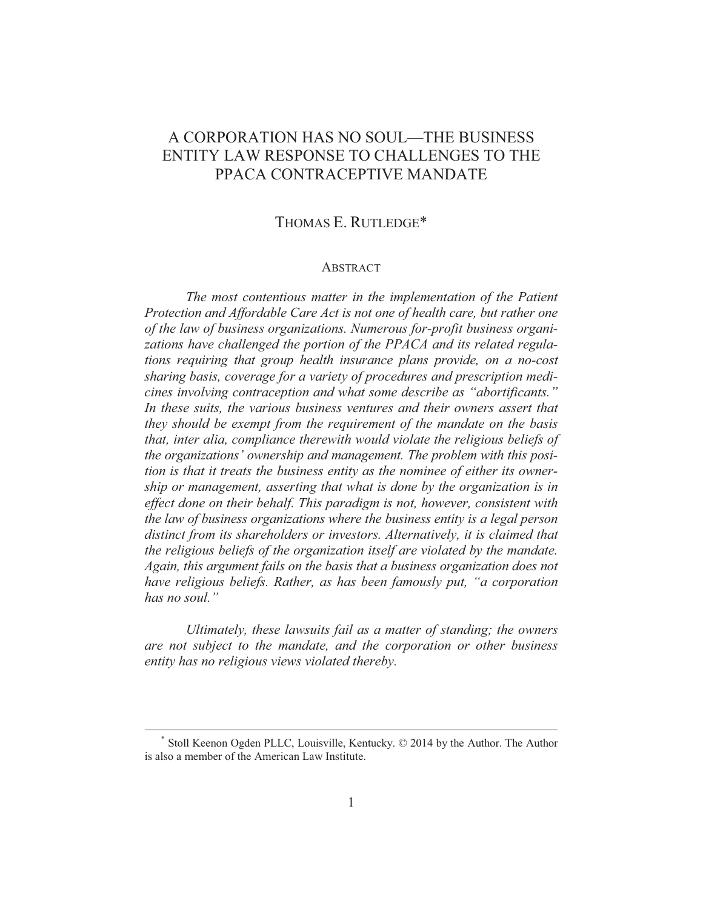# A CORPORATION HAS NO SOUL—THE BUSINESS ENTITY LAW RESPONSE TO CHALLENGES TO THE PPACA CONTRACEPTIVE MANDATE

THOMAS E. RUTLEDGE*

## ABSTRACT

*The most contentious matter in the implementation of the Patient Protection and Affordable Care Act is not one of health care, but rather one of the law of business organizations. Numerous for-profit business organizations have challenged the portion of the PPACA and its related regulations requiring that group health insurance plans provide, on a no-cost sharing basis, coverage for a variety of procedures and prescription medicines involving contraception and what some describe as "abortificants." In these suits, the various business ventures and their owners assert that they should be exempt from the requirement of the mandate on the basis that, inter alia, compliance therewith would violate the religious beliefs of the organizations' ownership and management. The problem with this position is that it treats the business entity as the nominee of either its ownership or management, asserting that what is done by the organization is in effect done on their behalf. This paradigm is not, however, consistent with the law of business organizations where the business entity is a legal person distinct from its shareholders or investors. Alternatively, it is claimed that the religious beliefs of the organization itself are violated by the mandate. Again, this argument fails on the basis that a business organization does not have religious beliefs. Rather, as has been famously put, "a corporation has no soul."*

*Ultimately, these lawsuits fail as a matter of standing; the owners are not subject to the mandate, and the corporation or other business entity has no religious views violated thereby.*

---

\* Stoll Keenon Ogden PLLC, Louisville, Kentucky. © 2014 by the Author. The Author is also a member of the American Law Institute.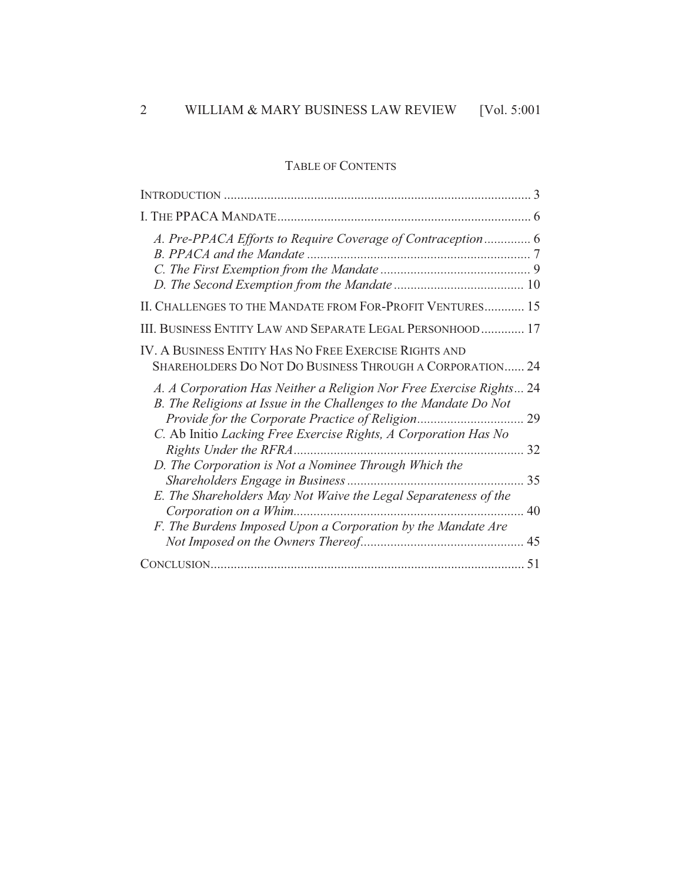TABLE OF CONTENTS

INTRODUCTION ............................................................................................ 3

I. THE PPACA MANDATE ............................................................................ 6

*A. Pre-PPACA Efforts to Require Coverage of Contraception* .............. 6
*B. PPACA and the Mandate* ................................................................... 7
*C. The First Exemption from the Mandate* ............................................. 9
*D. The Second Exemption from the Mandate* ....................................... 10

II. CHALLENGES TO THE MANDATE FROM FOR-PROFIT VENTURES ............ 15

III. BUSINESS ENTITY LAW AND SEPARATE LEGAL PERSONHOOD ............. 17

IV. A BUSINESS ENTITY HAS NO FREE EXERCISE RIGHTS AND SHAREHOLDERS DO NOT DO BUSINESS THROUGH A CORPORATION ...... 24

*A. A Corporation Has Neither a Religion Nor Free Exercise Rights* ... 24
*B. The Religions at Issue in the Challenges to the Mandate Do Not Provide for the Corporate Practice of Religion* ................................ 29
*C.* Ab Initio *Lacking Free Exercise Rights, A Corporation Has No Rights Under the RFRA* ..................................................................... 32
*D. The Corporation is Not a Nominee Through Which the Shareholders Engage in Business* ..................................................... 35
*E. The Shareholders May Not Waive the Legal Separateness of the Corporation on a Whim* ..................................................................... 40
*F. The Burdens Imposed Upon a Corporation by the Mandate Are Not Imposed on the Owners Thereof* ................................................. 45

CONCLUSION .............................................................................................. 51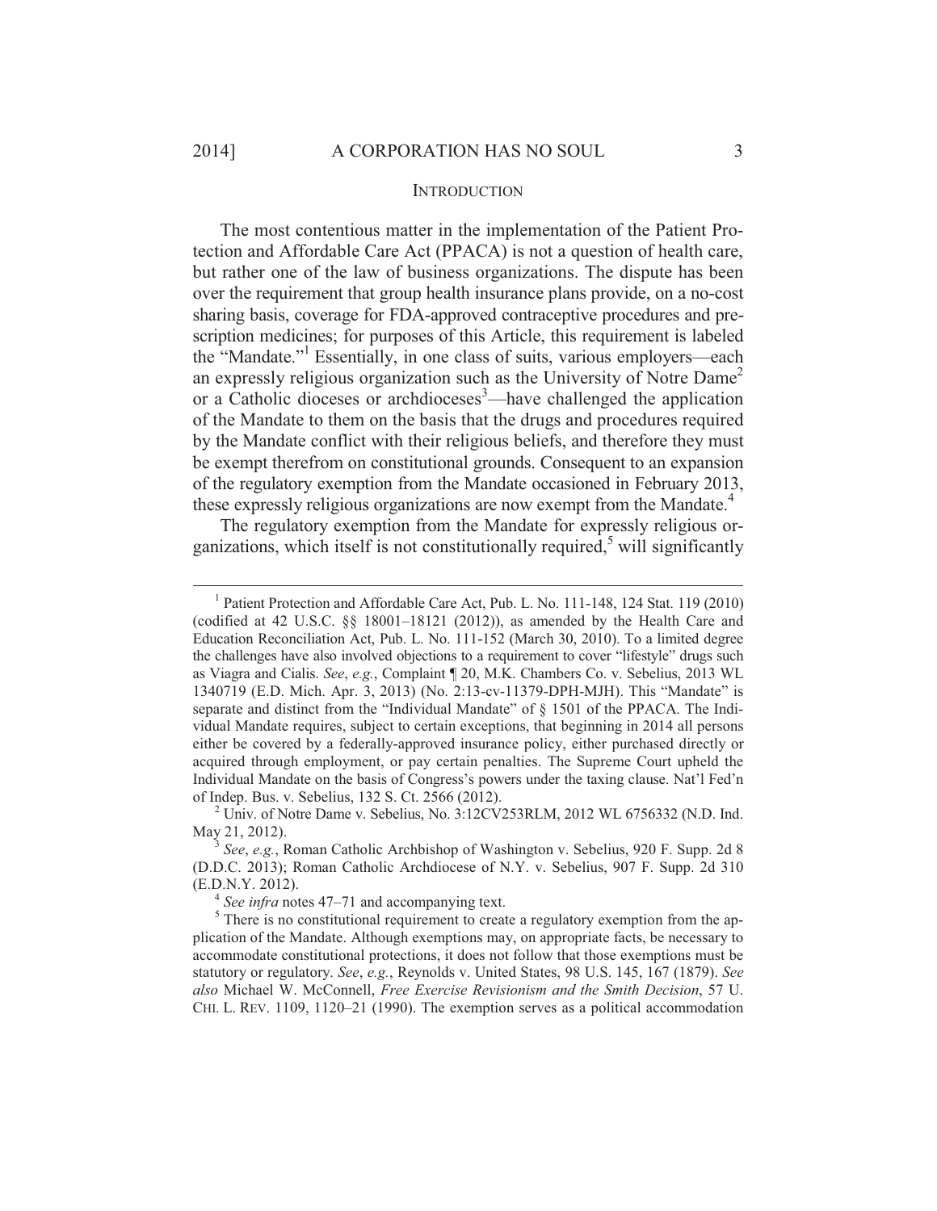## INTRODUCTION

The most contentious matter in the implementation of the Patient Protection and Affordable Care Act (PPACA) is not a question of health care, but rather one of the law of business organizations. The dispute has been over the requirement that group health insurance plans provide, on a no-cost sharing basis, coverage for FDA-approved contraceptive procedures and prescription medicines; for purposes of this Article, this requirement is labeled the "Mandate."[1] Essentially, in one class of suits, various employers—each an expressly religious organization such as the University of Notre Dame[2] or a Catholic dioceses or archdioceses[3]—have challenged the application of the Mandate to them on the basis that the drugs and procedures required by the Mandate conflict with their religious beliefs, and therefore they must be exempt therefrom on constitutional grounds. Consequent to an expansion of the regulatory exemption from the Mandate occasioned in February 2013, these expressly religious organizations are now exempt from the Mandate.[4]

The regulatory exemption from the Mandate for expressly religious organizations, which itself is not constitutionally required,[5] will significantly

---

[1] Patient Protection and Affordable Care Act, Pub. L. No. 111-148, 124 Stat. 119 (2010) (codified at 42 U.S.C. §§ 18001–18121 (2012)), as amended by the Health Care and Education Reconciliation Act, Pub. L. No. 111-152 (March 30, 2010). To a limited degree the challenges have also involved objections to a requirement to cover "lifestyle" drugs such as Viagra and Cialis. *See*, *e.g.*, Complaint ¶ 20, M.K. Chambers Co. v. Sebelius, 2013 WL 1340719 (E.D. Mich. Apr. 3, 2013) (No. 2:13-cv-11379-DPH-MJH). This "Mandate" is separate and distinct from the "Individual Mandate" of § 1501 of the PPACA. The Individual Mandate requires, subject to certain exceptions, that beginning in 2014 all persons either be covered by a federally-approved insurance policy, either purchased directly or acquired through employment, or pay certain penalties. The Supreme Court upheld the Individual Mandate on the basis of Congress's powers under the taxing clause. Nat'l Fed'n of Indep. Bus. v. Sebelius, 132 S. Ct. 2566 (2012).

[2] Univ. of Notre Dame v. Sebelius, No. 3:12CV253RLM, 2012 WL 6756332 (N.D. Ind. May 21, 2012).

[3] *See*, *e.g.*, Roman Catholic Archbishop of Washington v. Sebelius, 920 F. Supp. 2d 8 (D.D.C. 2013); Roman Catholic Archdiocese of N.Y. v. Sebelius, 907 F. Supp. 2d 310 (E.D.N.Y. 2012).

[4] *See infra* notes 47–71 and accompanying text.

[5] There is no constitutional requirement to create a regulatory exemption from the application of the Mandate. Although exemptions may, on appropriate facts, be necessary to accommodate constitutional protections, it does not follow that those exemptions must be statutory or regulatory. *See*, *e.g.*, Reynolds v. United States, 98 U.S. 145, 167 (1879). *See also* Michael W. McConnell, *Free Exercise Revisionism and the Smith Decision*, 57 U. CHI. L. REV. 1109, 1120–21 (1990). The exemption serves as a political accommodation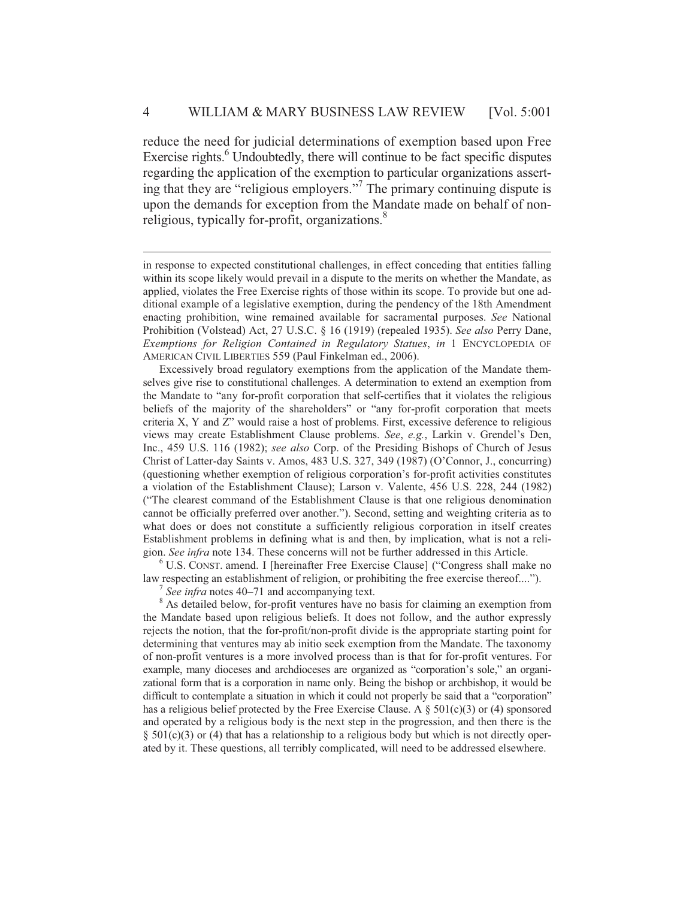reduce the need for judicial determinations of exemption based upon Free Exercise rights.[6] Undoubtedly, there will continue to be fact specific disputes regarding the application of the exemption to particular organizations asserting that they are "religious employers."[7] The primary continuing dispute is upon the demands for exception from the Mandate made on behalf of non-religious, typically for-profit, organizations.[8]

---

in response to expected constitutional challenges, in effect conceding that entities falling within its scope likely would prevail in a dispute to the merits on whether the Mandate, as applied, violates the Free Exercise rights of those within its scope. To provide but one additional example of a legislative exemption, during the pendency of the 18th Amendment enacting prohibition, wine remained available for sacramental purposes. *See* National Prohibition (Volstead) Act, 27 U.S.C. § 16 (1919) (repealed 1935). *See also* Perry Dane, *Exemptions for Religion Contained in Regulatory Statues*, *in* 1 ENCYCLOPEDIA OF AMERICAN CIVIL LIBERTIES 559 (Paul Finkelman ed., 2006).

Excessively broad regulatory exemptions from the application of the Mandate themselves give rise to constitutional challenges. A determination to extend an exemption from the Mandate to "any for-profit corporation that self-certifies that it violates the religious beliefs of the majority of the shareholders" or "any for-profit corporation that meets criteria X, Y and Z" would raise a host of problems. First, excessive deference to religious views may create Establishment Clause problems. *See*, *e.g.*, Larkin v. Grendel's Den, Inc., 459 U.S. 116 (1982); *see also* Corp. of the Presiding Bishops of Church of Jesus Christ of Latter-day Saints v. Amos, 483 U.S. 327, 349 (1987) (O'Connor, J., concurring) (questioning whether exemption of religious corporation's for-profit activities constitutes a violation of the Establishment Clause); Larson v. Valente, 456 U.S. 228, 244 (1982) ("The clearest command of the Establishment Clause is that one religious denomination cannot be officially preferred over another."). Second, setting and weighting criteria as to what does or does not constitute a sufficiently religious corporation in itself creates Establishment problems in defining what is and then, by implication, what is not a religion. *See infra* note 134. These concerns will not be further addressed in this Article.

[6] U.S. CONST. amend. I [hereinafter Free Exercise Clause] ("Congress shall make no law respecting an establishment of religion, or prohibiting the free exercise thereof....").

[7] *See infra* notes 40–71 and accompanying text.

[8] As detailed below, for-profit ventures have no basis for claiming an exemption from the Mandate based upon religious beliefs. It does not follow, and the author expressly rejects the notion, that the for-profit/non-profit divide is the appropriate starting point for determining that ventures may ab initio seek exemption from the Mandate. The taxonomy of non-profit ventures is a more involved process than is that for for-profit ventures. For example, many dioceses and archdioceses are organized as "corporation's sole," an organizational form that is a corporation in name only. Being the bishop or archbishop, it would be difficult to contemplate a situation in which it could not properly be said that a "corporation" has a religious belief protected by the Free Exercise Clause. A § 501(c)(3) or (4) sponsored and operated by a religious body is the next step in the progression, and then there is the § 501(c)(3) or (4) that has a relationship to a religious body but which is not directly operated by it. These questions, all terribly complicated, will need to be addressed elsewhere.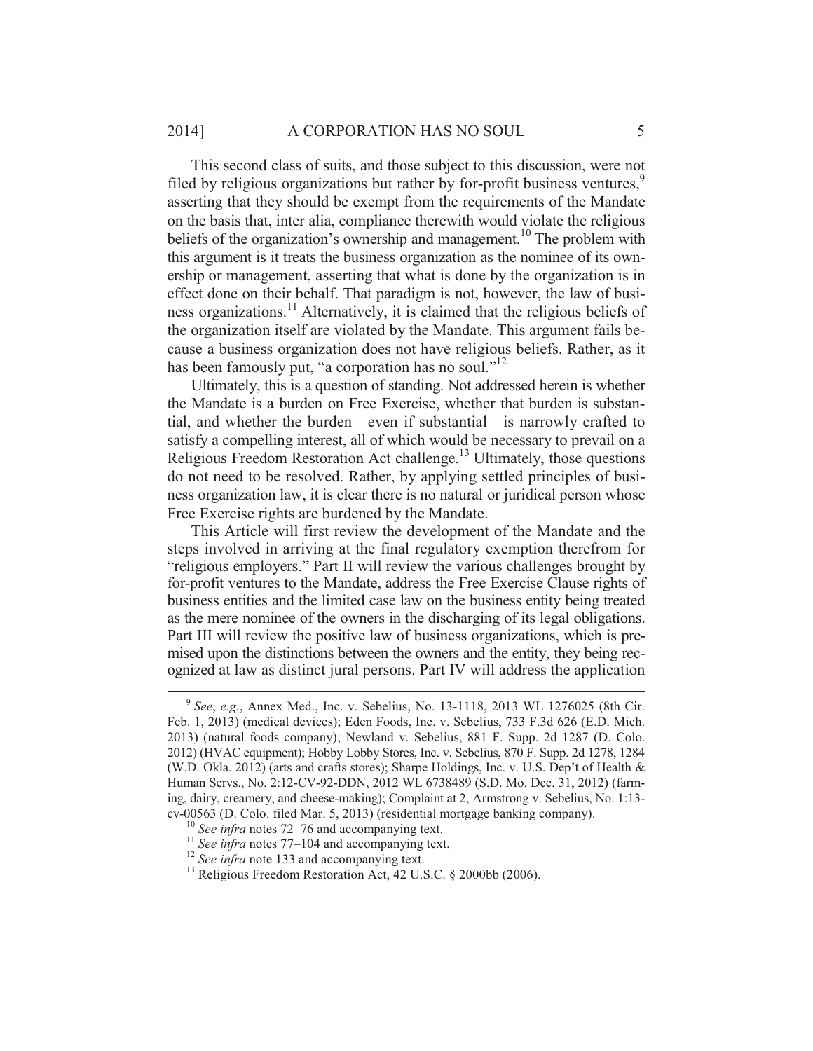This second class of suits, and those subject to this discussion, were not filed by religious organizations but rather by for-profit business ventures,[9] asserting that they should be exempt from the requirements of the Mandate on the basis that, inter alia, compliance therewith would violate the religious beliefs of the organization's ownership and management.[10] The problem with this argument is it treats the business organization as the nominee of its ownership or management, asserting that what is done by the organization is in effect done on their behalf. That paradigm is not, however, the law of business organizations.[11] Alternatively, it is claimed that the religious beliefs of the organization itself are violated by the Mandate. This argument fails because a business organization does not have religious beliefs. Rather, as it has been famously put, "a corporation has no soul."[12]

Ultimately, this is a question of standing. Not addressed herein is whether the Mandate is a burden on Free Exercise, whether that burden is substantial, and whether the burden—even if substantial—is narrowly crafted to satisfy a compelling interest, all of which would be necessary to prevail on a Religious Freedom Restoration Act challenge.[13] Ultimately, those questions do not need to be resolved. Rather, by applying settled principles of business organization law, it is clear there is no natural or juridical person whose Free Exercise rights are burdened by the Mandate.

This Article will first review the development of the Mandate and the steps involved in arriving at the final regulatory exemption therefrom for "religious employers." Part II will review the various challenges brought by for-profit ventures to the Mandate, address the Free Exercise Clause rights of business entities and the limited case law on the business entity being treated as the mere nominee of the owners in the discharging of its legal obligations. Part III will review the positive law of business organizations, which is premised upon the distinctions between the owners and the entity, they being recognized at law as distinct jural persons. Part IV will address the application

---

[9] *See*, *e.g.*, Annex Med., Inc. v. Sebelius, No. 13-1118, 2013 WL 1276025 (8th Cir. Feb. 1, 2013) (medical devices); Eden Foods, Inc. v. Sebelius, 733 F.3d 626 (E.D. Mich. 2013) (natural foods company); Newland v. Sebelius, 881 F. Supp. 2d 1287 (D. Colo. 2012) (HVAC equipment); Hobby Lobby Stores, Inc. v. Sebelius, 870 F. Supp. 2d 1278, 1284 (W.D. Okla. 2012) (arts and crafts stores); Sharpe Holdings, Inc. v. U.S. Dep't of Health & Human Servs., No. 2:12-CV-92-DDN, 2012 WL 6738489 (S.D. Mo. Dec. 31, 2012) (farming, dairy, creamery, and cheese-making); Complaint at 2, Armstrong v. Sebelius, No. 1:13-cv-00563 (D. Colo. filed Mar. 5, 2013) (residential mortgage banking company).

[10] *See infra* notes 72–76 and accompanying text.

[11] *See infra* notes 77–104 and accompanying text.

[12] *See infra* note 133 and accompanying text.

[13] Religious Freedom Restoration Act, 42 U.S.C. § 2000bb (2006).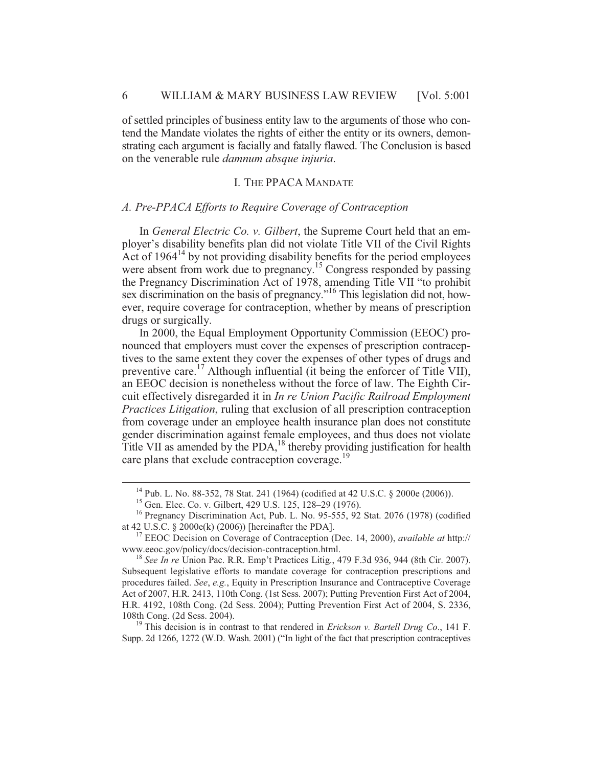of settled principles of business entity law to the arguments of those who contend the Mandate violates the rights of either the entity or its owners, demonstrating each argument is facially and fatally flawed. The Conclusion is based on the venerable rule *damnum absque injuria*.

## I. THE PPACA MANDATE

### *A. Pre-PPACA Efforts to Require Coverage of Contraception*

In *General Electric Co. v. Gilbert*, the Supreme Court held that an employer's disability benefits plan did not violate Title VII of the Civil Rights Act of 1964[14] by not providing disability benefits for the period employees were absent from work due to pregnancy.[15] Congress responded by passing the Pregnancy Discrimination Act of 1978, amending Title VII "to prohibit sex discrimination on the basis of pregnancy."[16] This legislation did not, however, require coverage for contraception, whether by means of prescription drugs or surgically.

In 2000, the Equal Employment Opportunity Commission (EEOC) pronounced that employers must cover the expenses of prescription contraceptives to the same extent they cover the expenses of other types of drugs and preventive care.[17] Although influential (it being the enforcer of Title VII), an EEOC decision is nonetheless without the force of law. The Eighth Circuit effectively disregarded it in *In re Union Pacific Railroad Employment Practices Litigation*, ruling that exclusion of all prescription contraception from coverage under an employee health insurance plan does not constitute gender discrimination against female employees, and thus does not violate Title VII as amended by the PDA,[18] thereby providing justification for health care plans that exclude contraception coverage.[19]

---

[14] Pub. L. No. 88-352, 78 Stat. 241 (1964) (codified at 42 U.S.C. § 2000e (2006)).

[15] Gen. Elec. Co. v. Gilbert, 429 U.S. 125, 128–29 (1976).

[16] Pregnancy Discrimination Act, Pub. L. No. 95-555, 92 Stat. 2076 (1978) (codified at 42 U.S.C. § 2000e(k) (2006)) [hereinafter the PDA].

[17] EEOC Decision on Coverage of Contraception (Dec. 14, 2000), *available at* http://www.eeoc.gov/policy/docs/decision-contraception.html.

[18] *See In re* Union Pac. R.R. Emp't Practices Litig., 479 F.3d 936, 944 (8th Cir. 2007). Subsequent legislative efforts to mandate coverage for contraception prescriptions and procedures failed. *See*, *e.g.*, Equity in Prescription Insurance and Contraceptive Coverage Act of 2007, H.R. 2413, 110th Cong. (1st Sess. 2007); Putting Prevention First Act of 2004, H.R. 4192, 108th Cong. (2d Sess. 2004); Putting Prevention First Act of 2004, S. 2336, 108th Cong. (2d Sess. 2004).

[19] This decision is in contrast to that rendered in *Erickson v. Bartell Drug Co*., 141 F. Supp. 2d 1266, 1272 (W.D. Wash. 2001) ("In light of the fact that prescription contraceptives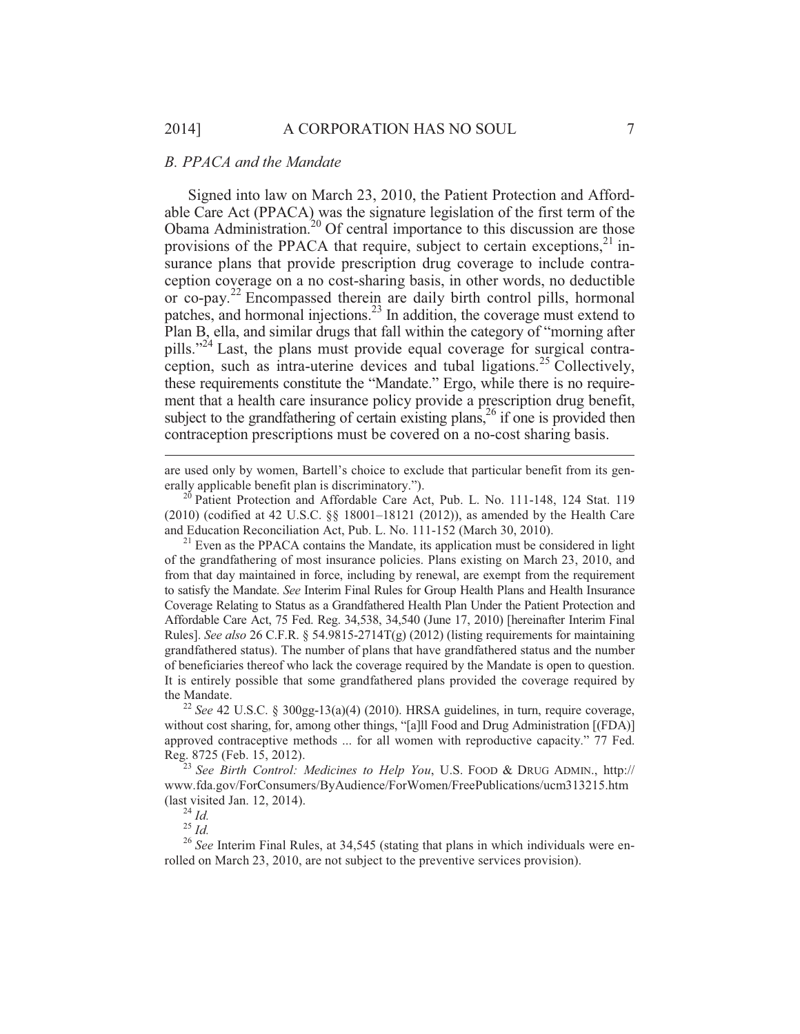### *B. PPACA and the Mandate*

Signed into law on March 23, 2010, the Patient Protection and Affordable Care Act (PPACA) was the signature legislation of the first term of the Obama Administration.[20] Of central importance to this discussion are those provisions of the PPACA that require, subject to certain exceptions,[21] insurance plans that provide prescription drug coverage to include contraception coverage on a no cost-sharing basis, in other words, no deductible or co-pay.[22] Encompassed therein are daily birth control pills, hormonal patches, and hormonal injections.[23] In addition, the coverage must extend to Plan B, ella, and similar drugs that fall within the category of "morning after pills."[24] Last, the plans must provide equal coverage for surgical contraception, such as intra-uterine devices and tubal ligations.[25] Collectively, these requirements constitute the "Mandate." Ergo, while there is no requirement that a health care insurance policy provide a prescription drug benefit, subject to the grandfathering of certain existing plans,[26] if one is provided then contraception prescriptions must be covered on a no-cost sharing basis.

---

are used only by women, Bartell's choice to exclude that particular benefit from its generally applicable benefit plan is discriminatory.").

[20] Patient Protection and Affordable Care Act, Pub. L. No. 111-148, 124 Stat. 119 (2010) (codified at 42 U.S.C. §§ 18001–18121 (2012)), as amended by the Health Care and Education Reconciliation Act, Pub. L. No. 111-152 (March 30, 2010).

[21] Even as the PPACA contains the Mandate, its application must be considered in light of the grandfathering of most insurance policies. Plans existing on March 23, 2010, and from that day maintained in force, including by renewal, are exempt from the requirement to satisfy the Mandate. *See* Interim Final Rules for Group Health Plans and Health Insurance Coverage Relating to Status as a Grandfathered Health Plan Under the Patient Protection and Affordable Care Act, 75 Fed. Reg. 34,538, 34,540 (June 17, 2010) [hereinafter Interim Final Rules]. *See also* 26 C.F.R. § 54.9815-2714T(g) (2012) (listing requirements for maintaining grandfathered status). The number of plans that have grandfathered status and the number of beneficiaries thereof who lack the coverage required by the Mandate is open to question. It is entirely possible that some grandfathered plans provided the coverage required by the Mandate.

[22] *See* 42 U.S.C. § 300gg-13(a)(4) (2010). HRSA guidelines, in turn, require coverage, without cost sharing, for, among other things, "[a]ll Food and Drug Administration [(FDA)] approved contraceptive methods ... for all women with reproductive capacity." 77 Fed. Reg. 8725 (Feb. 15, 2012).

[23] *See Birth Control: Medicines to Help You*, U.S. FOOD & DRUG ADMIN., http://www.fda.gov/ForConsumers/ByAudience/ForWomen/FreePublications/ucm313215.htm (last visited Jan. 12, 2014).

[24] *Id.*

[25] *Id.*

[26] *See* Interim Final Rules, at 34,545 (stating that plans in which individuals were enrolled on March 23, 2010, are not subject to the preventive services provision).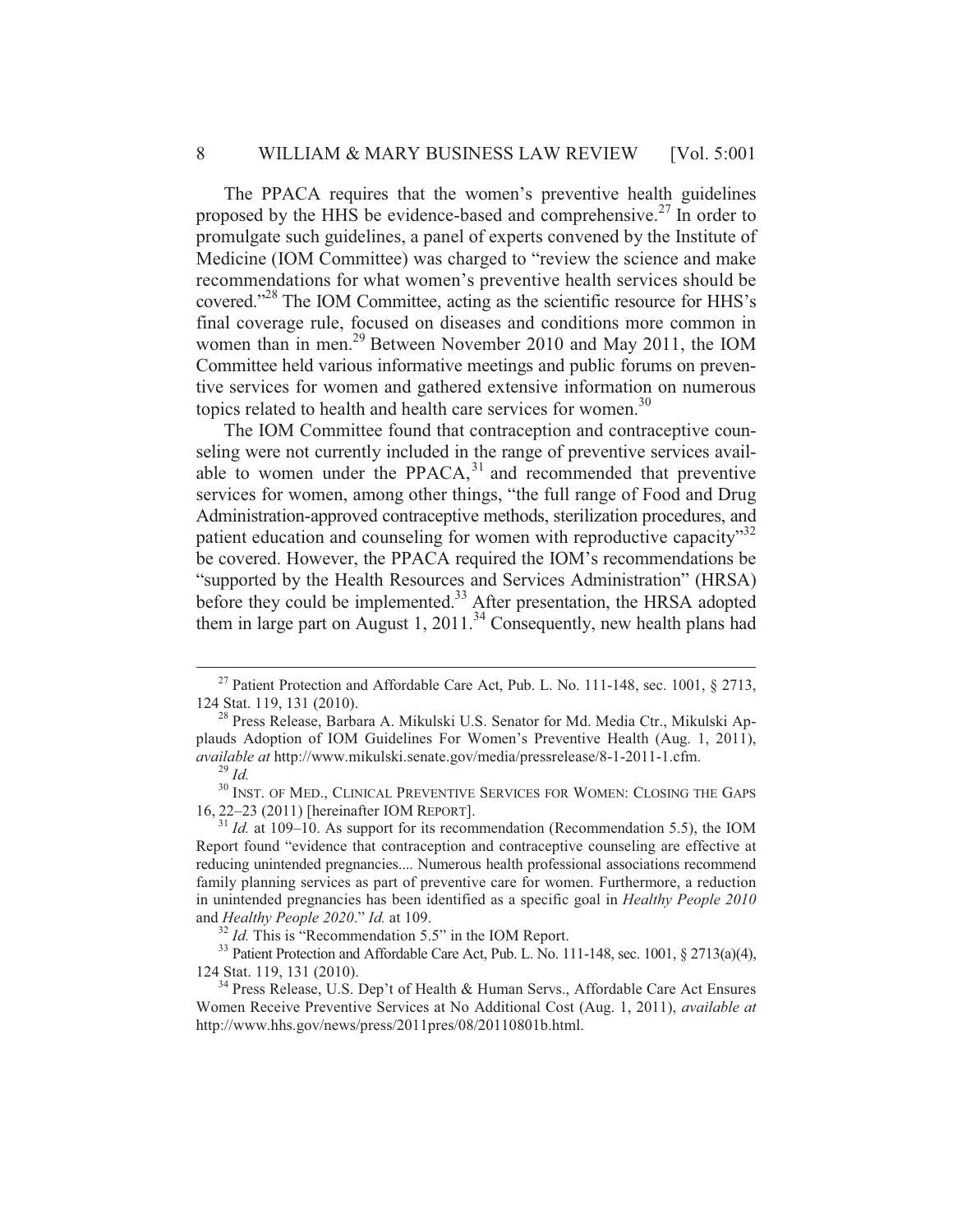The PPACA requires that the women's preventive health guidelines proposed by the HHS be evidence-based and comprehensive.[27] In order to promulgate such guidelines, a panel of experts convened by the Institute of Medicine (IOM Committee) was charged to "review the science and make recommendations for what women's preventive health services should be covered."[28] The IOM Committee, acting as the scientific resource for HHS's final coverage rule, focused on diseases and conditions more common in women than in men.[29] Between November 2010 and May 2011, the IOM Committee held various informative meetings and public forums on preventive services for women and gathered extensive information on numerous topics related to health and health care services for women.[30]

The IOM Committee found that contraception and contraceptive counseling were not currently included in the range of preventive services available to women under the PPACA,[31] and recommended that preventive services for women, among other things, "the full range of Food and Drug Administration-approved contraceptive methods, sterilization procedures, and patient education and counseling for women with reproductive capacity"[32] be covered. However, the PPACA required the IOM's recommendations be "supported by the Health Resources and Services Administration" (HRSA) before they could be implemented.[33] After presentation, the HRSA adopted them in large part on August 1, 2011.[34] Consequently, new health plans had

---

[27] Patient Protection and Affordable Care Act, Pub. L. No. 111-148, sec. 1001, § 2713, 124 Stat. 119, 131 (2010).

[28] Press Release, Barbara A. Mikulski U.S. Senator for Md. Media Ctr., Mikulski Applauds Adoption of IOM Guidelines For Women's Preventive Health (Aug. 1, 2011), *available at* http://www.mikulski.senate.gov/media/pressrelease/8-1-2011-1.cfm.

[29] *Id.*

[30] INST. OF MED., CLINICAL PREVENTIVE SERVICES FOR WOMEN: CLOSING THE GAPS 16, 22–23 (2011) [hereinafter IOM REPORT].

[31] *Id.* at 109–10. As support for its recommendation (Recommendation 5.5), the IOM Report found "evidence that contraception and contraceptive counseling are effective at reducing unintended pregnancies.... Numerous health professional associations recommend family planning services as part of preventive care for women. Furthermore, a reduction in unintended pregnancies has been identified as a specific goal in *Healthy People 2010* and *Healthy People 2020*." *Id.* at 109.

[32] *Id.* This is "Recommendation 5.5" in the IOM Report.

[33] Patient Protection and Affordable Care Act, Pub. L. No. 111-148, sec. 1001, § 2713(a)(4), 124 Stat. 119, 131 (2010).

[34] Press Release, U.S. Dep't of Health & Human Servs., Affordable Care Act Ensures Women Receive Preventive Services at No Additional Cost (Aug. 1, 2011), *available at* http://www.hhs.gov/news/press/2011pres/08/20110801b.html.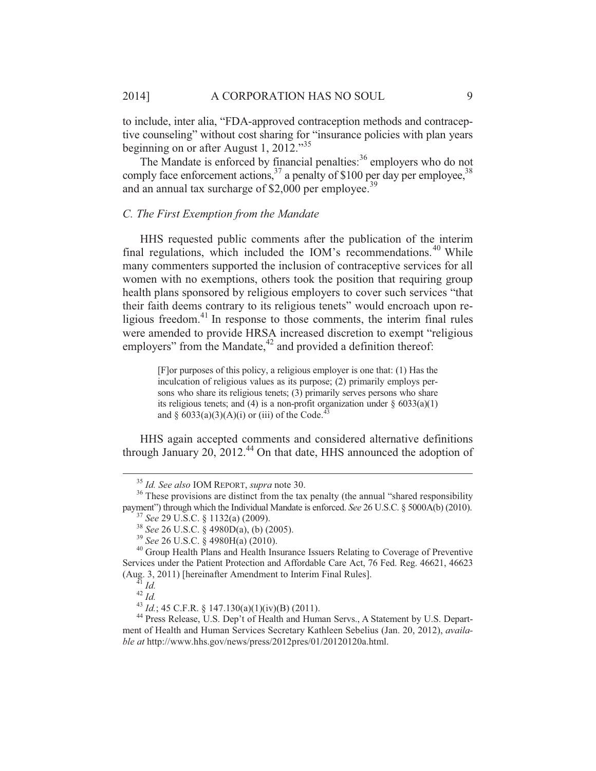to include, inter alia, "FDA-approved contraception methods and contraceptive counseling" without cost sharing for "insurance policies with plan years beginning on or after August 1, 2012."[35]

The Mandate is enforced by financial penalties:[36] employers who do not comply face enforcement actions,[37] a penalty of $100 per day per employee,[38] and an annual tax surcharge of $2,000 per employee.[39]

### *C. The First Exemption from the Mandate*

HHS requested public comments after the publication of the interim final regulations, which included the IOM's recommendations.[40] While many commenters supported the inclusion of contraceptive services for all women with no exemptions, others took the position that requiring group health plans sponsored by religious employers to cover such services "that their faith deems contrary to its religious tenets" would encroach upon religious freedom.[41] In response to those comments, the interim final rules were amended to provide HRSA increased discretion to exempt "religious employers" from the Mandate,[42] and provided a definition thereof:

> [F]or purposes of this policy, a religious employer is one that: (1) Has the inculcation of religious values as its purpose; (2) primarily employs persons who share its religious tenets; (3) primarily serves persons who share its religious tenets; and (4) is a non-profit organization under § 6033(a)(1) and § 6033(a)(3)(A)(i) or (iii) of the Code.[43]

HHS again accepted comments and considered alternative definitions through January 20, 2012.[44] On that date, HHS announced the adoption of

---

[35] *Id. See also* IOM REPORT, *supra* note 30.

[36] These provisions are distinct from the tax penalty (the annual "shared responsibility payment") through which the Individual Mandate is enforced. *See* 26 U.S.C. § 5000A(b) (2010).

[37] *See* 29 U.S.C. § 1132(a) (2009).

[38] *See* 26 U.S.C. § 4980D(a), (b) (2005).

[39] *See* 26 U.S.C. § 4980H(a) (2010).

[40] Group Health Plans and Health Insurance Issuers Relating to Coverage of Preventive Services under the Patient Protection and Affordable Care Act, 76 Fed. Reg. 46621, 46623 (Aug. 3, 2011) [hereinafter Amendment to Interim Final Rules].

[41] *Id.*

[42] *Id.*

[43] *Id.*; 45 C.F.R. § 147.130(a)(1)(iv)(B) (2011).

[44] Press Release, U.S. Dep't of Health and Human Servs., A Statement by U.S. Department of Health and Human Services Secretary Kathleen Sebelius (Jan. 20, 2012), *available at* http://www.hhs.gov/news/press/2012pres/01/20120120a.html.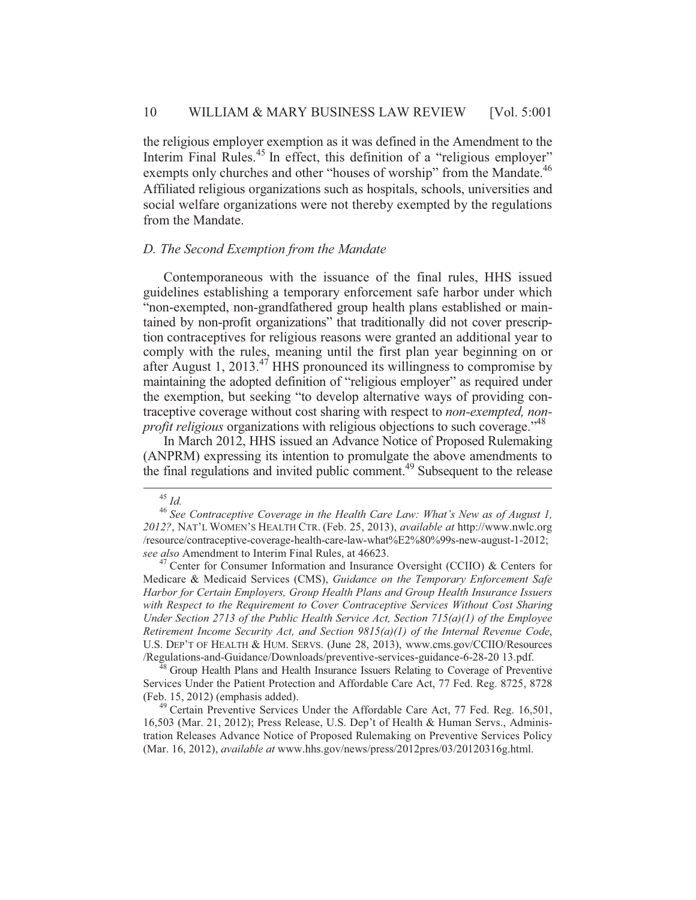the religious employer exemption as it was defined in the Amendment to the Interim Final Rules.[45] In effect, this definition of a "religious employer" exempts only churches and other "houses of worship" from the Mandate.[46] Affiliated religious organizations such as hospitals, schools, universities and social welfare organizations were not thereby exempted by the regulations from the Mandate.

### *D. The Second Exemption from the Mandate*

Contemporaneous with the issuance of the final rules, HHS issued guidelines establishing a temporary enforcement safe harbor under which "non-exempted, non-grandfathered group health plans established or maintained by non-profit organizations" that traditionally did not cover prescription contraceptives for religious reasons were granted an additional year to comply with the rules, meaning until the first plan year beginning on or after August 1, 2013.[47] HHS pronounced its willingness to compromise by maintaining the adopted definition of "religious employer" as required under the exemption, but seeking "to develop alternative ways of providing contraceptive coverage without cost sharing with respect to *non-exempted, non-profit religious* organizations with religious objections to such coverage."[48]

In March 2012, HHS issued an Advance Notice of Proposed Rulemaking (ANPRM) expressing its intention to promulgate the above amendments to the final regulations and invited public comment.[49] Subsequent to the release

---

[45] *Id.*

[46] *See Contraceptive Coverage in the Health Care Law: What's New as of August 1, 2012?*, NAT'L WOMEN'S HEALTH CTR. (Feb. 25, 2013), *available at* http://www.nwlc.org/resource/contraceptive-coverage-health-care-law-what%E2%80%99s-new-august-1-2012; *see also* Amendment to Interim Final Rules, at 46623.

[47] Center for Consumer Information and Insurance Oversight (CCIIO) & Centers for Medicare & Medicaid Services (CMS), *Guidance on the Temporary Enforcement Safe Harbor for Certain Employers, Group Health Plans and Group Health Insurance Issuers with Respect to the Requirement to Cover Contraceptive Services Without Cost Sharing Under Section 2713 of the Public Health Service Act, Section 715(a)(1) of the Employee Retirement Income Security Act, and Section 9815(a)(1) of the Internal Revenue Code*, U.S. DEP'T OF HEALTH & HUM. SERVS. (June 28, 2013), www.cms.gov/CCIIO/Resources/Regulations-and-Guidance/Downloads/preventive-services-guidance-6-28-20 13.pdf.

[48] Group Health Plans and Health Insurance Issuers Relating to Coverage of Preventive Services Under the Patient Protection and Affordable Care Act, 77 Fed. Reg. 8725, 8728 (Feb. 15, 2012) (emphasis added).

[49] Certain Preventive Services Under the Affordable Care Act, 77 Fed. Reg. 16,501, 16,503 (Mar. 21, 2012); Press Release, U.S. Dep't of Health & Human Servs., Administration Releases Advance Notice of Proposed Rulemaking on Preventive Services Policy (Mar. 16, 2012), *available at* www.hhs.gov/news/press/2012pres/03/20120316g.html.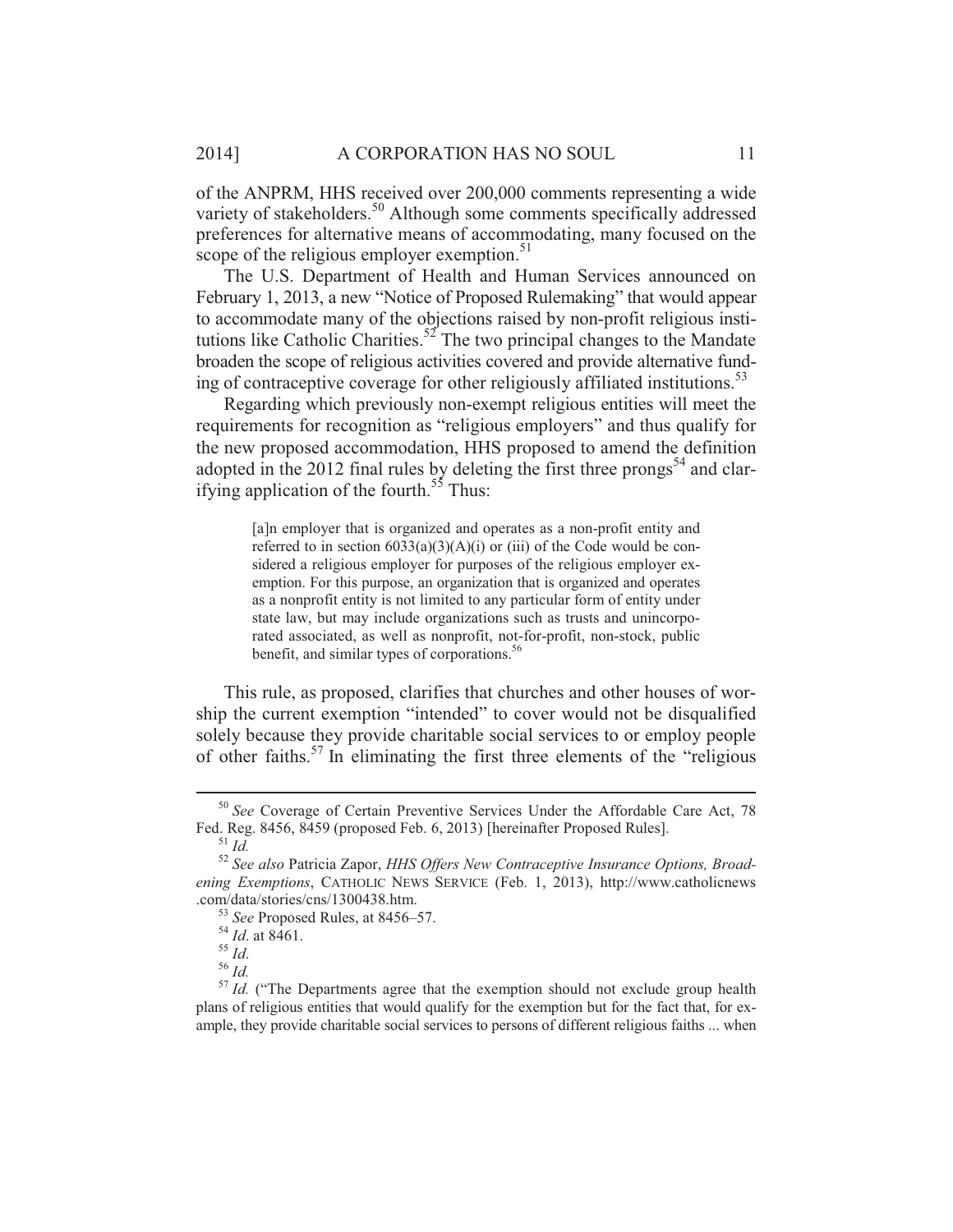of the ANPRM, HHS received over 200,000 comments representing a wide variety of stakeholders.[50] Although some comments specifically addressed preferences for alternative means of accommodating, many focused on the scope of the religious employer exemption.[51]

The U.S. Department of Health and Human Services announced on February 1, 2013, a new "Notice of Proposed Rulemaking" that would appear to accommodate many of the objections raised by non-profit religious institutions like Catholic Charities.[52] The two principal changes to the Mandate broaden the scope of religious activities covered and provide alternative funding of contraceptive coverage for other religiously affiliated institutions.[53]

Regarding which previously non-exempt religious entities will meet the requirements for recognition as "religious employers" and thus qualify for the new proposed accommodation, HHS proposed to amend the definition adopted in the 2012 final rules by deleting the first three prongs[54] and clarifying application of the fourth.[55] Thus:

> [a]n employer that is organized and operates as a non-profit entity and referred to in section 6033(a)(3)(A)(i) or (iii) of the Code would be considered a religious employer for purposes of the religious employer exemption. For this purpose, an organization that is organized and operates as a nonprofit entity is not limited to any particular form of entity under state law, but may include organizations such as trusts and unincorporated associated, as well as nonprofit, not-for-profit, non-stock, public benefit, and similar types of corporations.[56]

This rule, as proposed, clarifies that churches and other houses of worship the current exemption "intended" to cover would not be disqualified solely because they provide charitable social services to or employ people of other faiths.[57] In eliminating the first three elements of the "religious

---

[50] *See* Coverage of Certain Preventive Services Under the Affordable Care Act, 78 Fed. Reg. 8456, 8459 (proposed Feb. 6, 2013) [hereinafter Proposed Rules].

[51] *Id.*

[52] *See also* Patricia Zapor, *HHS Offers New Contraceptive Insurance Options, Broadening Exemptions*, CATHOLIC NEWS SERVICE (Feb. 1, 2013), http://www.catholicnews.com/data/stories/cns/1300438.htm.

[53] *See* Proposed Rules, at 8456–57.

[54] *Id*. at 8461.

[55] *Id*.

[56] *Id.*

[57] *Id.* ("The Departments agree that the exemption should not exclude group health plans of religious entities that would qualify for the exemption but for the fact that, for example, they provide charitable social services to persons of different religious faiths ... when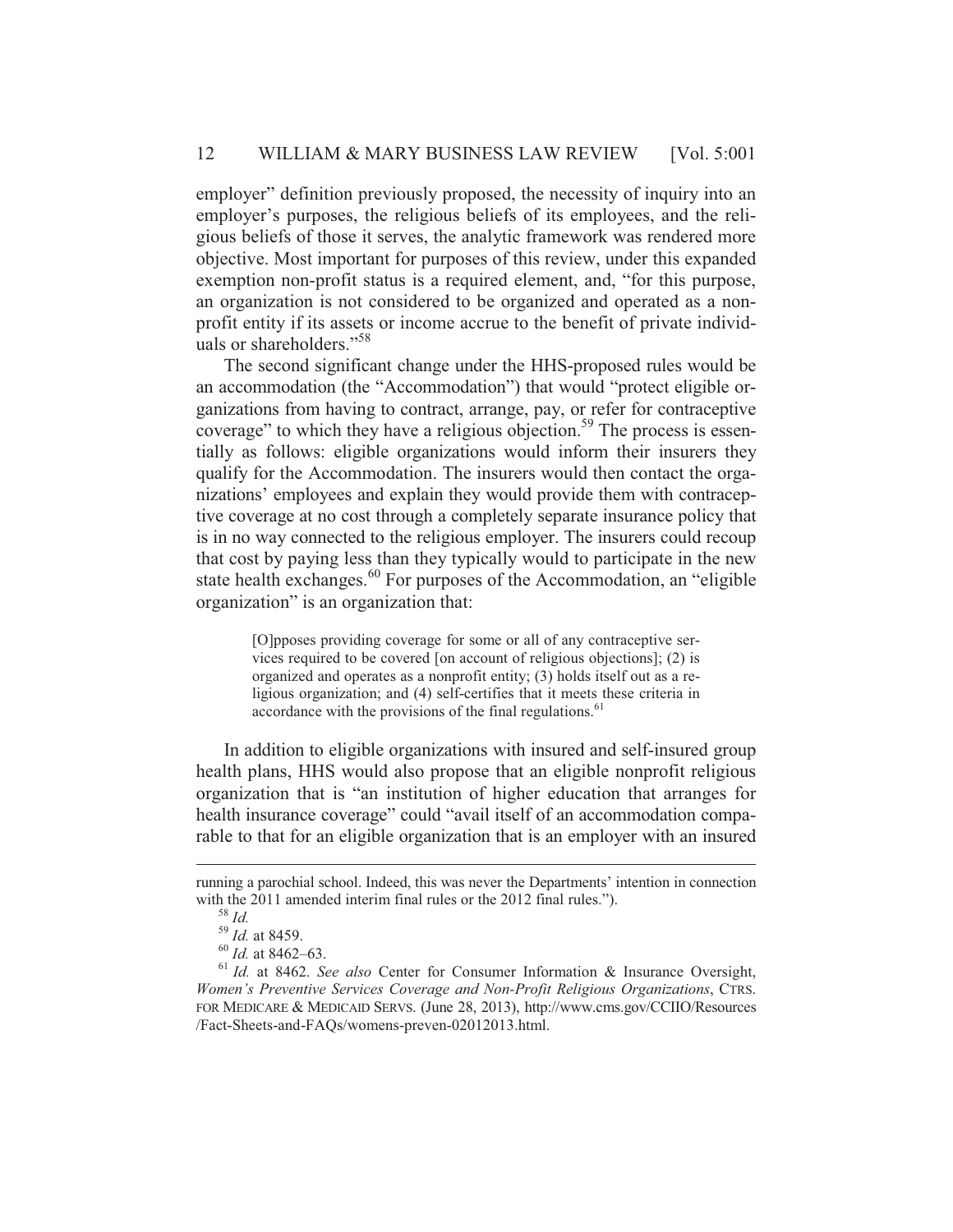employer" definition previously proposed, the necessity of inquiry into an employer's purposes, the religious beliefs of its employees, and the religious beliefs of those it serves, the analytic framework was rendered more objective. Most important for purposes of this review, under this expanded exemption non-profit status is a required element, and, "for this purpose, an organization is not considered to be organized and operated as a nonprofit entity if its assets or income accrue to the benefit of private individuals or shareholders."[58]

The second significant change under the HHS-proposed rules would be an accommodation (the "Accommodation") that would "protect eligible organizations from having to contract, arrange, pay, or refer for contraceptive coverage" to which they have a religious objection.[59] The process is essentially as follows: eligible organizations would inform their insurers they qualify for the Accommodation. The insurers would then contact the organizations' employees and explain they would provide them with contraceptive coverage at no cost through a completely separate insurance policy that is in no way connected to the religious employer. The insurers could recoup that cost by paying less than they typically would to participate in the new state health exchanges.[60] For purposes of the Accommodation, an "eligible organization" is an organization that:

> [O]pposes providing coverage for some or all of any contraceptive services required to be covered [on account of religious objections]; (2) is organized and operates as a nonprofit entity; (3) holds itself out as a religious organization; and (4) self-certifies that it meets these criteria in accordance with the provisions of the final regulations.[61]

In addition to eligible organizations with insured and self-insured group health plans, HHS would also propose that an eligible nonprofit religious organization that is "an institution of higher education that arranges for health insurance coverage" could "avail itself of an accommodation comparable to that for an eligible organization that is an employer with an insured

---

running a parochial school. Indeed, this was never the Departments' intention in connection with the 2011 amended interim final rules or the 2012 final rules.").

[58] *Id.*

[59] *Id.* at 8459.

[60] *Id.* at 8462–63.

[61] *Id.* at 8462. *See also* Center for Consumer Information & Insurance Oversight, *Women's Preventive Services Coverage and Non-Profit Religious Organizations*, CTRS. FOR MEDICARE & MEDICAID SERVS. (June 28, 2013), http://www.cms.gov/CCIIO/Resources/Fact-Sheets-and-FAQs/womens-preven-02012013.html.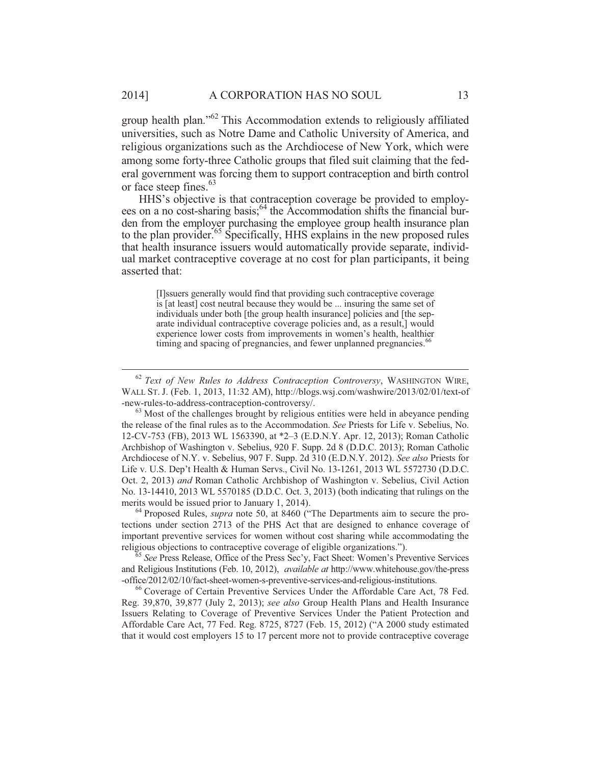group health plan."[62] This Accommodation extends to religiously affiliated universities, such as Notre Dame and Catholic University of America, and religious organizations such as the Archdiocese of New York, which were among some forty-three Catholic groups that filed suit claiming that the federal government was forcing them to support contraception and birth control or face steep fines.[63]

HHS's objective is that contraception coverage be provided to employees on a no cost-sharing basis;[64] the Accommodation shifts the financial burden from the employer purchasing the employee group health insurance plan to the plan provider.[65] Specifically, HHS explains in the new proposed rules that health insurance issuers would automatically provide separate, individual market contraceptive coverage at no cost for plan participants, it being asserted that:

> [I]ssuers generally would find that providing such contraceptive coverage is [at least] cost neutral because they would be ... insuring the same set of individuals under both [the group health insurance] policies and [the separate individual contraceptive coverage policies and, as a result,] would experience lower costs from improvements in women's health, healthier timing and spacing of pregnancies, and fewer unplanned pregnancies.[66]

---

[62] *Text of New Rules to Address Contraception Controversy*, WASHINGTON WIRE, WALL ST. J. (Feb. 1, 2013, 11:32 AM), http://blogs.wsj.com/washwire/2013/02/01/text-of-new-rules-to-address-contraception-controversy/.

[63] Most of the challenges brought by religious entities were held in abeyance pending the release of the final rules as to the Accommodation. *See* Priests for Life v. Sebelius, No. 12-CV-753 (FB), 2013 WL 1563390, at *2–3 (E.D.N.Y. Apr. 12, 2013); Roman Catholic Archbishop of Washington v. Sebelius, 920 F. Supp. 2d 8 (D.D.C. 2013); Roman Catholic Archdiocese of N.Y. v. Sebelius, 907 F. Supp. 2d 310 (E.D.N.Y. 2012). *See also* Priests for Life v. U.S. Dep't Health & Human Servs., Civil No. 13-1261, 2013 WL 5572730 (D.D.C. Oct. 2, 2013) *and* Roman Catholic Archbishop of Washington v. Sebelius, Civil Action No. 13-14410, 2013 WL 5570185 (D.D.C. Oct. 3, 2013) (both indicating that rulings on the merits would be issued prior to January 1, 2014).

[64] Proposed Rules, *supra* note 50, at 8460 ("The Departments aim to secure the protections under section 2713 of the PHS Act that are designed to enhance coverage of important preventive services for women without cost sharing while accommodating the religious objections to contraceptive coverage of eligible organizations.").

[65] *See* Press Release, Office of the Press Sec'y, Fact Sheet: Women's Preventive Services and Religious Institutions (Feb. 10, 2012), *available at* http://www.whitehouse.gov/the-press-office/2012/02/10/fact-sheet-women-s-preventive-services-and-religious-institutions.

[66] Coverage of Certain Preventive Services Under the Affordable Care Act, 78 Fed. Reg. 39,870, 39,877 (July 2, 2013); *see also* Group Health Plans and Health Insurance Issuers Relating to Coverage of Preventive Services Under the Patient Protection and Affordable Care Act, 77 Fed. Reg. 8725, 8727 (Feb. 15, 2012) ("A 2000 study estimated that it would cost employers 15 to 17 percent more not to provide contraceptive coverage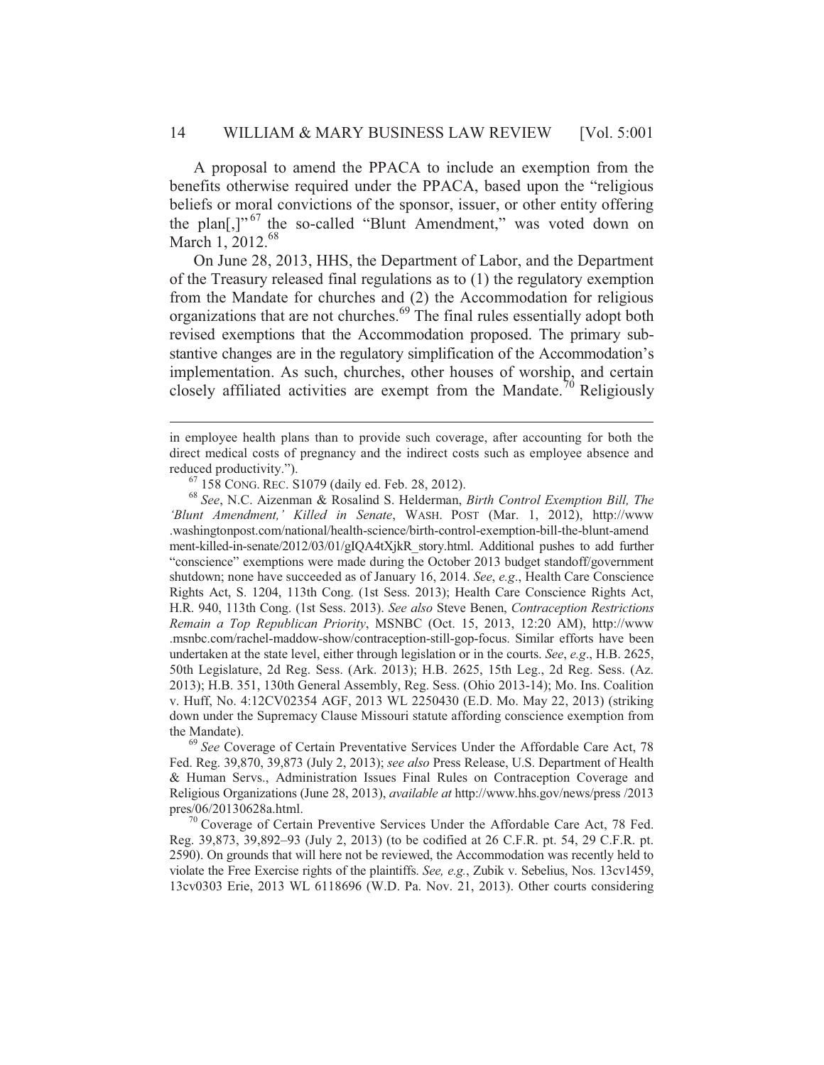A proposal to amend the PPACA to include an exemption from the benefits otherwise required under the PPACA, based upon the "religious beliefs or moral convictions of the sponsor, issuer, or other entity offering the plan[,]"[67] the so-called "Blunt Amendment," was voted down on March 1, 2012.[68]

On June 28, 2013, HHS, the Department of Labor, and the Department of the Treasury released final regulations as to (1) the regulatory exemption from the Mandate for churches and (2) the Accommodation for religious organizations that are not churches.[69] The final rules essentially adopt both revised exemptions that the Accommodation proposed. The primary substantive changes are in the regulatory simplification of the Accommodation's implementation. As such, churches, other houses of worship, and certain closely affiliated activities are exempt from the Mandate.[70] Religiously

---

in employee health plans than to provide such coverage, after accounting for both the direct medical costs of pregnancy and the indirect costs such as employee absence and reduced productivity.").

[67] 158 CONG. REC. S1079 (daily ed. Feb. 28, 2012).

[68] *See*, N.C. Aizenman & Rosalind S. Helderman, *Birth Control Exemption Bill, The 'Blunt Amendment,' Killed in Senate*, WASH. POST (Mar. 1, 2012), http://www.washingtonpost.com/national/health-science/birth-control-exemption-bill-the-blunt-amendment-killed-in-senate/2012/03/01/gIQA4tXjkR_story.html. Additional pushes to add further "conscience" exemptions were made during the October 2013 budget standoff/government shutdown; none have succeeded as of January 16, 2014. *See*, *e.g*., Health Care Conscience Rights Act, S. 1204, 113th Cong. (1st Sess. 2013); Health Care Conscience Rights Act, H.R. 940, 113th Cong. (1st Sess. 2013). *See also* Steve Benen, *Contraception Restrictions Remain a Top Republican Priority*, MSNBC (Oct. 15, 2013, 12:20 AM), http://www.msnbc.com/rachel-maddow-show/contraception-still-gop-focus. Similar efforts have been undertaken at the state level, either through legislation or in the courts. *See*, *e.g*., H.B. 2625, 50th Legislature, 2d Reg. Sess. (Ark. 2013); H.B. 2625, 15th Leg., 2d Reg. Sess. (Az. 2013); H.B. 351, 130th General Assembly, Reg. Sess. (Ohio 2013-14); Mo. Ins. Coalition v. Huff, No. 4:12CV02354 AGF, 2013 WL 2250430 (E.D. Mo. May 22, 2013) (striking down under the Supremacy Clause Missouri statute affording conscience exemption from the Mandate).

[69] *See* Coverage of Certain Preventative Services Under the Affordable Care Act, 78 Fed. Reg. 39,870, 39,873 (July 2, 2013); *see also* Press Release, U.S. Department of Health & Human Servs., Administration Issues Final Rules on Contraception Coverage and Religious Organizations (June 28, 2013), *available at* http://www.hhs.gov/news/press/2013pres/06/20130628a.html.

[70] Coverage of Certain Preventive Services Under the Affordable Care Act, 78 Fed. Reg. 39,873, 39,892–93 (July 2, 2013) (to be codified at 26 C.F.R. pt. 54, 29 C.F.R. pt. 2590). On grounds that will here not be reviewed, the Accommodation was recently held to violate the Free Exercise rights of the plaintiffs. *See, e.g.*, Zubik v. Sebelius, Nos. 13cv1459, 13cv0303 Erie, 2013 WL 6118696 (W.D. Pa. Nov. 21, 2013). Other courts considering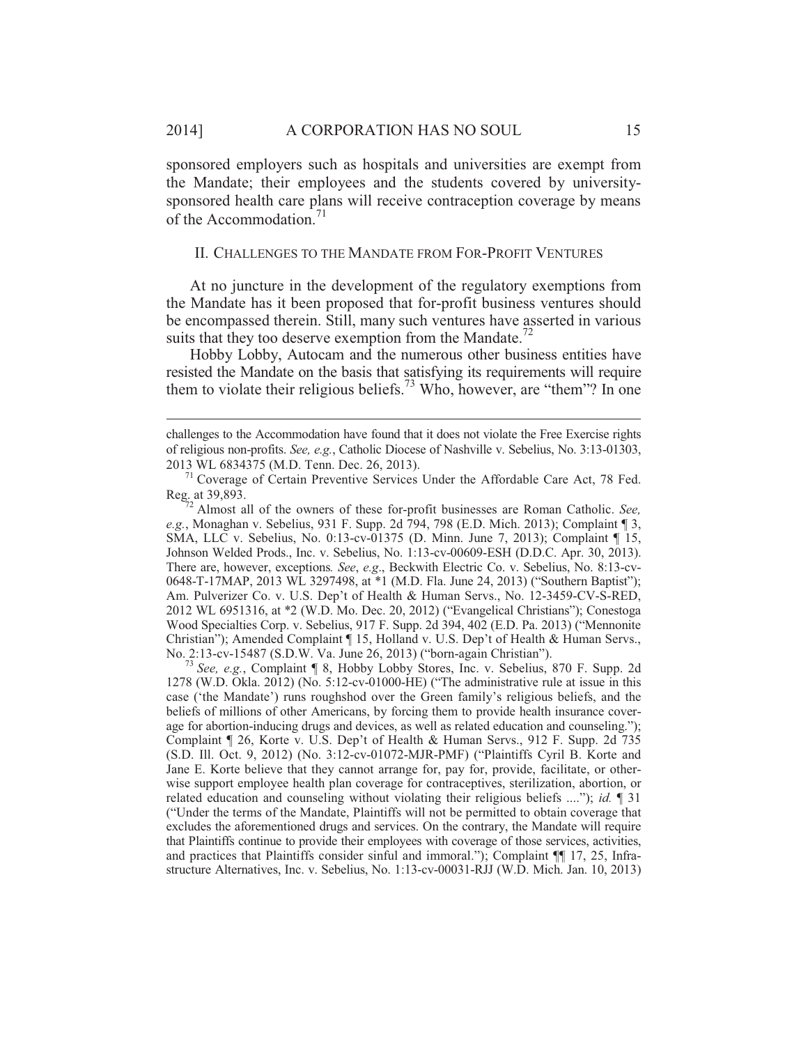sponsored employers such as hospitals and universities are exempt from the Mandate; their employees and the students covered by university-sponsored health care plans will receive contraception coverage by means of the Accommodation.[71]

## II. CHALLENGES TO THE MANDATE FROM FOR-PROFIT VENTURES

At no juncture in the development of the regulatory exemptions from the Mandate has it been proposed that for-profit business ventures should be encompassed therein. Still, many such ventures have asserted in various suits that they too deserve exemption from the Mandate.[72]

Hobby Lobby, Autocam and the numerous other business entities have resisted the Mandate on the basis that satisfying its requirements will require them to violate their religious beliefs.[73] Who, however, are "them"? In one

---

challenges to the Accommodation have found that it does not violate the Free Exercise rights of religious non-profits. *See, e.g.*, Catholic Diocese of Nashville v. Sebelius, No. 3:13-01303, 2013 WL 6834375 (M.D. Tenn. Dec. 26, 2013).

[71] Coverage of Certain Preventive Services Under the Affordable Care Act, 78 Fed. Reg. at 39,893.

[72] Almost all of the owners of these for-profit businesses are Roman Catholic. *See, e.g.*, Monaghan v. Sebelius, 931 F. Supp. 2d 794, 798 (E.D. Mich. 2013); Complaint ¶ 3, SMA, LLC v. Sebelius, No. 0:13-cv-01375 (D. Minn. June 7, 2013); Complaint ¶ 15, Johnson Welded Prods., Inc. v. Sebelius, No. 1:13-cv-00609-ESH (D.D.C. Apr. 30, 2013). There are, however, exceptions*. See*, *e.g*., Beckwith Electric Co. v. Sebelius, No. 8:13-cv-0648-T-17MAP, 2013 WL 3297498, at *1 (M.D. Fla. June 24, 2013) ("Southern Baptist"); Am. Pulverizer Co. v. U.S. Dep't of Health & Human Servs., No. 12-3459-CV-S-RED, 2012 WL 6951316, at *2 (W.D. Mo. Dec. 20, 2012) ("Evangelical Christians"); Conestoga Wood Specialties Corp. v. Sebelius, 917 F. Supp. 2d 394, 402 (E.D. Pa. 2013) ("Mennonite Christian"); Amended Complaint ¶ 15, Holland v. U.S. Dep't of Health & Human Servs., No. 2:13-cv-15487 (S.D.W. Va. June 26, 2013) ("born-again Christian").

[73] *See, e.g.*, Complaint ¶ 8, Hobby Lobby Stores, Inc. v. Sebelius, 870 F. Supp. 2d 1278 (W.D. Okla. 2012) (No. 5:12-cv-01000-HE) ("The administrative rule at issue in this case ('the Mandate') runs roughshod over the Green family's religious beliefs, and the beliefs of millions of other Americans, by forcing them to provide health insurance coverage for abortion-inducing drugs and devices, as well as related education and counseling."); Complaint ¶ 26, Korte v. U.S. Dep't of Health & Human Servs., 912 F. Supp. 2d 735 (S.D. Ill. Oct. 9, 2012) (No. 3:12-cv-01072-MJR-PMF) ("Plaintiffs Cyril B. Korte and Jane E. Korte believe that they cannot arrange for, pay for, provide, facilitate, or otherwise support employee health plan coverage for contraceptives, sterilization, abortion, or related education and counseling without violating their religious beliefs ...."); *id.* ¶ 31 ("Under the terms of the Mandate, Plaintiffs will not be permitted to obtain coverage that excludes the aforementioned drugs and services. On the contrary, the Mandate will require that Plaintiffs continue to provide their employees with coverage of those services, activities, and practices that Plaintiffs consider sinful and immoral."); Complaint ¶¶ 17, 25, Infrastructure Alternatives, Inc. v. Sebelius, No. 1:13-cv-00031-RJJ (W.D. Mich. Jan. 10, 2013)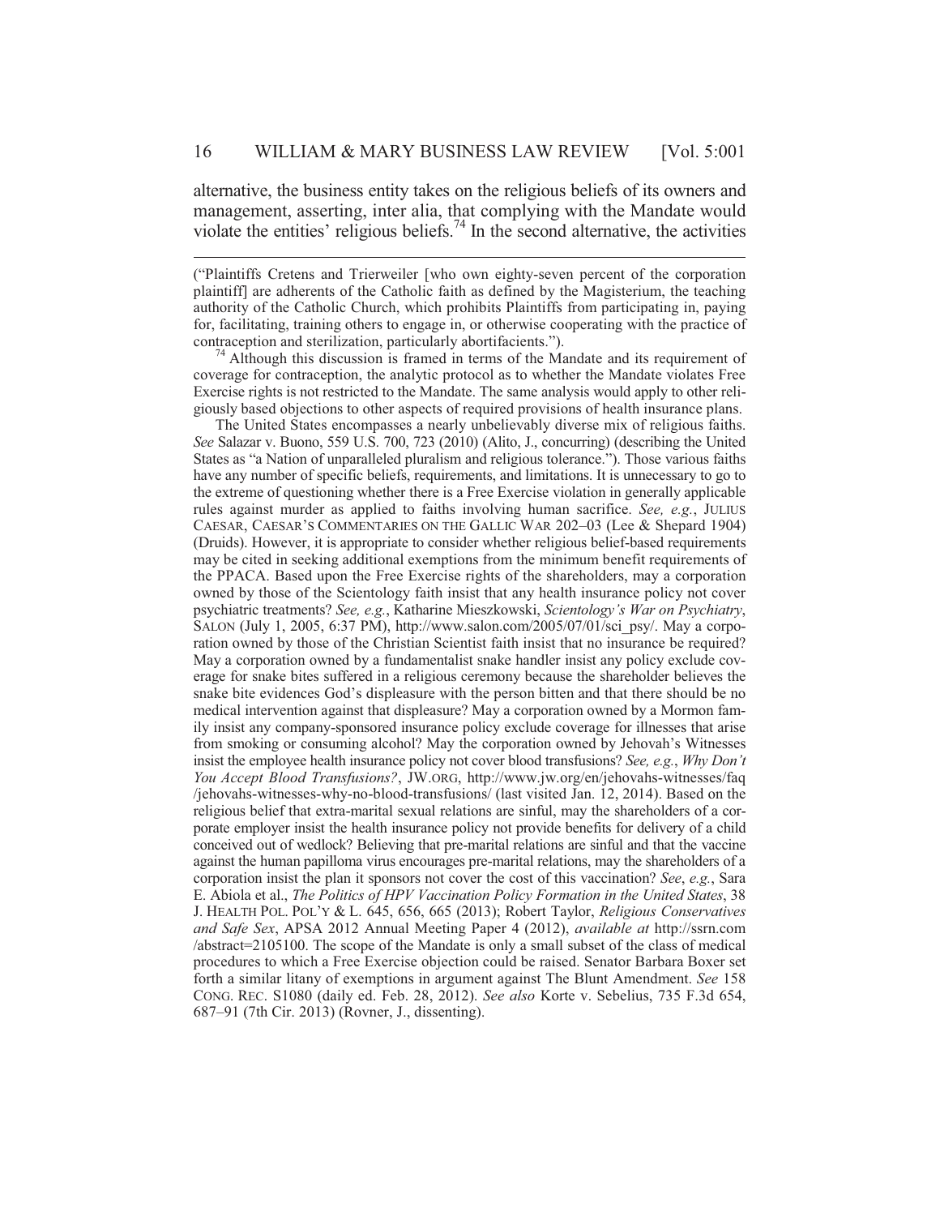alternative, the business entity takes on the religious beliefs of its owners and management, asserting, inter alia, that complying with the Mandate would violate the entities' religious beliefs.[74] In the second alternative, the activities

---

("Plaintiffs Cretens and Trierweiler [who own eighty-seven percent of the corporation plaintiff] are adherents of the Catholic faith as defined by the Magisterium, the teaching authority of the Catholic Church, which prohibits Plaintiffs from participating in, paying for, facilitating, training others to engage in, or otherwise cooperating with the practice of contraception and sterilization, particularly abortifacients.").

[74] Although this discussion is framed in terms of the Mandate and its requirement of coverage for contraception, the analytic protocol as to whether the Mandate violates Free Exercise rights is not restricted to the Mandate. The same analysis would apply to other religiously based objections to other aspects of required provisions of health insurance plans.

The United States encompasses a nearly unbelievably diverse mix of religious faiths. *See* Salazar v. Buono, 559 U.S. 700, 723 (2010) (Alito, J., concurring) (describing the United States as "a Nation of unparalleled pluralism and religious tolerance."). Those various faiths have any number of specific beliefs, requirements, and limitations. It is unnecessary to go to the extreme of questioning whether there is a Free Exercise violation in generally applicable rules against murder as applied to faiths involving human sacrifice. *See, e.g.*, JULIUS CAESAR, CAESAR'S COMMENTARIES ON THE GALLIC WAR 202–03 (Lee & Shepard 1904) (Druids). However, it is appropriate to consider whether religious belief-based requirements may be cited in seeking additional exemptions from the minimum benefit requirements of the PPACA. Based upon the Free Exercise rights of the shareholders, may a corporation owned by those of the Scientology faith insist that any health insurance policy not cover psychiatric treatments? *See, e.g.*, Katharine Mieszkowski, *Scientology's War on Psychiatry*, SALON (July 1, 2005, 6:37 PM), http://www.salon.com/2005/07/01/sci_psy/. May a corporation owned by those of the Christian Scientist faith insist that no insurance be required? May a corporation owned by a fundamentalist snake handler insist any policy exclude coverage for snake bites suffered in a religious ceremony because the shareholder believes the snake bite evidences God's displeasure with the person bitten and that there should be no medical intervention against that displeasure? May a corporation owned by a Mormon family insist any company-sponsored insurance policy exclude coverage for illnesses that arise from smoking or consuming alcohol? May the corporation owned by Jehovah's Witnesses insist the employee health insurance policy not cover blood transfusions? *See, e.g.*, *Why Don't You Accept Blood Transfusions?*, JW.ORG, http://www.jw.org/en/jehovahs-witnesses/faq/jehovahs-witnesses-why-no-blood-transfusions/ (last visited Jan. 12, 2014). Based on the religious belief that extra-marital sexual relations are sinful, may the shareholders of a corporate employer insist the health insurance policy not provide benefits for delivery of a child conceived out of wedlock? Believing that pre-marital relations are sinful and that the vaccine against the human papilloma virus encourages pre-marital relations, may the shareholders of a corporation insist the plan it sponsors not cover the cost of this vaccination? *See*, *e.g.*, Sara E. Abiola et al., *The Politics of HPV Vaccination Policy Formation in the United States*, 38 J. HEALTH POL. POL'Y & L. 645, 656, 665 (2013); Robert Taylor, *Religious Conservatives and Safe Sex*, APSA 2012 Annual Meeting Paper 4 (2012), *available at* http://ssrn.com/abstract=2105100. The scope of the Mandate is only a small subset of the class of medical procedures to which a Free Exercise objection could be raised. Senator Barbara Boxer set forth a similar litany of exemptions in argument against The Blunt Amendment. *See* 158 CONG. REC. S1080 (daily ed. Feb. 28, 2012). *See also* Korte v. Sebelius, 735 F.3d 654, 687–91 (7th Cir. 2013) (Rovner, J., dissenting).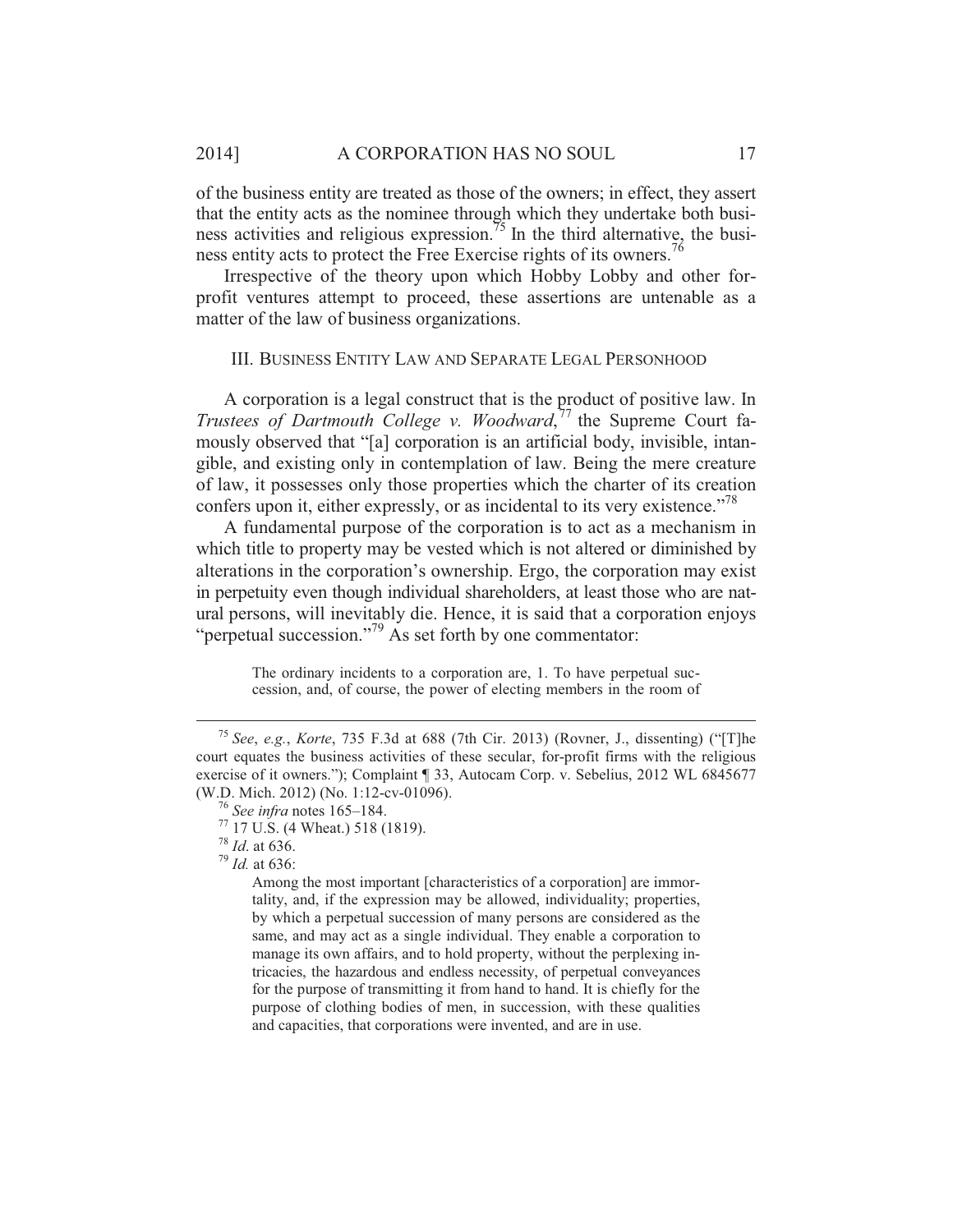of the business entity are treated as those of the owners; in effect, they assert that the entity acts as the nominee through which they undertake both business activities and religious expression.[75] In the third alternative, the business entity acts to protect the Free Exercise rights of its owners.[76]

Irrespective of the theory upon which Hobby Lobby and other for-profit ventures attempt to proceed, these assertions are untenable as a matter of the law of business organizations.

## III. Business Entity Law and Separate Legal Personhood

A corporation is a legal construct that is the product of positive law. In *Trustees of Dartmouth College v. Woodward*,[77] the Supreme Court famously observed that "[a] corporation is an artificial body, invisible, intangible, and existing only in contemplation of law. Being the mere creature of law, it possesses only those properties which the charter of its creation confers upon it, either expressly, or as incidental to its very existence."[78]

A fundamental purpose of the corporation is to act as a mechanism in which title to property may be vested which is not altered or diminished by alterations in the corporation's ownership. Ergo, the corporation may exist in perpetuity even though individual shareholders, at least those who are natural persons, will inevitably die. Hence, it is said that a corporation enjoys "perpetual succession."[79] As set forth by one commentator:

> The ordinary incidents to a corporation are, 1. To have perpetual succession, and, of course, the power of electing members in the room of

---

[75] *See*, *e.g.*, *Korte*, 735 F.3d at 688 (7th Cir. 2013) (Rovner, J., dissenting) ("[T]he court equates the business activities of these secular, for-profit firms with the religious exercise of it owners."); Complaint ¶ 33, Autocam Corp. v. Sebelius, 2012 WL 6845677 (W.D. Mich. 2012) (No. 1:12-cv-01096).

[76] *See infra* notes 165–184.

[77] 17 U.S. (4 Wheat.) 518 (1819).

[78] *Id.* at 636.

[79] *Id.* at 636:

> Among the most important [characteristics of a corporation] are immortality, and, if the expression may be allowed, individuality; properties, by which a perpetual succession of many persons are considered as the same, and may act as a single individual. They enable a corporation to manage its own affairs, and to hold property, without the perplexing intricacies, the hazardous and endless necessity, of perpetual conveyances for the purpose of transmitting it from hand to hand. It is chiefly for the purpose of clothing bodies of men, in succession, with these qualities and capacities, that corporations were invented, and are in use.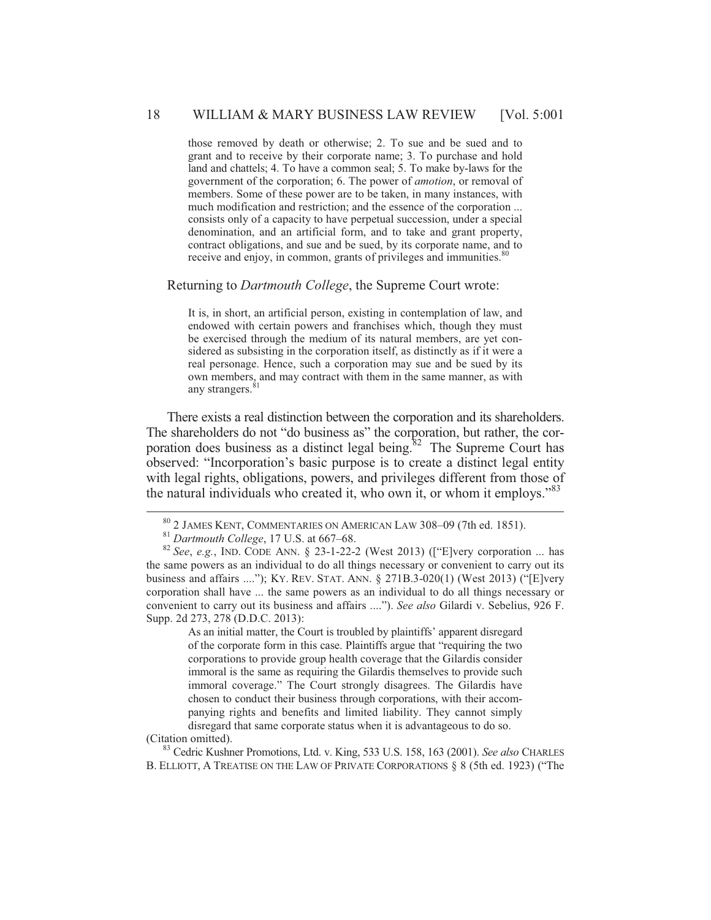> those removed by death or otherwise; 2. To sue and be sued and to grant and to receive by their corporate name; 3. To purchase and hold land and chattels; 4. To have a common seal; 5. To make by-laws for the government of the corporation; 6. The power of *amotion*, or removal of members. Some of these power are to be taken, in many instances, with much modification and restriction; and the essence of the corporation ... consists only of a capacity to have perpetual succession, under a special denomination, and an artificial form, and to take and grant property, contract obligations, and sue and be sued, by its corporate name, and to receive and enjoy, in common, grants of privileges and immunities.[80]

Returning to *Dartmouth College*, the Supreme Court wrote:

> It is, in short, an artificial person, existing in contemplation of law, and endowed with certain powers and franchises which, though they must be exercised through the medium of its natural members, are yet considered as subsisting in the corporation itself, as distinctly as if it were a real personage. Hence, such a corporation may sue and be sued by its own members, and may contract with them in the same manner, as with any strangers.[81]

There exists a real distinction between the corporation and its shareholders. The shareholders do not "do business as" the corporation, but rather, the corporation does business as a distinct legal being.[82] The Supreme Court has observed: "Incorporation's basic purpose is to create a distinct legal entity with legal rights, obligations, powers, and privileges different from those of the natural individuals who created it, who own it, or whom it employs."[83]

---

[80] 2 JAMES KENT, COMMENTARIES ON AMERICAN LAW 308–09 (7th ed. 1851).

[81] *Dartmouth College*, 17 U.S. at 667–68.

[82] *See*, *e.g.*, IND. CODE ANN. § 23-1-22-2 (West 2013) (["E]very corporation ... has the same powers as an individual to do all things necessary or convenient to carry out its business and affairs ...."); KY. REV. STAT. ANN. § 271B.3-020(1) (West 2013) ("[E]very corporation shall have ... the same powers as an individual to do all things necessary or convenient to carry out its business and affairs ...."). *See also* Gilardi v. Sebelius, 926 F. Supp. 2d 273, 278 (D.D.C. 2013):

> As an initial matter, the Court is troubled by plaintiffs' apparent disregard of the corporate form in this case. Plaintiffs argue that "requiring the two corporations to provide group health coverage that the Gilardis consider immoral is the same as requiring the Gilardis themselves to provide such immoral coverage." The Court strongly disagrees. The Gilardis have chosen to conduct their business through corporations, with their accompanying rights and benefits and limited liability. They cannot simply disregard that same corporate status when it is advantageous to do so.

(Citation omitted).

[83] Cedric Kushner Promotions, Ltd. v. King, 533 U.S. 158, 163 (2001). *See also* CHARLES B. ELLIOTT, A TREATISE ON THE LAW OF PRIVATE CORPORATIONS § 8 (5th ed. 1923) ("The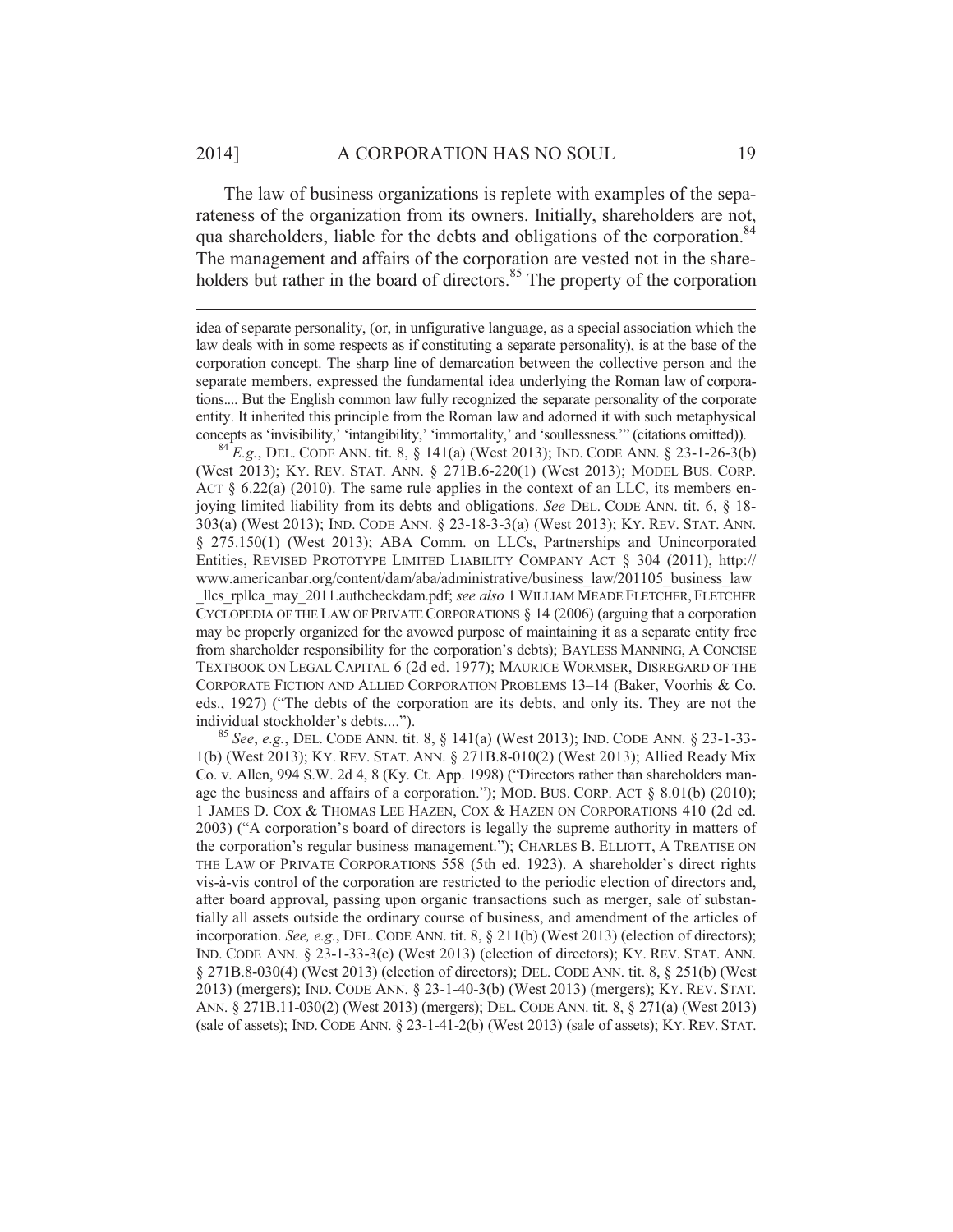The law of business organizations is replete with examples of the separateness of the organization from its owners. Initially, shareholders are not, qua shareholders, liable for the debts and obligations of the corporation.[84] The management and affairs of the corporation are vested not in the shareholders but rather in the board of directors.[85] The property of the corporation

---

idea of separate personality, (or, in unfigurative language, as a special association which the law deals with in some respects as if constituting a separate personality), is at the base of the corporation concept. The sharp line of demarcation between the collective person and the separate members, expressed the fundamental idea underlying the Roman law of corporations.... But the English common law fully recognized the separate personality of the corporate entity. It inherited this principle from the Roman law and adorned it with such metaphysical concepts as 'invisibility,' 'intangibility,' 'immortality,' and 'soullessness.'" (citations omitted)).

[84] *E.g.*, DEL. CODE ANN. tit. 8, § 141(a) (West 2013); IND. CODE ANN. § 23-1-26-3(b) (West 2013); KY. REV. STAT. ANN. § 271B.6-220(1) (West 2013); MODEL BUS. CORP. ACT § 6.22(a) (2010). The same rule applies in the context of an LLC, its members enjoying limited liability from its debts and obligations. *See* DEL. CODE ANN. tit. 6, § 18-303(a) (West 2013); IND. CODE ANN. § 23-18-3-3(a) (West 2013); KY. REV. STAT. ANN. § 275.150(1) (West 2013); ABA Comm. on LLCs, Partnerships and Unincorporated Entities, REVISED PROTOTYPE LIMITED LIABILITY COMPANY ACT § 304 (2011), http://www.americanbar.org/content/dam/aba/administrative/business_law/201105_business_law_llcs_rpllca_may_2011.authcheckdam.pdf; *see also* 1 WILLIAM MEADE FLETCHER, FLETCHER CYCLOPEDIA OF THE LAW OF PRIVATE CORPORATIONS § 14 (2006) (arguing that a corporation may be properly organized for the avowed purpose of maintaining it as a separate entity free from shareholder responsibility for the corporation's debts); BAYLESS MANNING, A CONCISE TEXTBOOK ON LEGAL CAPITAL 6 (2d ed. 1977); MAURICE WORMSER, DISREGARD OF THE CORPORATE FICTION AND ALLIED CORPORATION PROBLEMS 13–14 (Baker, Voorhis & Co. eds., 1927) ("The debts of the corporation are its debts, and only its. They are not the individual stockholder's debts....").

[85] *See*, *e.g.*, DEL. CODE ANN. tit. 8, § 141(a) (West 2013); IND. CODE ANN. § 23-1-33-1(b) (West 2013); KY. REV. STAT. ANN. § 271B.8-010(2) (West 2013); Allied Ready Mix Co. v. Allen, 994 S.W. 2d 4, 8 (Ky. Ct. App. 1998) ("Directors rather than shareholders manage the business and affairs of a corporation."); MOD. BUS. CORP. ACT § 8.01(b) (2010); 1 JAMES D. COX & THOMAS LEE HAZEN, COX & HAZEN ON CORPORATIONS 410 (2d ed. 2003) ("A corporation's board of directors is legally the supreme authority in matters of the corporation's regular business management."); CHARLES B. ELLIOTT, A TREATISE ON THE LAW OF PRIVATE CORPORATIONS 558 (5th ed. 1923). A shareholder's direct rights vis-à-vis control of the corporation are restricted to the periodic election of directors and, after board approval, passing upon organic transactions such as merger, sale of substantially all assets outside the ordinary course of business, and amendment of the articles of incorporation. *See, e.g.*, DEL. CODE ANN. tit. 8, § 211(b) (West 2013) (election of directors); IND. CODE ANN. § 23-1-33-3(c) (West 2013) (election of directors); KY. REV. STAT. ANN. § 271B.8-030(4) (West 2013) (election of directors); DEL. CODE ANN. tit. 8, § 251(b) (West 2013) (mergers); IND. CODE ANN. § 23-1-40-3(b) (West 2013) (mergers); KY. REV. STAT. ANN. § 271B.11-030(2) (West 2013) (mergers); DEL. CODE ANN. tit. 8, § 271(a) (West 2013) (sale of assets); IND. CODE ANN. § 23-1-41-2(b) (West 2013) (sale of assets); KY. REV. STAT.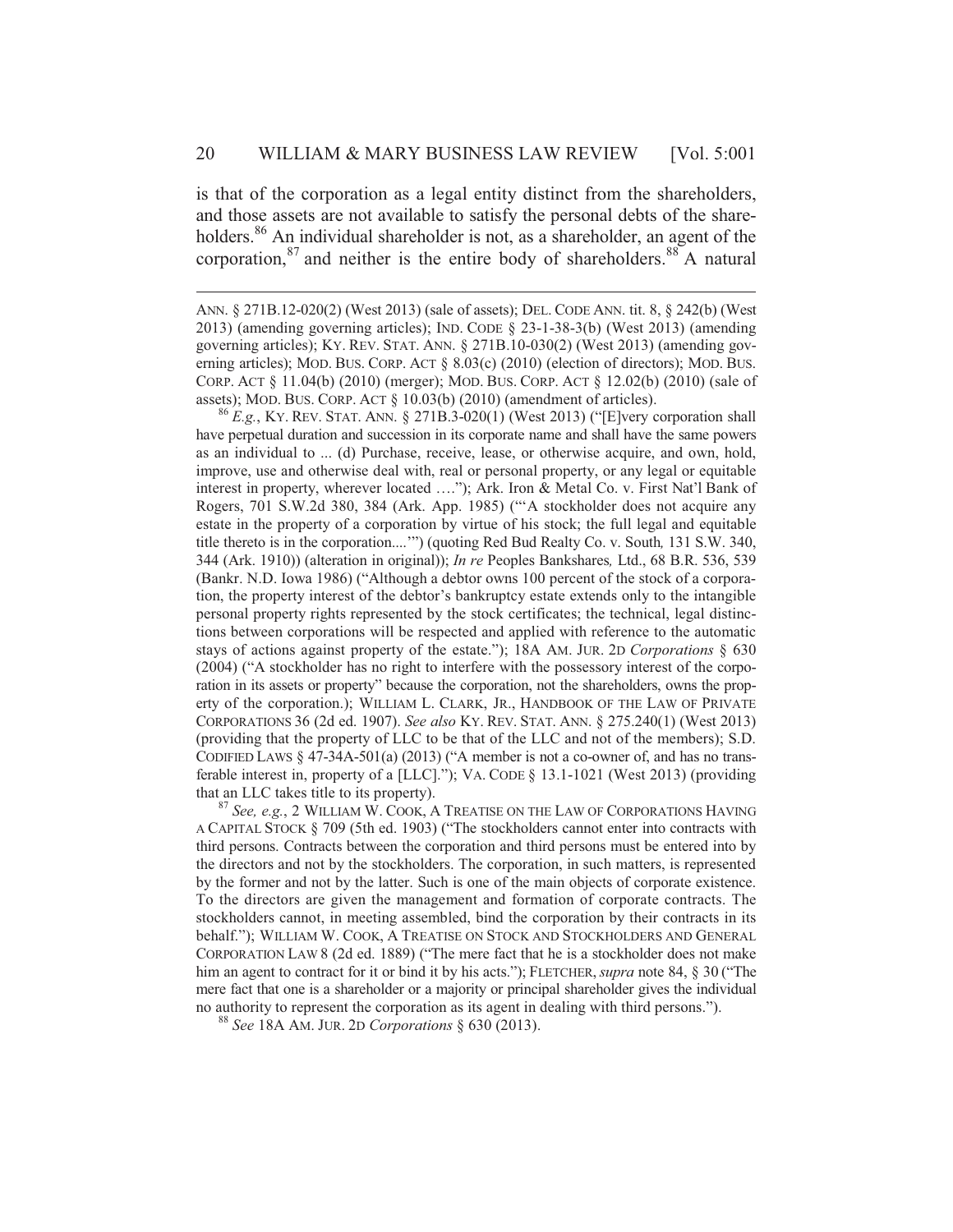is that of the corporation as a legal entity distinct from the shareholders, and those assets are not available to satisfy the personal debts of the shareholders.[86] An individual shareholder is not, as a shareholder, an agent of the corporation,[87] and neither is the entire body of shareholders.[88] A natural

---

ANN. § 271B.12-020(2) (West 2013) (sale of assets); DEL. CODE ANN. tit. 8, § 242(b) (West 2013) (amending governing articles); IND. CODE § 23-1-38-3(b) (West 2013) (amending governing articles); KY. REV. STAT. ANN. § 271B.10-030(2) (West 2013) (amending governing articles); MOD. BUS. CORP. ACT § 8.03(c) (2010) (election of directors); MOD. BUS. CORP. ACT § 11.04(b) (2010) (merger); MOD. BUS. CORP. ACT § 12.02(b) (2010) (sale of assets); MOD. BUS. CORP. ACT § 10.03(b) (2010) (amendment of articles).

[86] *E.g.*, KY. REV. STAT. ANN. § 271B.3-020(1) (West 2013) ("[E]very corporation shall have perpetual duration and succession in its corporate name and shall have the same powers as an individual to ... (d) Purchase, receive, lease, or otherwise acquire, and own, hold, improve, use and otherwise deal with, real or personal property, or any legal or equitable interest in property, wherever located ...."); Ark. Iron & Metal Co. v. First Nat'l Bank of Rogers, 701 S.W.2d 380, 384 (Ark. App. 1985) ("'A stockholder does not acquire any estate in the property of a corporation by virtue of his stock; the full legal and equitable title thereto is in the corporation....'") (quoting Red Bud Realty Co. v. South*,* 131 S.W. 340, 344 (Ark. 1910)) (alteration in original)); *In re* Peoples Bankshares*,* Ltd., 68 B.R. 536, 539 (Bankr. N.D. Iowa 1986) ("Although a debtor owns 100 percent of the stock of a corporation, the property interest of the debtor's bankruptcy estate extends only to the intangible personal property rights represented by the stock certificates; the technical, legal distinctions between corporations will be respected and applied with reference to the automatic stays of actions against property of the estate."); 18A AM. JUR. 2D *Corporations* § 630 (2004) ("A stockholder has no right to interfere with the possessory interest of the corporation in its assets or property" because the corporation, not the shareholders, owns the property of the corporation.); WILLIAM L. CLARK, JR., HANDBOOK OF THE LAW OF PRIVATE CORPORATIONS 36 (2d ed. 1907). *See also* KY. REV. STAT. ANN. § 275.240(1) (West 2013) (providing that the property of LLC to be that of the LLC and not of the members); S.D. CODIFIED LAWS § 47-34A-501(a) (2013) ("A member is not a co-owner of, and has no transferable interest in, property of a [LLC]."); VA. CODE § 13.1-1021 (West 2013) (providing that an LLC takes title to its property).

[87] *See, e.g.*, 2 WILLIAM W. COOK, A TREATISE ON THE LAW OF CORPORATIONS HAVING A CAPITAL STOCK § 709 (5th ed. 1903) ("The stockholders cannot enter into contracts with third persons. Contracts between the corporation and third persons must be entered into by the directors and not by the stockholders. The corporation, in such matters, is represented by the former and not by the latter. Such is one of the main objects of corporate existence. To the directors are given the management and formation of corporate contracts. The stockholders cannot, in meeting assembled, bind the corporation by their contracts in its behalf."); WILLIAM W. COOK, A TREATISE ON STOCK AND STOCKHOLDERS AND GENERAL CORPORATION LAW 8 (2d ed. 1889) ("The mere fact that he is a stockholder does not make him an agent to contract for it or bind it by his acts."); FLETCHER, *supra* note 84, § 30 ("The mere fact that one is a shareholder or a majority or principal shareholder gives the individual no authority to represent the corporation as its agent in dealing with third persons.").

[88] *See* 18A AM. JUR. 2D *Corporations* § 630 (2013).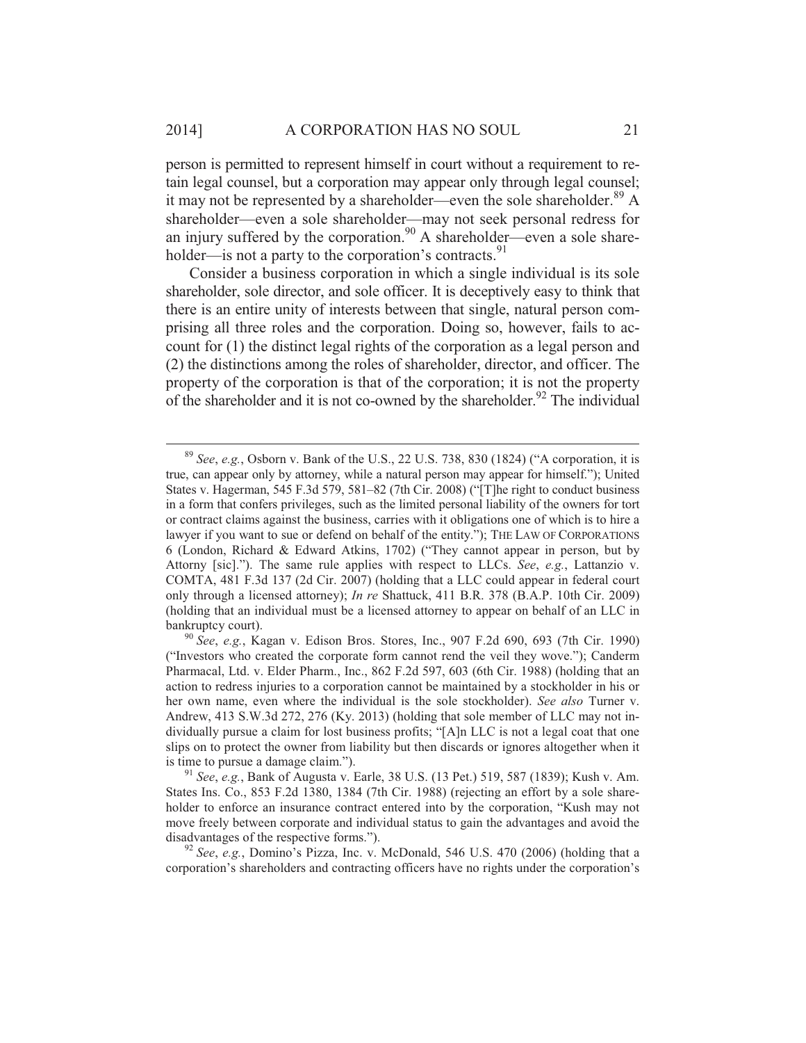person is permitted to represent himself in court without a requirement to retain legal counsel, but a corporation may appear only through legal counsel; it may not be represented by a shareholder—even the sole shareholder.[89] A shareholder—even a sole shareholder—may not seek personal redress for an injury suffered by the corporation.[90] A shareholder—even a sole shareholder—is not a party to the corporation's contracts.[91]

Consider a business corporation in which a single individual is its sole shareholder, sole director, and sole officer. It is deceptively easy to think that there is an entire unity of interests between that single, natural person comprising all three roles and the corporation. Doing so, however, fails to account for (1) the distinct legal rights of the corporation as a legal person and (2) the distinctions among the roles of shareholder, director, and officer. The property of the corporation is that of the corporation; it is not the property of the shareholder and it is not co-owned by the shareholder.[92] The individual

---

[89] *See*, *e.g.*, Osborn v. Bank of the U.S., 22 U.S. 738, 830 (1824) ("A corporation, it is true, can appear only by attorney, while a natural person may appear for himself."); United States v. Hagerman, 545 F.3d 579, 581–82 (7th Cir. 2008) ("[T]he right to conduct business in a form that confers privileges, such as the limited personal liability of the owners for tort or contract claims against the business, carries with it obligations one of which is to hire a lawyer if you want to sue or defend on behalf of the entity."); THE LAW OF CORPORATIONS 6 (London, Richard & Edward Atkins, 1702) ("They cannot appear in person, but by Attorny [sic]."). The same rule applies with respect to LLCs. *See*, *e.g.*, Lattanzio v. COMTA, 481 F.3d 137 (2d Cir. 2007) (holding that a LLC could appear in federal court only through a licensed attorney); *In re* Shattuck, 411 B.R. 378 (B.A.P. 10th Cir. 2009) (holding that an individual must be a licensed attorney to appear on behalf of an LLC in bankruptcy court).

[90] *See*, *e.g.*, Kagan v. Edison Bros. Stores, Inc., 907 F.2d 690, 693 (7th Cir. 1990) ("Investors who created the corporate form cannot rend the veil they wove."); Canderm Pharmacal, Ltd. v. Elder Pharm., Inc., 862 F.2d 597, 603 (6th Cir. 1988) (holding that an action to redress injuries to a corporation cannot be maintained by a stockholder in his or her own name, even where the individual is the sole stockholder). *See also* Turner v. Andrew, 413 S.W.3d 272, 276 (Ky. 2013) (holding that sole member of LLC may not individually pursue a claim for lost business profits; "[A]n LLC is not a legal coat that one slips on to protect the owner from liability but then discards or ignores altogether when it is time to pursue a damage claim.").

[91] *See*, *e.g.*, Bank of Augusta v. Earle, 38 U.S. (13 Pet.) 519, 587 (1839); Kush v. Am. States Ins. Co., 853 F.2d 1380, 1384 (7th Cir. 1988) (rejecting an effort by a sole shareholder to enforce an insurance contract entered into by the corporation, "Kush may not move freely between corporate and individual status to gain the advantages and avoid the disadvantages of the respective forms.").

[92] *See*, *e.g.*, Domino's Pizza, Inc. v. McDonald, 546 U.S. 470 (2006) (holding that a corporation's shareholders and contracting officers have no rights under the corporation's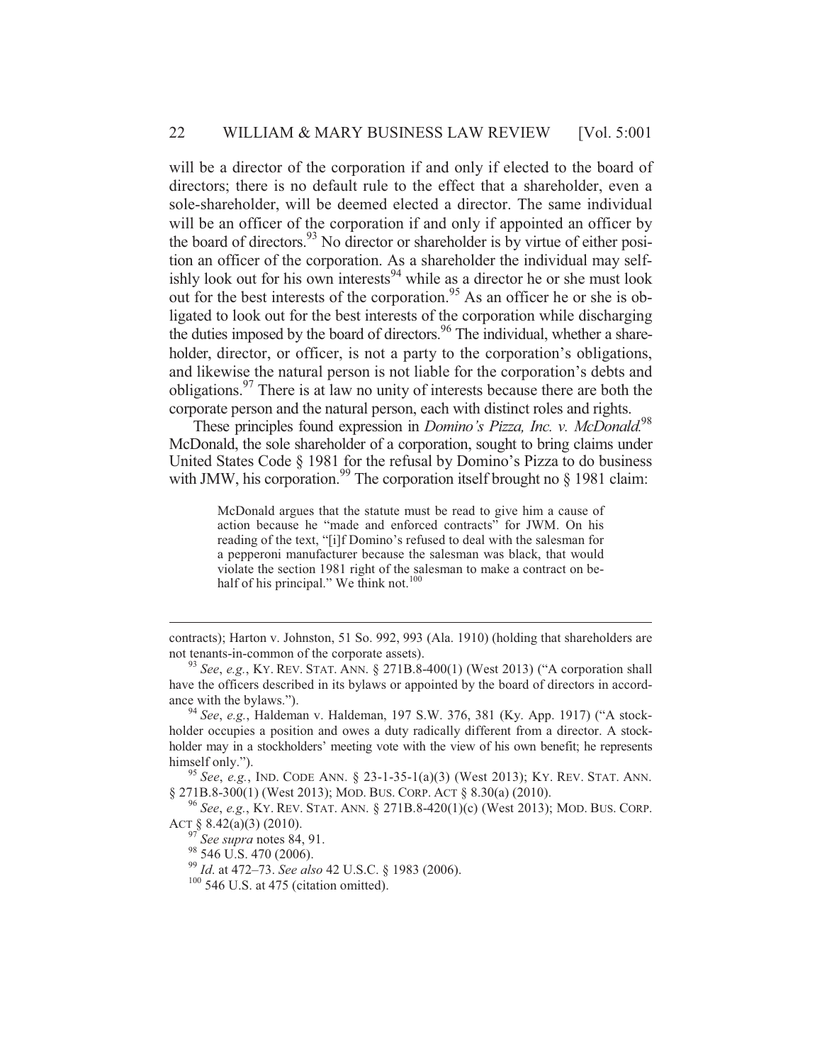will be a director of the corporation if and only if elected to the board of directors; there is no default rule to the effect that a shareholder, even a sole-shareholder, will be deemed elected a director. The same individual will be an officer of the corporation if and only if appointed an officer by the board of directors.[93] No director or shareholder is by virtue of either position an officer of the corporation. As a shareholder the individual may selfishly look out for his own interests[94] while as a director he or she must look out for the best interests of the corporation.[95] As an officer he or she is obligated to look out for the best interests of the corporation while discharging the duties imposed by the board of directors.[96] The individual, whether a shareholder, director, or officer, is not a party to the corporation's obligations, and likewise the natural person is not liable for the corporation's debts and obligations.[97] There is at law no unity of interests because there are both the corporate person and the natural person, each with distinct roles and rights.

These principles found expression in *Domino's Pizza, Inc. v. McDonald*.[98] McDonald, the sole shareholder of a corporation, sought to bring claims under United States Code § 1981 for the refusal by Domino's Pizza to do business with JMW, his corporation.[99] The corporation itself brought no § 1981 claim:

> McDonald argues that the statute must be read to give him a cause of action because he "made and enforced contracts" for JWM. On his reading of the text, "[i]f Domino's refused to deal with the salesman for a pepperoni manufacturer because the salesman was black, that would violate the section 1981 right of the salesman to make a contract on behalf of his principal." We think not.[100]

---

contracts); Harton v. Johnston, 51 So. 992, 993 (Ala. 1910) (holding that shareholders are not tenants-in-common of the corporate assets).

[93] *See*, *e.g.*, KY. REV. STAT. ANN. § 271B.8-400(1) (West 2013) ("A corporation shall have the officers described in its bylaws or appointed by the board of directors in accordance with the bylaws.").

[94] *See*, *e.g.*, Haldeman v. Haldeman, 197 S.W. 376, 381 (Ky. App. 1917) ("A stockholder occupies a position and owes a duty radically different from a director. A stockholder may in a stockholders' meeting vote with the view of his own benefit; he represents himself only.").

[95] *See*, *e.g.*, IND. CODE ANN. § 23-1-35-1(a)(3) (West 2013); KY. REV. STAT. ANN. § 271B.8-300(1) (West 2013); MOD. BUS. CORP. ACT § 8.30(a) (2010).

[96] *See*, *e.g.*, KY. REV. STAT. ANN. § 271B.8-420(1)(c) (West 2013); MOD. BUS. CORP. ACT § 8.42(a)(3) (2010).

[97] *See supra* notes 84, 91.

[98] 546 U.S. 470 (2006).

[99] *Id.* at 472–73. *See also* 42 U.S.C. § 1983 (2006).

[100] 546 U.S. at 475 (citation omitted).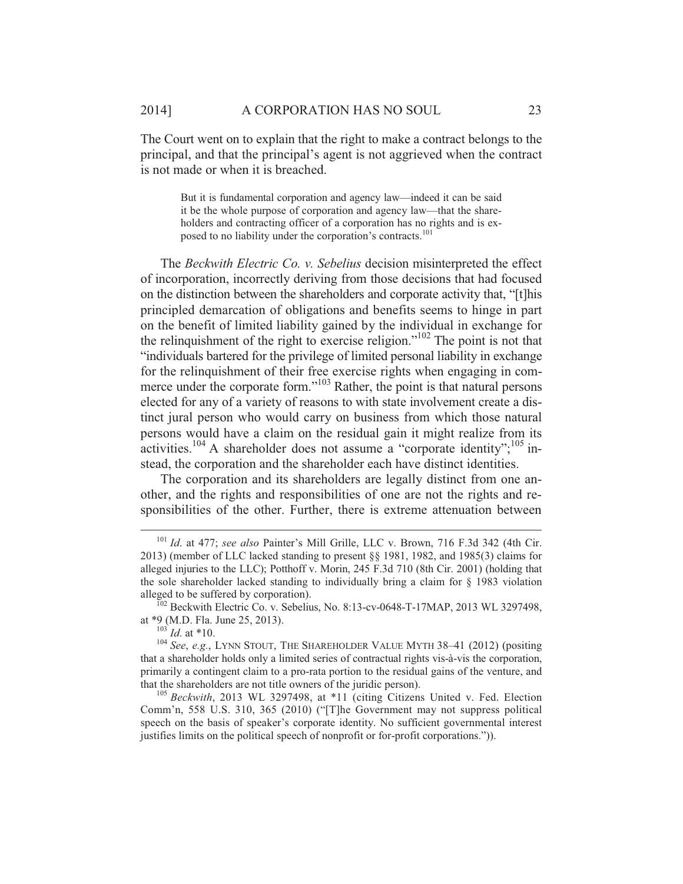The Court went on to explain that the right to make a contract belongs to the principal, and that the principal's agent is not aggrieved when the contract is not made or when it is breached.

> But it is fundamental corporation and agency law—indeed it can be said it be the whole purpose of corporation and agency law—that the shareholders and contracting officer of a corporation has no rights and is exposed to no liability under the corporation's contracts.[101]

The *Beckwith Electric Co. v. Sebelius* decision misinterpreted the effect of incorporation, incorrectly deriving from those decisions that had focused on the distinction between the shareholders and corporate activity that, "[t]his principled demarcation of obligations and benefits seems to hinge in part on the benefit of limited liability gained by the individual in exchange for the relinquishment of the right to exercise religion."[102] The point is not that "individuals bartered for the privilege of limited personal liability in exchange for the relinquishment of their free exercise rights when engaging in commerce under the corporate form."[103] Rather, the point is that natural persons elected for any of a variety of reasons to with state involvement create a distinct jural person who would carry on business from which those natural persons would have a claim on the residual gain it might realize from its activities.[104] A shareholder does not assume a "corporate identity";[105] instead, the corporation and the shareholder each have distinct identities.

The corporation and its shareholders are legally distinct from one another, and the rights and responsibilities of one are not the rights and responsibilities of the other. Further, there is extreme attenuation between

---

[101] *Id.* at 477; *see also* Painter's Mill Grille, LLC v. Brown, 716 F.3d 342 (4th Cir. 2013) (member of LLC lacked standing to present §§ 1981, 1982, and 1985(3) claims for alleged injuries to the LLC); Potthoff v. Morin, 245 F.3d 710 (8th Cir. 2001) (holding that the sole shareholder lacked standing to individually bring a claim for § 1983 violation alleged to be suffered by corporation).

[102] Beckwith Electric Co. v. Sebelius, No. 8:13-cv-0648-T-17MAP, 2013 WL 3297498, at *9 (M.D. Fla. June 25, 2013).

[103] *Id.* at *10.

[104] *See*, *e.g.*, LYNN STOUT, THE SHAREHOLDER VALUE MYTH 38–41 (2012) (positing that a shareholder holds only a limited series of contractual rights vis-à-vis the corporation, primarily a contingent claim to a pro-rata portion to the residual gains of the venture, and that the shareholders are not title owners of the juridic person).

[105] *Beckwith*, 2013 WL 3297498, at *11 (citing Citizens United v. Fed. Election Comm'n, 558 U.S. 310, 365 (2010) ("[T]he Government may not suppress political speech on the basis of speaker's corporate identity. No sufficient governmental interest justifies limits on the political speech of nonprofit or for-profit corporations.")).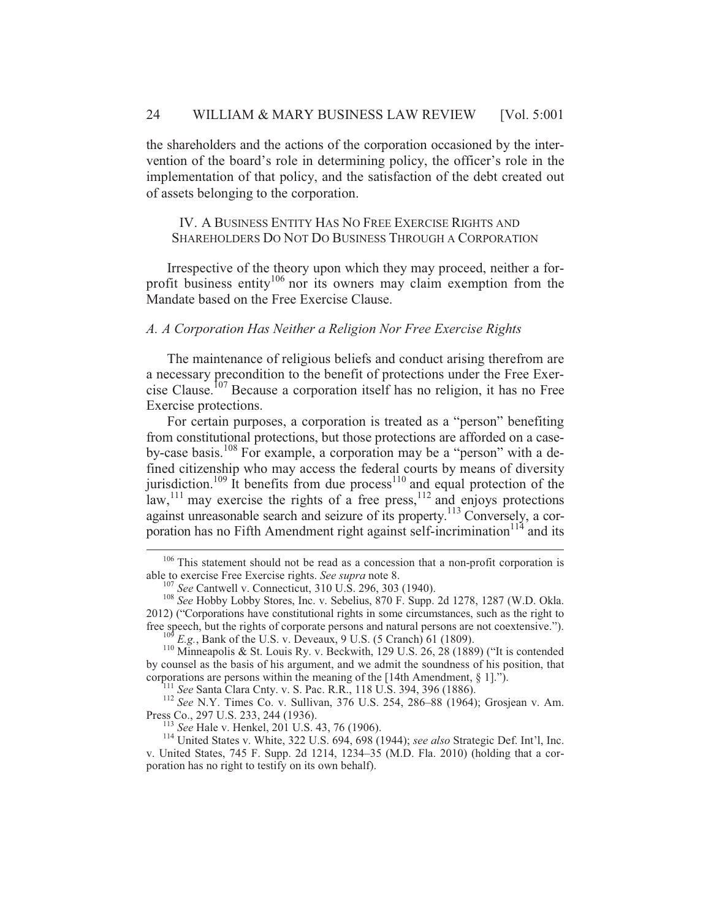the shareholders and the actions of the corporation occasioned by the intervention of the board's role in determining policy, the officer's role in the implementation of that policy, and the satisfaction of the debt created out of assets belonging to the corporation.

## IV. A Business Entity Has No Free Exercise Rights and Shareholders Do Not Do Business Through a Corporation

Irrespective of the theory upon which they may proceed, neither a for-profit business entity[106] nor its owners may claim exemption from the Mandate based on the Free Exercise Clause.

### *A. A Corporation Has Neither a Religion Nor Free Exercise Rights*

The maintenance of religious beliefs and conduct arising therefrom are a necessary precondition to the benefit of protections under the Free Exercise Clause.[107] Because a corporation itself has no religion, it has no Free Exercise protections.

For certain purposes, a corporation is treated as a "person" benefiting from constitutional protections, but those protections are afforded on a case-by-case basis.[108] For example, a corporation may be a "person" with a defined citizenship who may access the federal courts by means of diversity jurisdiction.[109] It benefits from due process[110] and equal protection of the law,[111] may exercise the rights of a free press,[112] and enjoys protections against unreasonable search and seizure of its property.[113] Conversely, a corporation has no Fifth Amendment right against self-incrimination[114] and its

---

[106] This statement should not be read as a concession that a non-profit corporation is able to exercise Free Exercise rights. *See supra* note 8.

[107] *See* Cantwell v. Connecticut, 310 U.S. 296, 303 (1940).

[108] *See* Hobby Lobby Stores, Inc. v. Sebelius, 870 F. Supp. 2d 1278, 1287 (W.D. Okla. 2012) ("Corporations have constitutional rights in some circumstances, such as the right to free speech, but the rights of corporate persons and natural persons are not coextensive.").

[109] *E.g.*, Bank of the U.S. v. Deveaux, 9 U.S. (5 Cranch) 61 (1809).

[110] Minneapolis & St. Louis Ry. v. Beckwith, 129 U.S. 26, 28 (1889) ("It is contended by counsel as the basis of his argument, and we admit the soundness of his position, that corporations are persons within the meaning of the [14th Amendment, § 1].").

[111] *See* Santa Clara Cnty. v. S. Pac. R.R., 118 U.S. 394, 396 (1886).

[112] *See* N.Y. Times Co. v. Sullivan, 376 U.S. 254, 286–88 (1964); Grosjean v. Am. Press Co., 297 U.S. 233, 244 (1936).

[113] *See* Hale v. Henkel, 201 U.S. 43, 76 (1906).

[114] United States v. White, 322 U.S. 694, 698 (1944); *see also* Strategic Def. Int'l, Inc. v. United States, 745 F. Supp. 2d 1214, 1234–35 (M.D. Fla. 2010) (holding that a corporation has no right to testify on its own behalf).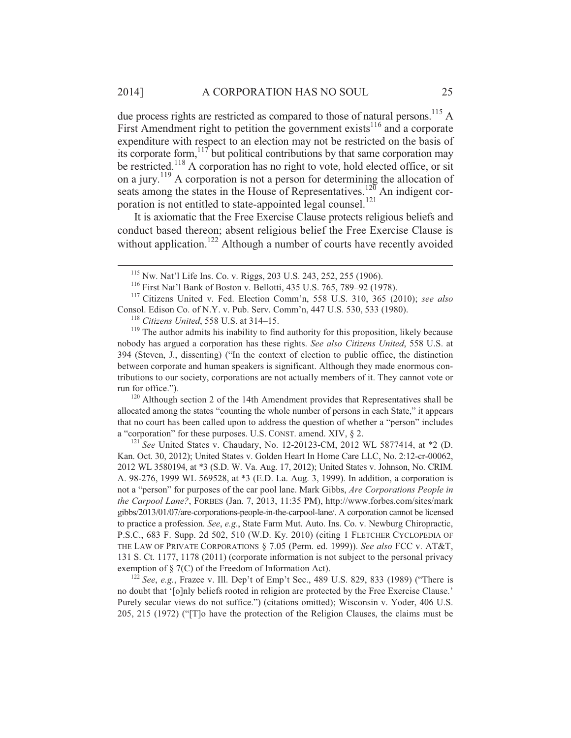due process rights are restricted as compared to those of natural persons.[115] A First Amendment right to petition the government exists[116] and a corporate expenditure with respect to an election may not be restricted on the basis of its corporate form,[117] but political contributions by that same corporation may be restricted.[118] A corporation has no right to vote, hold elected office, or sit on a jury.[119] A corporation is not a person for determining the allocation of seats among the states in the House of Representatives.[120] An indigent corporation is not entitled to state-appointed legal counsel.[121]

It is axiomatic that the Free Exercise Clause protects religious beliefs and conduct based thereon; absent religious belief the Free Exercise Clause is without application.[122] Although a number of courts have recently avoided

---

[115] Nw. Nat'l Life Ins. Co. v. Riggs, 203 U.S. 243, 252, 255 (1906).

[116] First Nat'l Bank of Boston v. Bellotti, 435 U.S. 765, 789–92 (1978).

[117] Citizens United v. Fed. Election Comm'n, 558 U.S. 310, 365 (2010); *see also* Consol. Edison Co. of N.Y. v. Pub. Serv. Comm'n, 447 U.S. 530, 533 (1980).

[118] *Citizens United*, 558 U.S. at 314–15.

[119] The author admits his inability to find authority for this proposition, likely because nobody has argued a corporation has these rights. *See also Citizens United*, 558 U.S. at 394 (Steven, J., dissenting) ("In the context of election to public office, the distinction between corporate and human speakers is significant. Although they made enormous contributions to our society, corporations are not actually members of it. They cannot vote or run for office.").

[120] Although section 2 of the 14th Amendment provides that Representatives shall be allocated among the states "counting the whole number of persons in each State," it appears that no court has been called upon to address the question of whether a "person" includes a "corporation" for these purposes. U.S. CONST. amend. XIV, § 2.

[121] *See* United States v. Chaudary, No. 12-20123-CM, 2012 WL 5877414, at *2 (D. Kan. Oct. 30, 2012); United States v. Golden Heart In Home Care LLC, No. 2:12-cr-00062, 2012 WL 3580194, at *3 (S.D. W. Va. Aug. 17, 2012); United States v. Johnson, No. CRIM. A. 98-276, 1999 WL 569528, at *3 (E.D. La. Aug. 3, 1999). In addition, a corporation is not a "person" for purposes of the car pool lane. Mark Gibbs, *Are Corporations People in the Carpool Lane?*, FORBES (Jan. 7, 2013, 11:35 PM), http://www.forbes.com/sites/markgibbs/2013/01/07/are-corporations-people-in-the-carpool-lane/. A corporation cannot be licensed to practice a profession. *See*, *e.g.*, State Farm Mut. Auto. Ins. Co. v. Newburg Chiropractic, P.S.C., 683 F. Supp. 2d 502, 510 (W.D. Ky. 2010) (citing 1 FLETCHER CYCLOPEDIA OF THE LAW OF PRIVATE CORPORATIONS § 7.05 (Perm. ed. 1999)). *See also* FCC v. AT&T, 131 S. Ct. 1177, 1178 (2011) (corporate information is not subject to the personal privacy exemption of § 7(C) of the Freedom of Information Act).

[122] *See*, *e.g.*, Frazee v. Ill. Dep't of Emp't Sec., 489 U.S. 829, 833 (1989) ("There is no doubt that '[o]nly beliefs rooted in religion are protected by the Free Exercise Clause.' Purely secular views do not suffice.") (citations omitted); Wisconsin v. Yoder, 406 U.S. 205, 215 (1972) ("[T]o have the protection of the Religion Clauses, the claims must be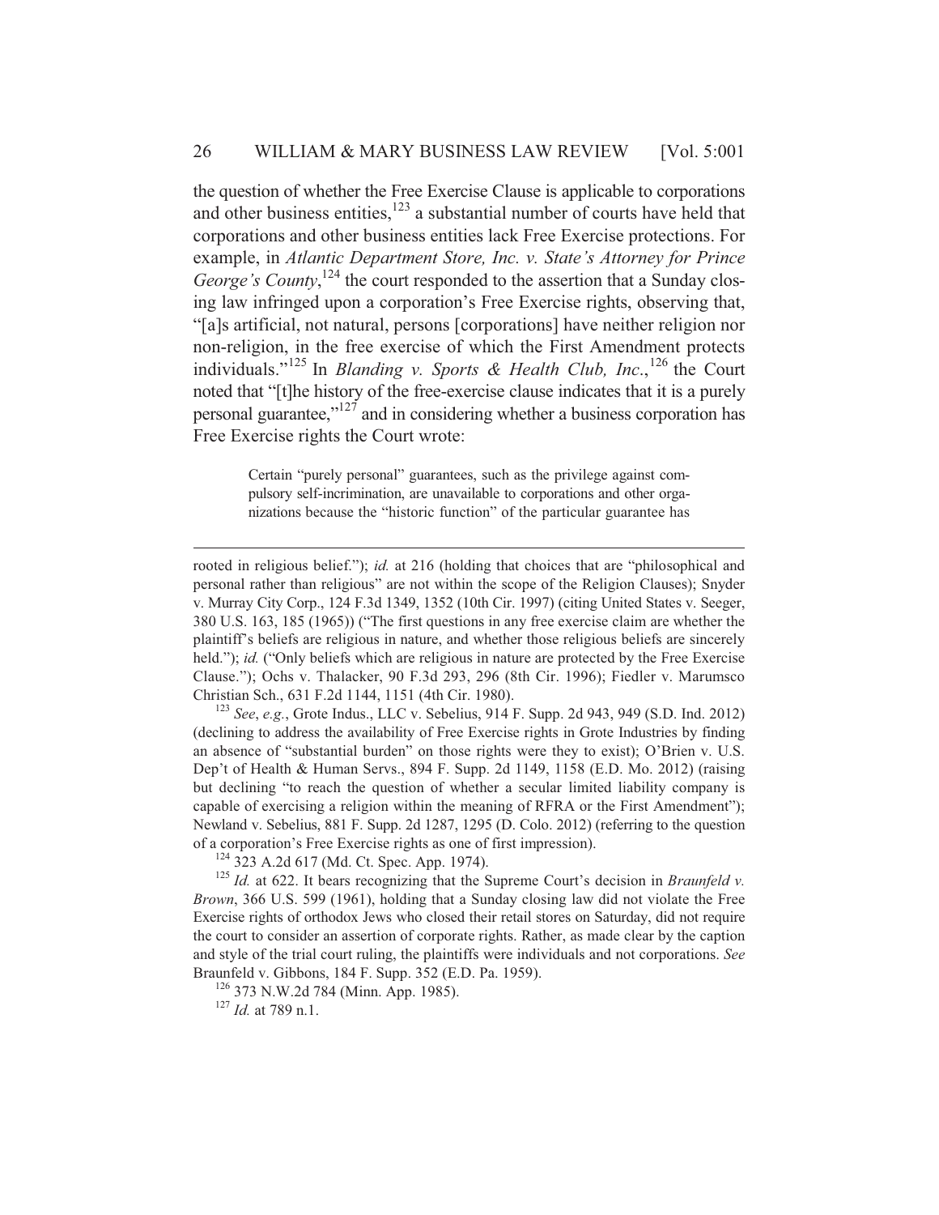the question of whether the Free Exercise Clause is applicable to corporations and other business entities,[123] a substantial number of courts have held that corporations and other business entities lack Free Exercise protections. For example, in *Atlantic Department Store, Inc. v. State's Attorney for Prince George's County*,[124] the court responded to the assertion that a Sunday closing law infringed upon a corporation's Free Exercise rights, observing that, "[a]s artificial, not natural, persons [corporations] have neither religion nor non-religion, in the free exercise of which the First Amendment protects individuals."[125] In *Blanding v. Sports & Health Club, Inc.*,[126] the Court noted that "[t]he history of the free-exercise clause indicates that it is a purely personal guarantee,"[127] and in considering whether a business corporation has Free Exercise rights the Court wrote:

> Certain "purely personal" guarantees, such as the privilege against compulsory self-incrimination, are unavailable to corporations and other organizations because the "historic function" of the particular guarantee has

---

rooted in religious belief."); *id.* at 216 (holding that choices that are "philosophical and personal rather than religious" are not within the scope of the Religion Clauses); Snyder v. Murray City Corp., 124 F.3d 1349, 1352 (10th Cir. 1997) (citing United States v. Seeger, 380 U.S. 163, 185 (1965)) ("The first questions in any free exercise claim are whether the plaintiff's beliefs are religious in nature, and whether those religious beliefs are sincerely held."); *id.* ("Only beliefs which are religious in nature are protected by the Free Exercise Clause."); Ochs v. Thalacker, 90 F.3d 293, 296 (8th Cir. 1996); Fiedler v. Marumsco Christian Sch., 631 F.2d 1144, 1151 (4th Cir. 1980).

[123] *See*, *e.g.*, Grote Indus., LLC v. Sebelius, 914 F. Supp. 2d 943, 949 (S.D. Ind. 2012) (declining to address the availability of Free Exercise rights in Grote Industries by finding an absence of "substantial burden" on those rights were they to exist); O'Brien v. U.S. Dep't of Health & Human Servs., 894 F. Supp. 2d 1149, 1158 (E.D. Mo. 2012) (raising but declining "to reach the question of whether a secular limited liability company is capable of exercising a religion within the meaning of RFRA or the First Amendment"); Newland v. Sebelius, 881 F. Supp. 2d 1287, 1295 (D. Colo. 2012) (referring to the question of a corporation's Free Exercise rights as one of first impression).

[124] 323 A.2d 617 (Md. Ct. Spec. App. 1974).

[125] *Id.* at 622. It bears recognizing that the Supreme Court's decision in *Braunfeld v. Brown*, 366 U.S. 599 (1961), holding that a Sunday closing law did not violate the Free Exercise rights of orthodox Jews who closed their retail stores on Saturday, did not require the court to consider an assertion of corporate rights. Rather, as made clear by the caption and style of the trial court ruling, the plaintiffs were individuals and not corporations. *See* Braunfeld v. Gibbons, 184 F. Supp. 352 (E.D. Pa. 1959).

[126] 373 N.W.2d 784 (Minn. App. 1985).

[127] *Id.* at 789 n.1.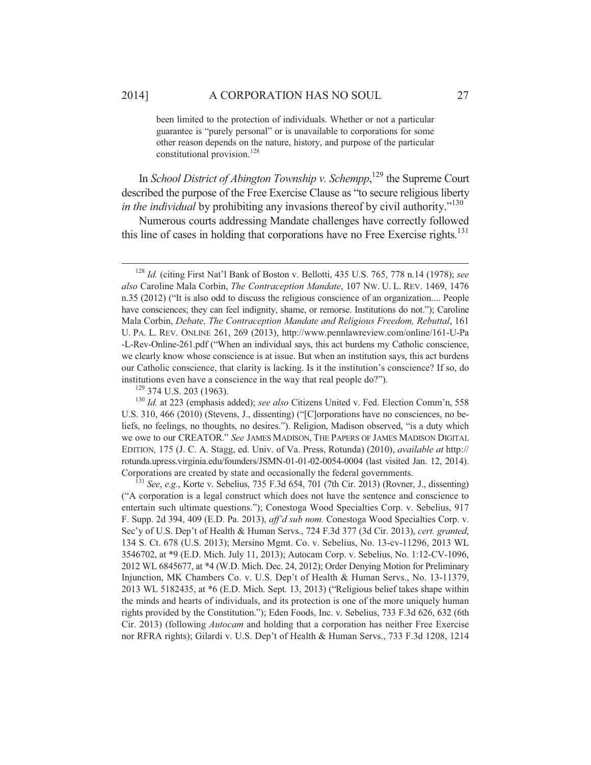> been limited to the protection of individuals. Whether or not a particular guarantee is "purely personal" or is unavailable to corporations for some other reason depends on the nature, history, and purpose of the particular constitutional provision.[128]

In *School District of Abington Township v. Schempp*,[129] the Supreme Court described the purpose of the Free Exercise Clause as "to secure religious liberty *in the individual* by prohibiting any invasions thereof by civil authority."[130]

Numerous courts addressing Mandate challenges have correctly followed this line of cases in holding that corporations have no Free Exercise rights.[131]

---

[128] *Id.* (citing First Nat'l Bank of Boston v. Bellotti, 435 U.S. 765, 778 n.14 (1978); *see also* Caroline Mala Corbin, *The Contraception Mandate*, 107 NW. U. L. REV. 1469, 1476 n.35 (2012) ("It is also odd to discuss the religious conscience of an organization.... People have consciences; they can feel indignity, shame, or remorse. Institutions do not."); Caroline Mala Corbin, *Debate, The Contraception Mandate and Religious Freedom, Rebuttal*, 161 U. PA. L. REV. ONLINE 261, 269 (2013), http://www.pennlawreview.com/online/161-U-Pa-L-Rev-Online-261.pdf ("When an individual says, this act burdens my Catholic conscience, we clearly know whose conscience is at issue. But when an institution says, this act burdens our Catholic conscience, that clarity is lacking. Is it the institution's conscience? If so, do institutions even have a conscience in the way that real people do?").

[129] 374 U.S. 203 (1963).

[130] *Id.* at 223 (emphasis added); *see also* Citizens United v. Fed. Election Comm'n, 558 U.S. 310, 466 (2010) (Stevens, J., dissenting) ("[C]orporations have no consciences, no beliefs, no feelings, no thoughts, no desires."). Religion, Madison observed, "is a duty which we owe to our CREATOR." *See* JAMES MADISON, THE PAPERS OF JAMES MADISON DIGITAL EDITION, 175 (J. C. A. Stagg, ed. Univ. of Va. Press, Rotunda) (2010), *available at* http://rotunda.upress.virginia.edu/founders/JSMN-01-01-02-0054-0004 (last visited Jan. 12, 2014). Corporations are created by state and occasionally the federal governments.

[131] *See*, *e.g.*, Korte v. Sebelius, 735 F.3d 654, 701 (7th Cir. 2013) (Rovner, J., dissenting) ("A corporation is a legal construct which does not have the sentence and conscience to entertain such ultimate questions."); Conestoga Wood Specialties Corp. v. Sebelius, 917 F. Supp. 2d 394, 409 (E.D. Pa. 2013), *aff'd sub nom.* Conestoga Wood Specialties Corp. v. Sec'y of U.S. Dep't of Health & Human Servs., 724 F.3d 377 (3d Cir. 2013), *cert. granted*, 134 S. Ct. 678 (U.S. 2013); Mersino Mgmt. Co. v. Sebelius, No. 13-cv-11296, 2013 WL 3546702, at *9 (E.D. Mich. July 11, 2013); Autocam Corp. v. Sebelius, No. 1:12-CV-1096, 2012 WL 6845677, at *4 (W.D. Mich. Dec. 24, 2012); Order Denying Motion for Preliminary Injunction, MK Chambers Co. v. U.S. Dep't of Health & Human Servs., No. 13-11379, 2013 WL 5182435, at *6 (E.D. Mich. Sept. 13, 2013) ("Religious belief takes shape within the minds and hearts of individuals, and its protection is one of the more uniquely human rights provided by the Constitution."); Eden Foods, Inc. v. Sebelius, 733 F.3d 626, 632 (6th Cir. 2013) (following *Autocam* and holding that a corporation has neither Free Exercise nor RFRA rights); Gilardi v. U.S. Dep't of Health & Human Servs., 733 F.3d 1208, 1214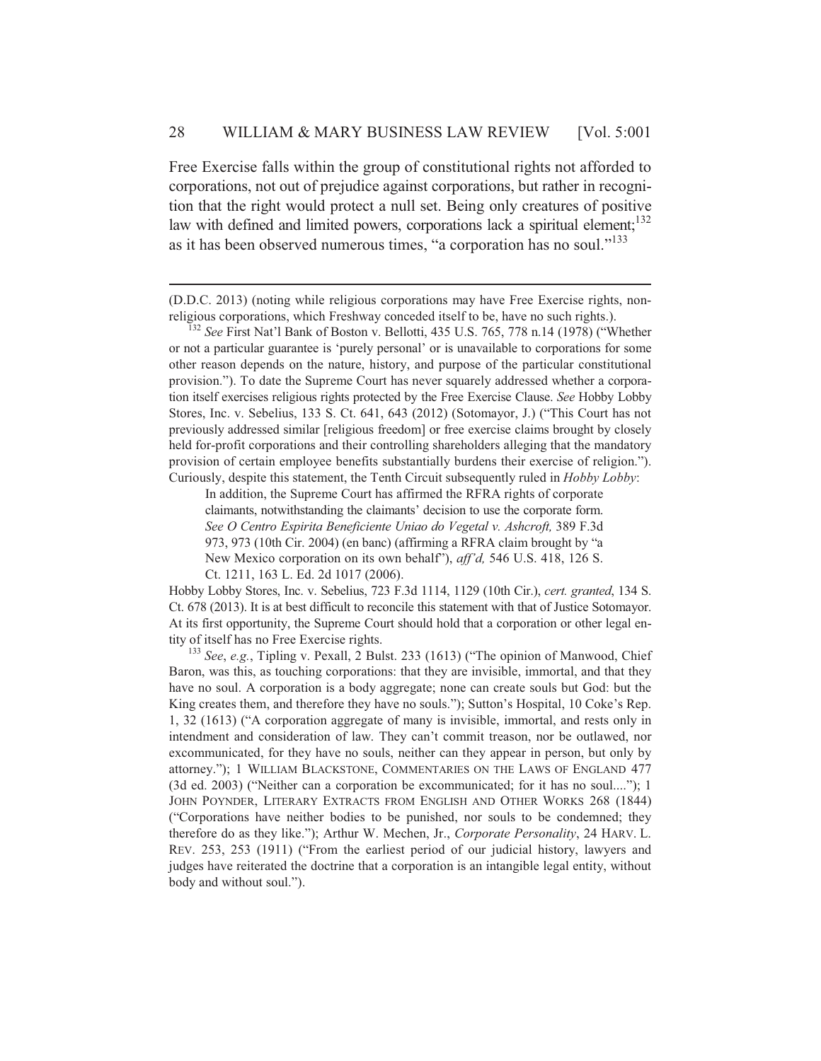Free Exercise falls within the group of constitutional rights not afforded to corporations, not out of prejudice against corporations, but rather in recognition that the right would protect a null set. Being only creatures of positive law with defined and limited powers, corporations lack a spiritual element;[132] as it has been observed numerous times, "a corporation has no soul."[133]

---

(D.D.C. 2013) (noting while religious corporations may have Free Exercise rights, non-religious corporations, which Freshway conceded itself to be, have no such rights.).

[132] *See* First Nat'l Bank of Boston v. Bellotti, 435 U.S. 765, 778 n.14 (1978) ("Whether or not a particular guarantee is 'purely personal' or is unavailable to corporations for some other reason depends on the nature, history, and purpose of the particular constitutional provision."). To date the Supreme Court has never squarely addressed whether a corporation itself exercises religious rights protected by the Free Exercise Clause. *See* Hobby Lobby Stores, Inc. v. Sebelius, 133 S. Ct. 641, 643 (2012) (Sotomayor, J.) ("This Court has not previously addressed similar [religious freedom] or free exercise claims brought by closely held for-profit corporations and their controlling shareholders alleging that the mandatory provision of certain employee benefits substantially burdens their exercise of religion."). Curiously, despite this statement, the Tenth Circuit subsequently ruled in *Hobby Lobby*:

> In addition, the Supreme Court has affirmed the RFRA rights of corporate claimants, notwithstanding the claimants' decision to use the corporate form. *See O Centro Espirita Beneficiente Uniao do Vegetal v. Ashcroft,* 389 F.3d 973, 973 (10th Cir. 2004) (en banc) (affirming a RFRA claim brought by "a New Mexico corporation on its own behalf"), *aff'd,* 546 U.S. 418, 126 S. Ct. 1211, 163 L. Ed. 2d 1017 (2006).

Hobby Lobby Stores, Inc. v. Sebelius, 723 F.3d 1114, 1129 (10th Cir.), *cert. granted*, 134 S. Ct. 678 (2013). It is at best difficult to reconcile this statement with that of Justice Sotomayor. At its first opportunity, the Supreme Court should hold that a corporation or other legal entity of itself has no Free Exercise rights.

[133] *See*, *e.g.*, Tipling v. Pexall, 2 Bulst. 233 (1613) ("The opinion of Manwood, Chief Baron, was this, as touching corporations: that they are invisible, immortal, and that they have no soul. A corporation is a body aggregate; none can create souls but God: but the King creates them, and therefore they have no souls."); Sutton's Hospital, 10 Coke's Rep. 1, 32 (1613) ("A corporation aggregate of many is invisible, immortal, and rests only in intendment and consideration of law. They can't commit treason, nor be outlawed, nor excommunicated, for they have no souls, neither can they appear in person, but only by attorney."); 1 WILLIAM BLACKSTONE, COMMENTARIES ON THE LAWS OF ENGLAND 477 (3d ed. 2003) ("Neither can a corporation be excommunicated; for it has no soul...."); 1 JOHN POYNDER, LITERARY EXTRACTS FROM ENGLISH AND OTHER WORKS 268 (1844) ("Corporations have neither bodies to be punished, nor souls to be condemned; they therefore do as they like."); Arthur W. Mechen, Jr., *Corporate Personality*, 24 HARV. L. REV. 253, 253 (1911) ("From the earliest period of our judicial history, lawyers and judges have reiterated the doctrine that a corporation is an intangible legal entity, without body and without soul.").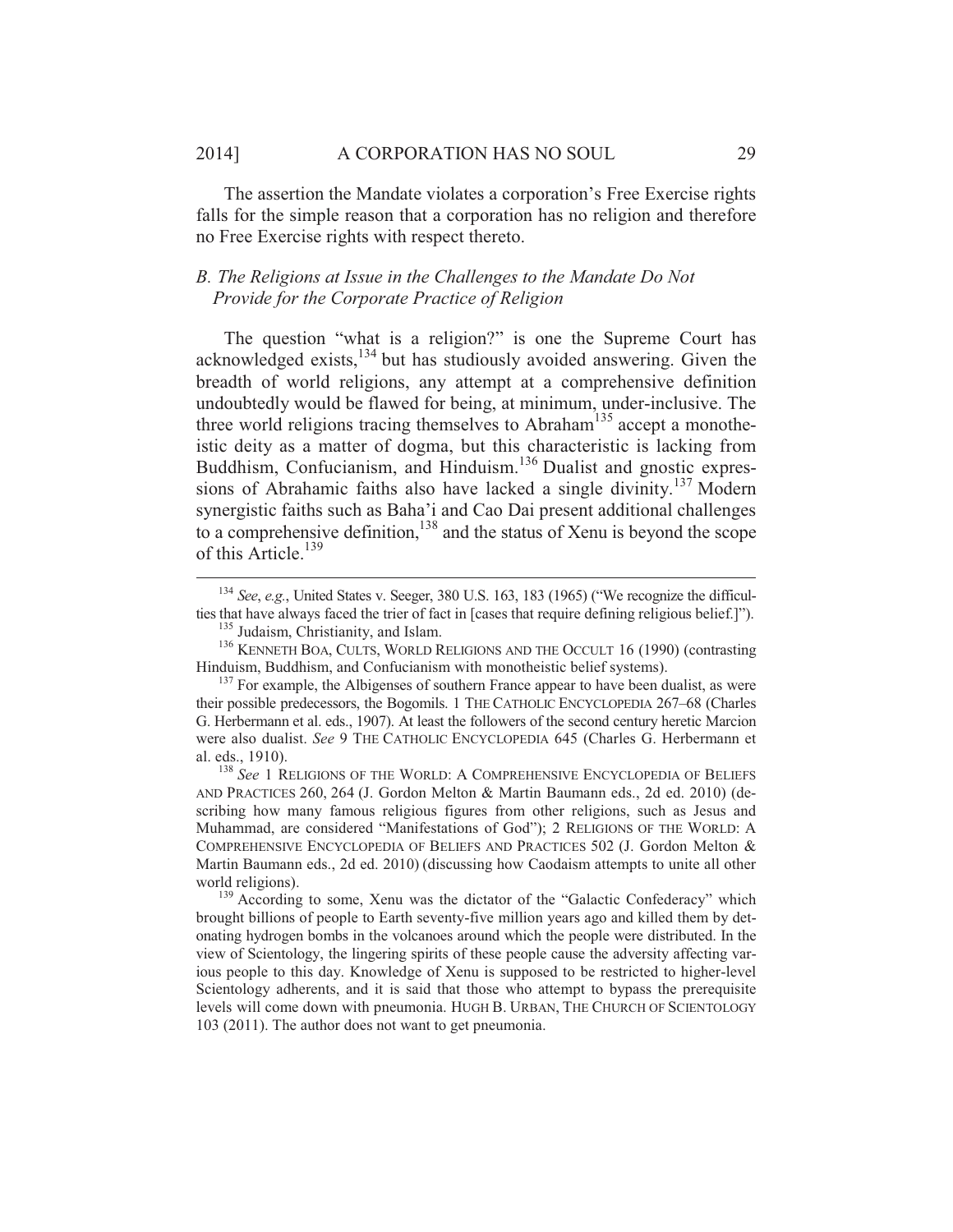The assertion the Mandate violates a corporation's Free Exercise rights falls for the simple reason that a corporation has no religion and therefore no Free Exercise rights with respect thereto.

### *B. The Religions at Issue in the Challenges to the Mandate Do Not Provide for the Corporate Practice of Religion*

The question "what is a religion?" is one the Supreme Court has acknowledged exists,[134] but has studiously avoided answering. Given the breadth of world religions, any attempt at a comprehensive definition undoubtedly would be flawed for being, at minimum, under-inclusive. The three world religions tracing themselves to Abraham[135] accept a monotheistic deity as a matter of dogma, but this characteristic is lacking from Buddhism, Confucianism, and Hinduism.[136] Dualist and gnostic expressions of Abrahamic faiths also have lacked a single divinity.[137] Modern synergistic faiths such as Baha'i and Cao Dai present additional challenges to a comprehensive definition,[138] and the status of Xenu is beyond the scope of this Article.[139]

---

[134] *See*, *e.g.*, United States v. Seeger, 380 U.S. 163, 183 (1965) ("We recognize the difficulties that have always faced the trier of fact in [cases that require defining religious belief.]").

[135] Judaism, Christianity, and Islam.

[136] KENNETH BOA, CULTS, WORLD RELIGIONS AND THE OCCULT 16 (1990) (contrasting Hinduism, Buddhism, and Confucianism with monotheistic belief systems).

[137] For example, the Albigenses of southern France appear to have been dualist, as were their possible predecessors, the Bogomils. 1 THE CATHOLIC ENCYCLOPEDIA 267–68 (Charles G. Herbermann et al. eds., 1907). At least the followers of the second century heretic Marcion were also dualist. *See* 9 THE CATHOLIC ENCYCLOPEDIA 645 (Charles G. Herbermann et al. eds., 1910).

[138] *See* 1 RELIGIONS OF THE WORLD: A COMPREHENSIVE ENCYCLOPEDIA OF BELIEFS AND PRACTICES 260, 264 (J. Gordon Melton & Martin Baumann eds., 2d ed. 2010) (describing how many famous religious figures from other religions, such as Jesus and Muhammad, are considered "Manifestations of God"); 2 RELIGIONS OF THE WORLD: A COMPREHENSIVE ENCYCLOPEDIA OF BELIEFS AND PRACTICES 502 (J. Gordon Melton & Martin Baumann eds., 2d ed. 2010) (discussing how Caodaism attempts to unite all other world religions).

[139] According to some, Xenu was the dictator of the "Galactic Confederacy" which brought billions of people to Earth seventy-five million years ago and killed them by detonating hydrogen bombs in the volcanoes around which the people were distributed. In the view of Scientology, the lingering spirits of these people cause the adversity affecting various people to this day. Knowledge of Xenu is supposed to be restricted to higher-level Scientology adherents, and it is said that those who attempt to bypass the prerequisite levels will come down with pneumonia. HUGH B. URBAN, THE CHURCH OF SCIENTOLOGY 103 (2011). The author does not want to get pneumonia.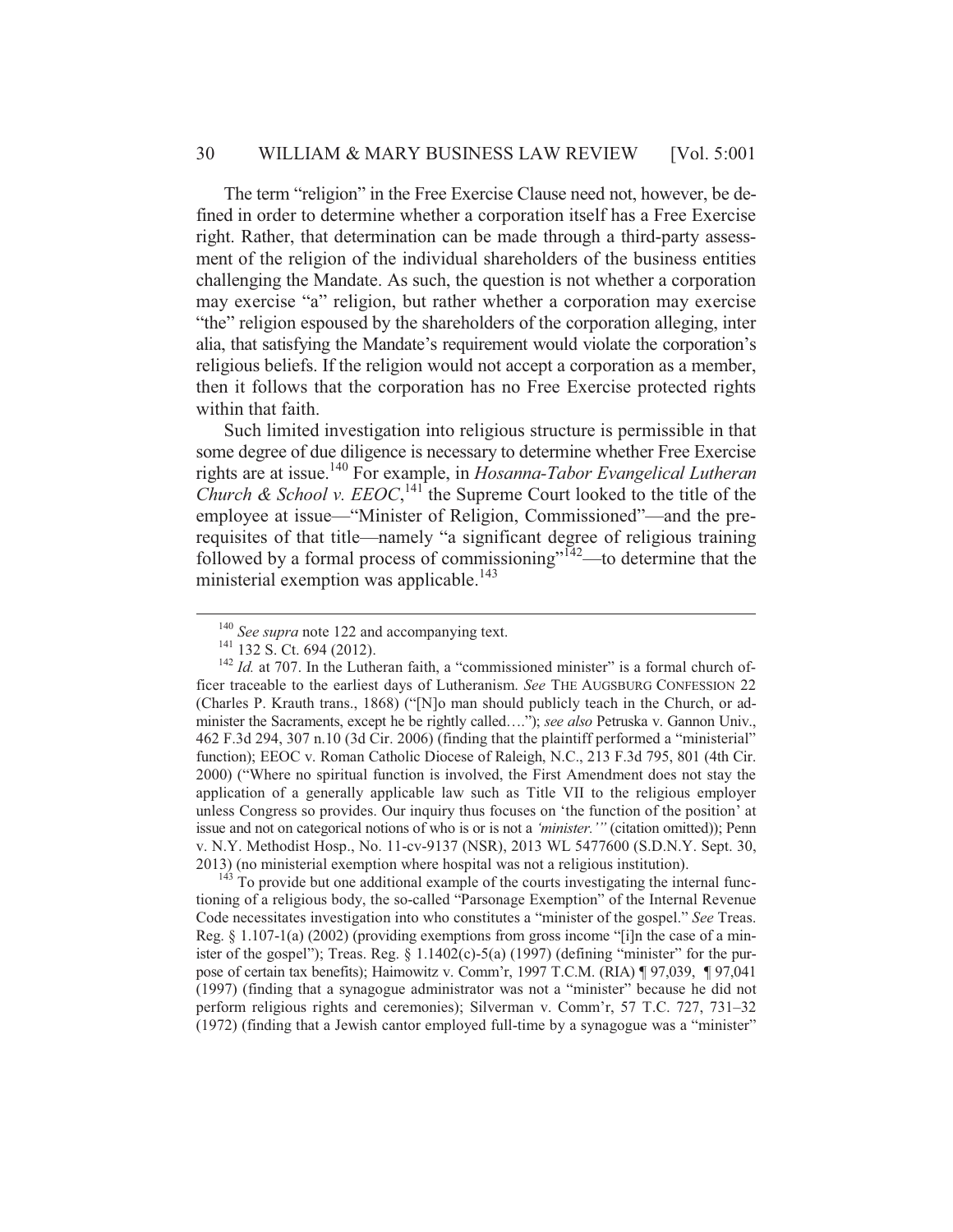The term "religion" in the Free Exercise Clause need not, however, be defined in order to determine whether a corporation itself has a Free Exercise right. Rather, that determination can be made through a third-party assessment of the religion of the individual shareholders of the business entities challenging the Mandate. As such, the question is not whether a corporation may exercise "a" religion, but rather whether a corporation may exercise "the" religion espoused by the shareholders of the corporation alleging, inter alia, that satisfying the Mandate's requirement would violate the corporation's religious beliefs. If the religion would not accept a corporation as a member, then it follows that the corporation has no Free Exercise protected rights within that faith.

Such limited investigation into religious structure is permissible in that some degree of due diligence is necessary to determine whether Free Exercise rights are at issue.[140] For example, in *Hosanna-Tabor Evangelical Lutheran Church & School v. EEOC*,[141] the Supreme Court looked to the title of the employee at issue—"Minister of Religion, Commissioned"—and the prerequisites of that title—namely "a significant degree of religious training followed by a formal process of commissioning"[142]—to determine that the ministerial exemption was applicable.[143]

---

[140] *See supra* note 122 and accompanying text.

[141] 132 S. Ct. 694 (2012).

[142] *Id.* at 707. In the Lutheran faith, a "commissioned minister" is a formal church officer traceable to the earliest days of Lutheranism. *See* THE AUGSBURG CONFESSION 22 (Charles P. Krauth trans., 1868) ("[N]o man should publicly teach in the Church, or administer the Sacraments, except he be rightly called…."); *see also* Petruska v. Gannon Univ., 462 F.3d 294, 307 n.10 (3d Cir. 2006) (finding that the plaintiff performed a "ministerial" function); EEOC v. Roman Catholic Diocese of Raleigh, N.C., 213 F.3d 795, 801 (4th Cir. 2000) ("Where no spiritual function is involved, the First Amendment does not stay the application of a generally applicable law such as Title VII to the religious employer unless Congress so provides. Our inquiry thus focuses on 'the function of the position' at issue and not on categorical notions of who is or is not a *'minister.'*" (citation omitted)); Penn v. N.Y. Methodist Hosp., No. 11-cv-9137 (NSR), 2013 WL 5477600 (S.D.N.Y. Sept. 30, 2013) (no ministerial exemption where hospital was not a religious institution).

[143] To provide but one additional example of the courts investigating the internal functioning of a religious body, the so-called "Parsonage Exemption" of the Internal Revenue Code necessitates investigation into who constitutes a "minister of the gospel." *See* Treas. Reg. § 1.107-1(a) (2002) (providing exemptions from gross income "[i]n the case of a minister of the gospel"); Treas. Reg. § 1.1402(c)-5(a) (1997) (defining "minister" for the purpose of certain tax benefits); Haimowitz v. Comm'r, 1997 T.C.M. (RIA) ¶ 97,039, ¶ 97,041 (1997) (finding that a synagogue administrator was not a "minister" because he did not perform religious rights and ceremonies); Silverman v. Comm'r, 57 T.C. 727, 731–32 (1972) (finding that a Jewish cantor employed full-time by a synagogue was a "minister"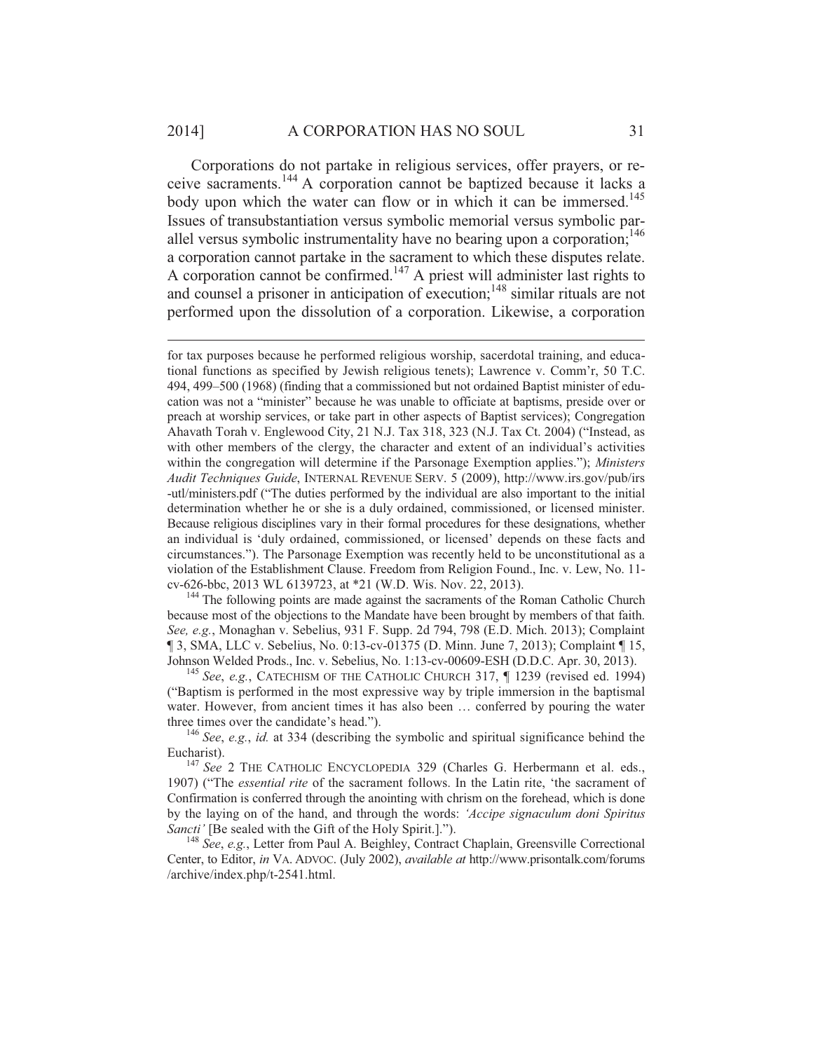Corporations do not partake in religious services, offer prayers, or receive sacraments.[144] A corporation cannot be baptized because it lacks a body upon which the water can flow or in which it can be immersed.[145] Issues of transubstantiation versus symbolic memorial versus symbolic parallel versus symbolic instrumentality have no bearing upon a corporation;[146] a corporation cannot partake in the sacrament to which these disputes relate. A corporation cannot be confirmed.[147] A priest will administer last rights to and counsel a prisoner in anticipation of execution;[148] similar rituals are not performed upon the dissolution of a corporation. Likewise, a corporation

---

for tax purposes because he performed religious worship, sacerdotal training, and educational functions as specified by Jewish religious tenets); Lawrence v. Comm'r, 50 T.C. 494, 499–500 (1968) (finding that a commissioned but not ordained Baptist minister of education was not a "minister" because he was unable to officiate at baptisms, preside over or preach at worship services, or take part in other aspects of Baptist services); Congregation Ahavath Torah v. Englewood City, 21 N.J. Tax 318, 323 (N.J. Tax Ct. 2004) ("Instead, as with other members of the clergy, the character and extent of an individual's activities within the congregation will determine if the Parsonage Exemption applies."); *Ministers Audit Techniques Guide*, INTERNAL REVENUE SERV. 5 (2009), http://www.irs.gov/pub/irs-utl/ministers.pdf ("The duties performed by the individual are also important to the initial determination whether he or she is a duly ordained, commissioned, or licensed minister. Because religious disciplines vary in their formal procedures for these designations, whether an individual is 'duly ordained, commissioned, or licensed' depends on these facts and circumstances."). The Parsonage Exemption was recently held to be unconstitutional as a violation of the Establishment Clause. Freedom from Religion Found., Inc. v. Lew, No. 11-cv-626-bbc, 2013 WL 6139723, at *21 (W.D. Wis. Nov. 22, 2013).

[144] The following points are made against the sacraments of the Roman Catholic Church because most of the objections to the Mandate have been brought by members of that faith. *See, e.g.*, Monaghan v. Sebelius, 931 F. Supp. 2d 794, 798 (E.D. Mich. 2013); Complaint ¶ 3, SMA, LLC v. Sebelius, No. 0:13-cv-01375 (D. Minn. June 7, 2013); Complaint ¶ 15, Johnson Welded Prods., Inc. v. Sebelius, No. 1:13-cv-00609-ESH (D.D.C. Apr. 30, 2013).

[145] *See*, *e.g.*, CATECHISM OF THE CATHOLIC CHURCH 317, ¶ 1239 (revised ed. 1994) ("Baptism is performed in the most expressive way by triple immersion in the baptismal water. However, from ancient times it has also been … conferred by pouring the water three times over the candidate's head.").

[146] *See*, *e.g.*, *id.* at 334 (describing the symbolic and spiritual significance behind the Eucharist).

[147] *See* 2 THE CATHOLIC ENCYCLOPEDIA 329 (Charles G. Herbermann et al. eds., 1907) ("The *essential rite* of the sacrament follows. In the Latin rite, 'the sacrament of Confirmation is conferred through the anointing with chrism on the forehead, which is done by the laying on of the hand, and through the words: *'Accipe signaculum doni Spiritus Sancti'* [Be sealed with the Gift of the Holy Spirit.].").

[148] *See*, *e.g.*, Letter from Paul A. Beighley, Contract Chaplain, Greensville Correctional Center, to Editor, *in* VA. ADVOC. (July 2002), *available at* http://www.prisontalk.com/forums/archive/index.php/t-2541.html.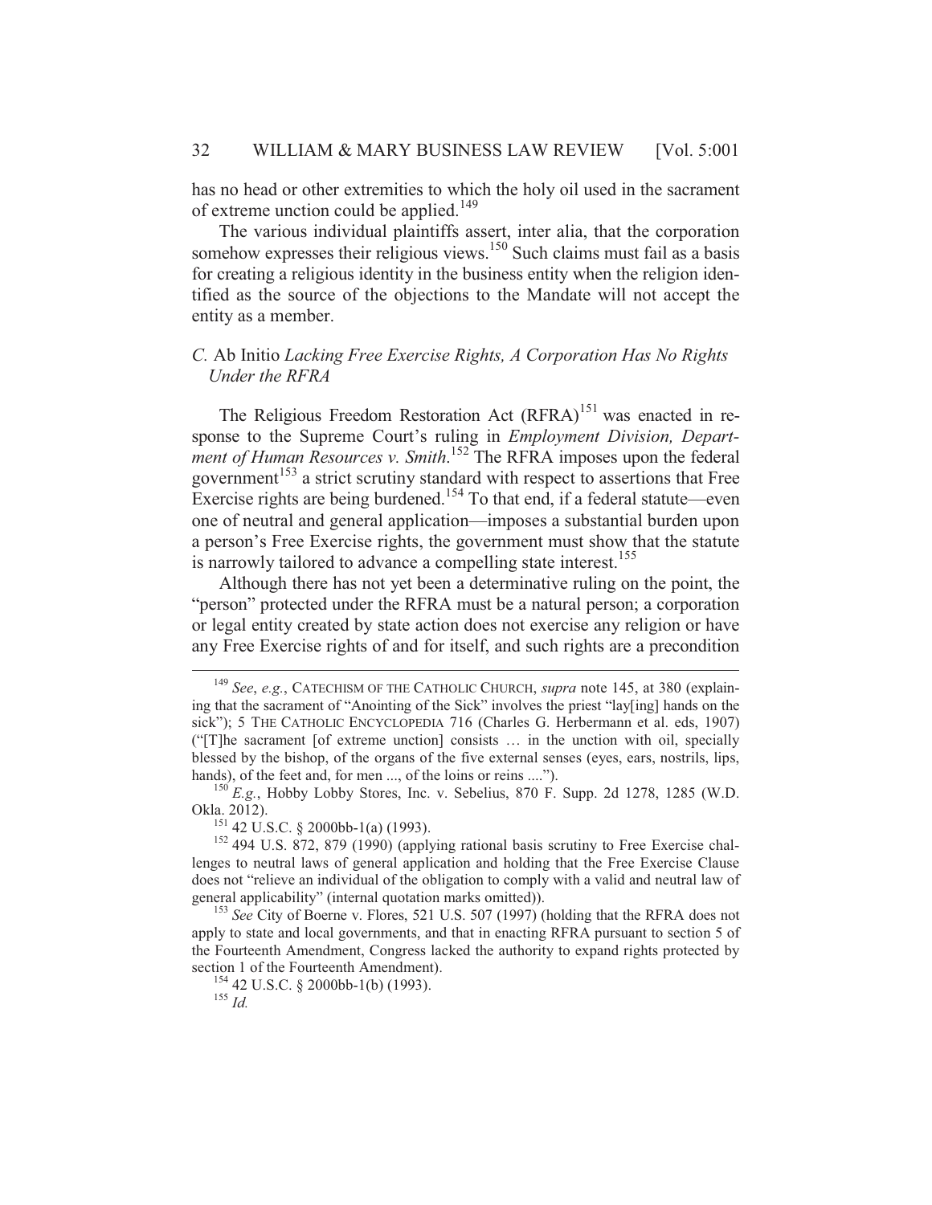has no head or other extremities to which the holy oil used in the sacrament of extreme unction could be applied.[149]

The various individual plaintiffs assert, inter alia, that the corporation somehow expresses their religious views.[150] Such claims must fail as a basis for creating a religious identity in the business entity when the religion identified as the source of the objections to the Mandate will not accept the entity as a member.

### *C.* Ab Initio *Lacking Free Exercise Rights, A Corporation Has No Rights Under the RFRA*

The Religious Freedom Restoration Act (RFRA)[151] was enacted in response to the Supreme Court's ruling in *Employment Division, Department of Human Resources v. Smith*.[152] The RFRA imposes upon the federal government[153] a strict scrutiny standard with respect to assertions that Free Exercise rights are being burdened.[154] To that end, if a federal statute—even one of neutral and general application—imposes a substantial burden upon a person's Free Exercise rights, the government must show that the statute is narrowly tailored to advance a compelling state interest.[155]

Although there has not yet been a determinative ruling on the point, the "person" protected under the RFRA must be a natural person; a corporation or legal entity created by state action does not exercise any religion or have any Free Exercise rights of and for itself, and such rights are a precondition

---

[149] *See*, *e.g.*, CATECHISM OF THE CATHOLIC CHURCH, *supra* note 145, at 380 (explaining that the sacrament of "Anointing of the Sick" involves the priest "lay[ing] hands on the sick"); 5 THE CATHOLIC ENCYCLOPEDIA 716 (Charles G. Herbermann et al. eds, 1907) ("[T]he sacrament [of extreme unction] consists … in the unction with oil, specially blessed by the bishop, of the organs of the five external senses (eyes, ears, nostrils, lips, hands), of the feet and, for men ..., of the loins or reins ....").

[150] *E.g.*, Hobby Lobby Stores, Inc. v. Sebelius, 870 F. Supp. 2d 1278, 1285 (W.D. Okla. 2012).

[151] 42 U.S.C. § 2000bb-1(a) (1993).

[152] 494 U.S. 872, 879 (1990) (applying rational basis scrutiny to Free Exercise challenges to neutral laws of general application and holding that the Free Exercise Clause does not "relieve an individual of the obligation to comply with a valid and neutral law of general applicability" (internal quotation marks omitted)).

[153] *See* City of Boerne v. Flores, 521 U.S. 507 (1997) (holding that the RFRA does not apply to state and local governments, and that in enacting RFRA pursuant to section 5 of the Fourteenth Amendment, Congress lacked the authority to expand rights protected by section 1 of the Fourteenth Amendment).

[154] 42 U.S.C. § 2000bb-1(b) (1993).

[155] *Id.*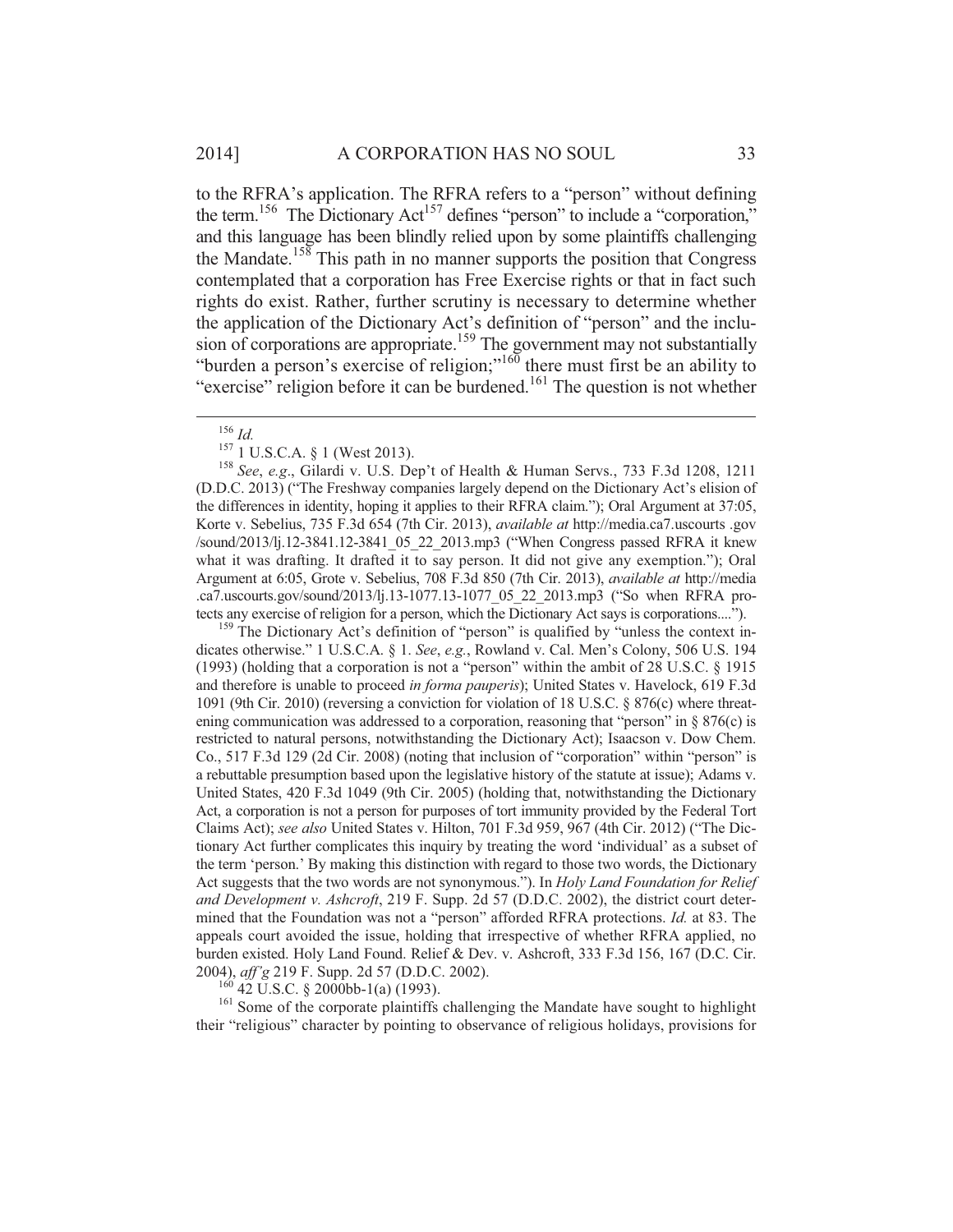to the RFRA's application. The RFRA refers to a "person" without defining the term.[156] The Dictionary Act[157] defines "person" to include a "corporation," and this language has been blindly relied upon by some plaintiffs challenging the Mandate.[158] This path in no manner supports the position that Congress contemplated that a corporation has Free Exercise rights or that in fact such rights do exist. Rather, further scrutiny is necessary to determine whether the application of the Dictionary Act's definition of "person" and the inclusion of corporations are appropriate.[159] The government may not substantially "burden a person's exercise of religion;"[160] there must first be an ability to "exercise" religion before it can be burdened.[161] The question is not whether

---

[156] *Id.*

[157] 1 U.S.C.A. § 1 (West 2013).

[158] *See*, *e.g*., Gilardi v. U.S. Dep't of Health & Human Servs., 733 F.3d 1208, 1211 (D.D.C. 2013) ("The Freshway companies largely depend on the Dictionary Act's elision of the differences in identity, hoping it applies to their RFRA claim."); Oral Argument at 37:05, Korte v. Sebelius, 735 F.3d 654 (7th Cir. 2013), *available at* http://media.ca7.uscourts .gov /sound/2013/lj.12-3841.12-3841_05_22_2013.mp3 ("When Congress passed RFRA it knew what it was drafting. It drafted it to say person. It did not give any exemption."); Oral Argument at 6:05, Grote v. Sebelius, 708 F.3d 850 (7th Cir. 2013), *available at* http://media .ca7.uscourts.gov/sound/2013/lj.13-1077.13-1077_05_22_2013.mp3 ("So when RFRA protects any exercise of religion for a person, which the Dictionary Act says is corporations....").

[159] The Dictionary Act's definition of "person" is qualified by "unless the context indicates otherwise." 1 U.S.C.A. § 1. *See*, *e.g.*, Rowland v. Cal. Men's Colony, 506 U.S. 194 (1993) (holding that a corporation is not a "person" within the ambit of 28 U.S.C. § 1915 and therefore is unable to proceed *in forma pauperis*); United States v. Havelock, 619 F.3d 1091 (9th Cir. 2010) (reversing a conviction for violation of 18 U.S.C. § 876(c) where threatening communication was addressed to a corporation, reasoning that "person" in § 876(c) is restricted to natural persons, notwithstanding the Dictionary Act); Isaacson v. Dow Chem. Co., 517 F.3d 129 (2d Cir. 2008) (noting that inclusion of "corporation" within "person" is a rebuttable presumption based upon the legislative history of the statute at issue); Adams v. United States, 420 F.3d 1049 (9th Cir. 2005) (holding that, notwithstanding the Dictionary Act, a corporation is not a person for purposes of tort immunity provided by the Federal Tort Claims Act); *see also* United States v. Hilton, 701 F.3d 959, 967 (4th Cir. 2012) ("The Dictionary Act further complicates this inquiry by treating the word 'individual' as a subset of the term 'person.' By making this distinction with regard to those two words, the Dictionary Act suggests that the two words are not synonymous."). In *Holy Land Foundation for Relief and Development v. Ashcroft*, 219 F. Supp. 2d 57 (D.D.C. 2002), the district court determined that the Foundation was not a "person" afforded RFRA protections. *Id.* at 83. The appeals court avoided the issue, holding that irrespective of whether RFRA applied, no burden existed. Holy Land Found. Relief & Dev. v. Ashcroft, 333 F.3d 156, 167 (D.C. Cir. 2004), *aff'g* 219 F. Supp. 2d 57 (D.D.C. 2002).

[160] 42 U.S.C. § 2000bb-1(a) (1993).

[161] Some of the corporate plaintiffs challenging the Mandate have sought to highlight their "religious" character by pointing to observance of religious holidays, provisions for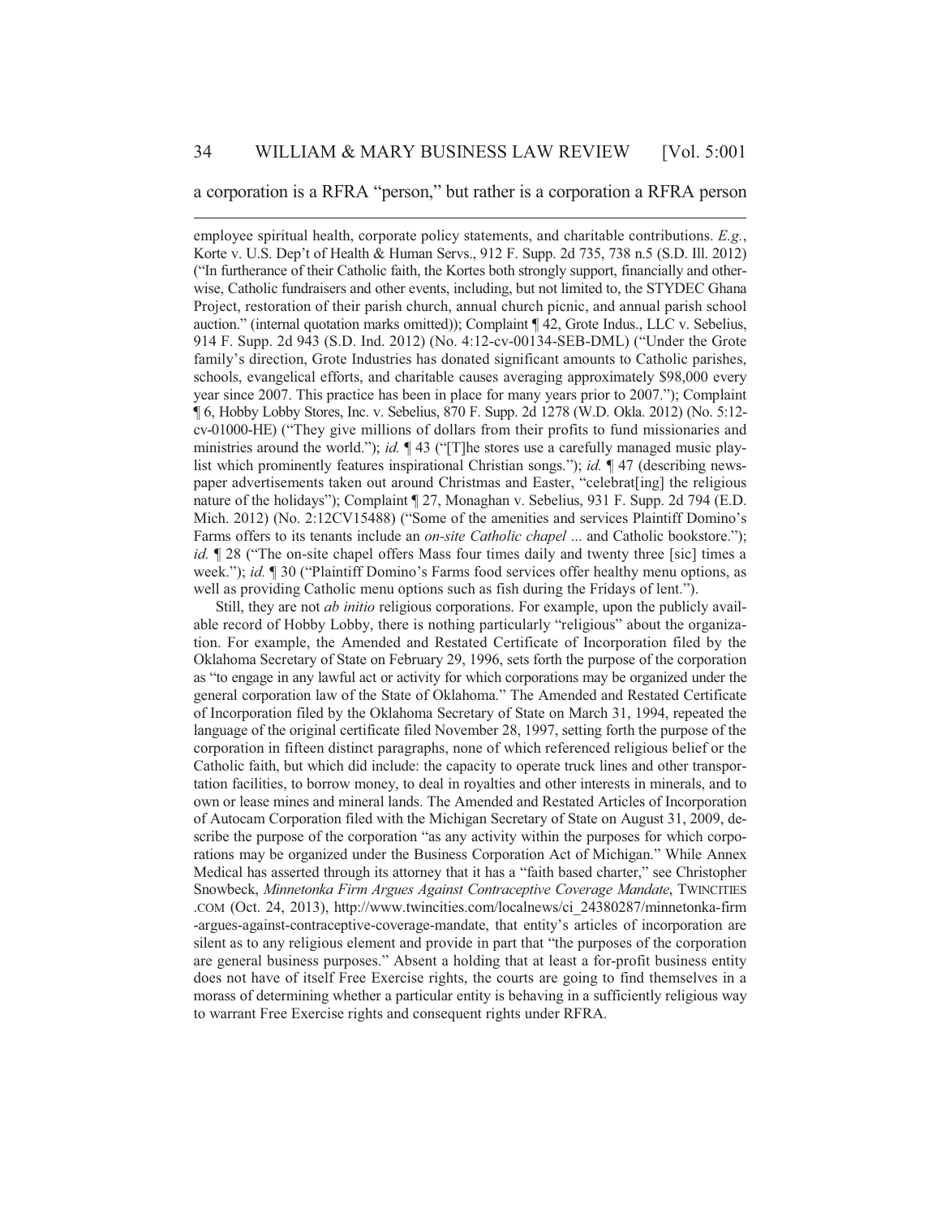a corporation is a RFRA "person," but rather is a corporation a RFRA person

---

employee spiritual health, corporate policy statements, and charitable contributions. *E.g.*, Korte v. U.S. Dep't of Health & Human Servs., 912 F. Supp. 2d 735, 738 n.5 (S.D. Ill. 2012) ("In furtherance of their Catholic faith, the Kortes both strongly support, financially and otherwise, Catholic fundraisers and other events, including, but not limited to, the STYDEC Ghana Project, restoration of their parish church, annual church picnic, and annual parish school auction." (internal quotation marks omitted)); Complaint ¶ 42, Grote Indus., LLC v. Sebelius, 914 F. Supp. 2d 943 (S.D. Ind. 2012) (No. 4:12-cv-00134-SEB-DML) ("Under the Grote family's direction, Grote Industries has donated significant amounts to Catholic parishes, schools, evangelical efforts, and charitable causes averaging approximately $98,000 every year since 2007. This practice has been in place for many years prior to 2007."); Complaint ¶ 6, Hobby Lobby Stores, Inc. v. Sebelius, 870 F. Supp. 2d 1278 (W.D. Okla. 2012) (No. 5:12-cv-01000-HE) ("They give millions of dollars from their profits to fund missionaries and ministries around the world."); *id.* ¶ 43 ("[T]he stores use a carefully managed music playlist which prominently features inspirational Christian songs."); *id.* ¶ 47 (describing newspaper advertisements taken out around Christmas and Easter, "celebrat[ing] the religious nature of the holidays"); Complaint ¶ 27, Monaghan v. Sebelius, 931 F. Supp. 2d 794 (E.D. Mich. 2012) (No. 2:12CV15488) ("Some of the amenities and services Plaintiff Domino's Farms offers to its tenants include an *on-site Catholic chapel* ... and Catholic bookstore."); *id.* ¶ 28 ("The on-site chapel offers Mass four times daily and twenty three [sic] times a week."); *id.* ¶ 30 ("Plaintiff Domino's Farms food services offer healthy menu options, as well as providing Catholic menu options such as fish during the Fridays of lent.").

Still, they are not *ab initio* religious corporations. For example, upon the publicly available record of Hobby Lobby, there is nothing particularly "religious" about the organization. For example, the Amended and Restated Certificate of Incorporation filed by the Oklahoma Secretary of State on February 29, 1996, sets forth the purpose of the corporation as "to engage in any lawful act or activity for which corporations may be organized under the general corporation law of the State of Oklahoma." The Amended and Restated Certificate of Incorporation filed by the Oklahoma Secretary of State on March 31, 1994, repeated the language of the original certificate filed November 28, 1997, setting forth the purpose of the corporation in fifteen distinct paragraphs, none of which referenced religious belief or the Catholic faith, but which did include: the capacity to operate truck lines and other transportation facilities, to borrow money, to deal in royalties and other interests in minerals, and to own or lease mines and mineral lands. The Amended and Restated Articles of Incorporation of Autocam Corporation filed with the Michigan Secretary of State on August 31, 2009, describe the purpose of the corporation "as any activity within the purposes for which corporations may be organized under the Business Corporation Act of Michigan." While Annex Medical has asserted through its attorney that it has a "faith based charter," see Christopher Snowbeck, *Minnetonka Firm Argues Against Contraceptive Coverage Mandate*, TWINCITIES.COM (Oct. 24, 2013), http://www.twincities.com/localnews/ci_24380287/minnetonka-firm-argues-against-contraceptive-coverage-mandate, that entity's articles of incorporation are silent as to any religious element and provide in part that "the purposes of the corporation are general business purposes." Absent a holding that at least a for-profit business entity does not have of itself Free Exercise rights, the courts are going to find themselves in a morass of determining whether a particular entity is behaving in a sufficiently religious way to warrant Free Exercise rights and consequent rights under RFRA.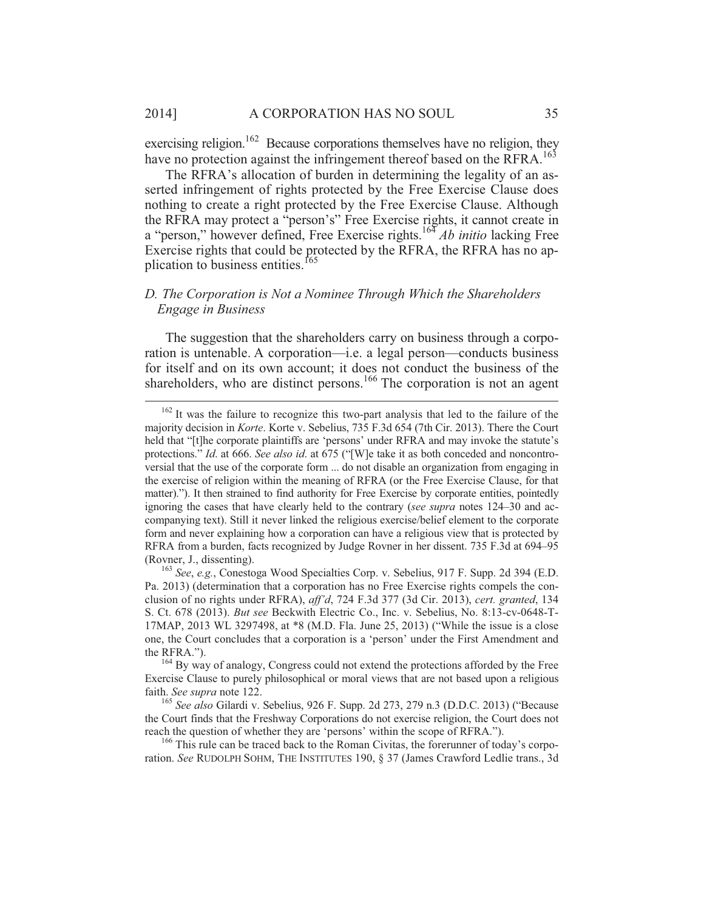exercising religion.[162] Because corporations themselves have no religion, they have no protection against the infringement thereof based on the RFRA.[163]

The RFRA's allocation of burden in determining the legality of an asserted infringement of rights protected by the Free Exercise Clause does nothing to create a right protected by the Free Exercise Clause. Although the RFRA may protect a "person's" Free Exercise rights, it cannot create in a "person," however defined, Free Exercise rights.[164] *Ab initio* lacking Free Exercise rights that could be protected by the RFRA, the RFRA has no application to business entities.[165]

### *D. The Corporation is Not a Nominee Through Which the Shareholders Engage in Business*

The suggestion that the shareholders carry on business through a corporation is untenable. A corporation—i.e. a legal person—conducts business for itself and on its own account; it does not conduct the business of the shareholders, who are distinct persons.[166] The corporation is not an agent

---

[162] It was the failure to recognize this two-part analysis that led to the failure of the majority decision in *Korte*. Korte v. Sebelius, 735 F.3d 654 (7th Cir. 2013). There the Court held that "[t]he corporate plaintiffs are 'persons' under RFRA and may invoke the statute's protections." *Id*. at 666. *See also id*. at 675 ("[W]e take it as both conceded and noncontroversial that the use of the corporate form ... do not disable an organization from engaging in the exercise of religion within the meaning of RFRA (or the Free Exercise Clause, for that matter)."). It then strained to find authority for Free Exercise by corporate entities, pointedly ignoring the cases that have clearly held to the contrary (*see supra* notes 124–30 and accompanying text). Still it never linked the religious exercise/belief element to the corporate form and never explaining how a corporation can have a religious view that is protected by RFRA from a burden, facts recognized by Judge Rovner in her dissent. 735 F.3d at 694–95 (Rovner, J., dissenting).

[163] *See*, *e.g.*, Conestoga Wood Specialties Corp. v. Sebelius, 917 F. Supp. 2d 394 (E.D. Pa. 2013) (determination that a corporation has no Free Exercise rights compels the conclusion of no rights under RFRA), *aff'd*, 724 F.3d 377 (3d Cir. 2013), *cert. granted*, 134 S. Ct. 678 (2013). *But see* Beckwith Electric Co., Inc. v. Sebelius, No. 8:13-cv-0648-T-17MAP, 2013 WL 3297498, at *8 (M.D. Fla. June 25, 2013) ("While the issue is a close one, the Court concludes that a corporation is a 'person' under the First Amendment and the RFRA.").

[164] By way of analogy, Congress could not extend the protections afforded by the Free Exercise Clause to purely philosophical or moral views that are not based upon a religious faith. *See supra* note 122.

[165] *See also* Gilardi v. Sebelius, 926 F. Supp. 2d 273, 279 n.3 (D.D.C. 2013) ("Because the Court finds that the Freshway Corporations do not exercise religion, the Court does not reach the question of whether they are 'persons' within the scope of RFRA.").

[166] This rule can be traced back to the Roman Civitas, the forerunner of today's corporation. *See* RUDOLPH SOHM, THE INSTITUTES 190, § 37 (James Crawford Ledlie trans., 3d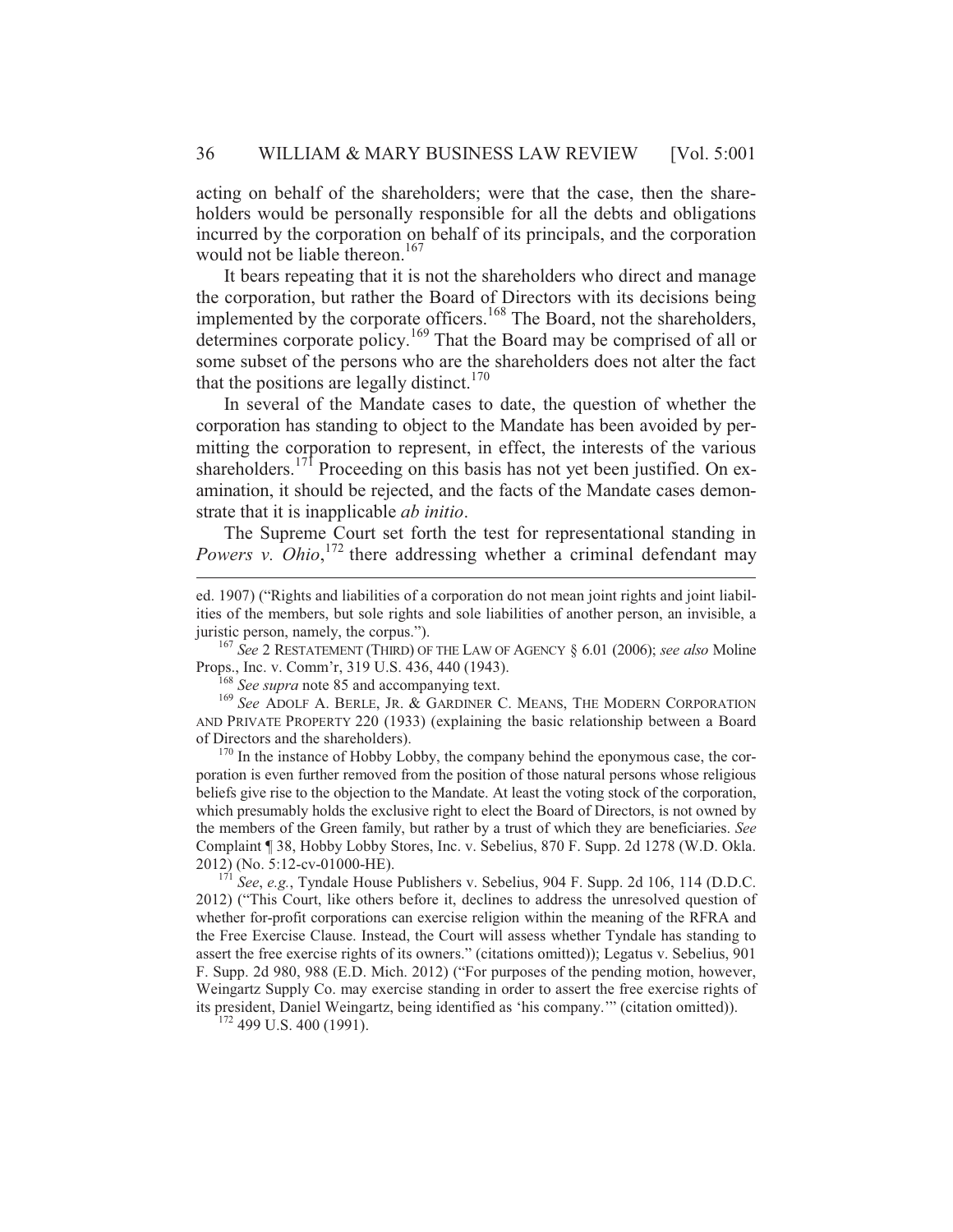acting on behalf of the shareholders; were that the case, then the shareholders would be personally responsible for all the debts and obligations incurred by the corporation on behalf of its principals, and the corporation would not be liable thereon.[167]

It bears repeating that it is not the shareholders who direct and manage the corporation, but rather the Board of Directors with its decisions being implemented by the corporate officers.[168] The Board, not the shareholders, determines corporate policy.[169] That the Board may be comprised of all or some subset of the persons who are the shareholders does not alter the fact that the positions are legally distinct.[170]

In several of the Mandate cases to date, the question of whether the corporation has standing to object to the Mandate has been avoided by permitting the corporation to represent, in effect, the interests of the various shareholders.[171] Proceeding on this basis has not yet been justified. On examination, it should be rejected, and the facts of the Mandate cases demonstrate that it is inapplicable *ab initio*.

The Supreme Court set forth the test for representational standing in *Powers v. Ohio*,[172] there addressing whether a criminal defendant may

---

ed. 1907) ("Rights and liabilities of a corporation do not mean joint rights and joint liabilities of the members, but sole rights and sole liabilities of another person, an invisible, a juristic person, namely, the corpus.").

[167] *See* 2 RESTATEMENT (THIRD) OF THE LAW OF AGENCY § 6.01 (2006); *see also* Moline Props., Inc. v. Comm'r, 319 U.S. 436, 440 (1943).

[168] *See supra* note 85 and accompanying text.

[169] *See* ADOLF A. BERLE, JR. & GARDINER C. MEANS, THE MODERN CORPORATION AND PRIVATE PROPERTY 220 (1933) (explaining the basic relationship between a Board of Directors and the shareholders).

[170] In the instance of Hobby Lobby, the company behind the eponymous case, the corporation is even further removed from the position of those natural persons whose religious beliefs give rise to the objection to the Mandate. At least the voting stock of the corporation, which presumably holds the exclusive right to elect the Board of Directors, is not owned by the members of the Green family, but rather by a trust of which they are beneficiaries. *See* Complaint ¶ 38, Hobby Lobby Stores, Inc. v. Sebelius, 870 F. Supp. 2d 1278 (W.D. Okla. 2012) (No. 5:12-cv-01000-HE).

[171] *See*, *e.g.*, Tyndale House Publishers v. Sebelius, 904 F. Supp. 2d 106, 114 (D.D.C. 2012) ("This Court, like others before it, declines to address the unresolved question of whether for-profit corporations can exercise religion within the meaning of the RFRA and the Free Exercise Clause. Instead, the Court will assess whether Tyndale has standing to assert the free exercise rights of its owners." (citations omitted)); Legatus v. Sebelius, 901 F. Supp. 2d 980, 988 (E.D. Mich. 2012) ("For purposes of the pending motion, however, Weingartz Supply Co. may exercise standing in order to assert the free exercise rights of its president, Daniel Weingartz, being identified as 'his company.'" (citation omitted)).

[172] 499 U.S. 400 (1991).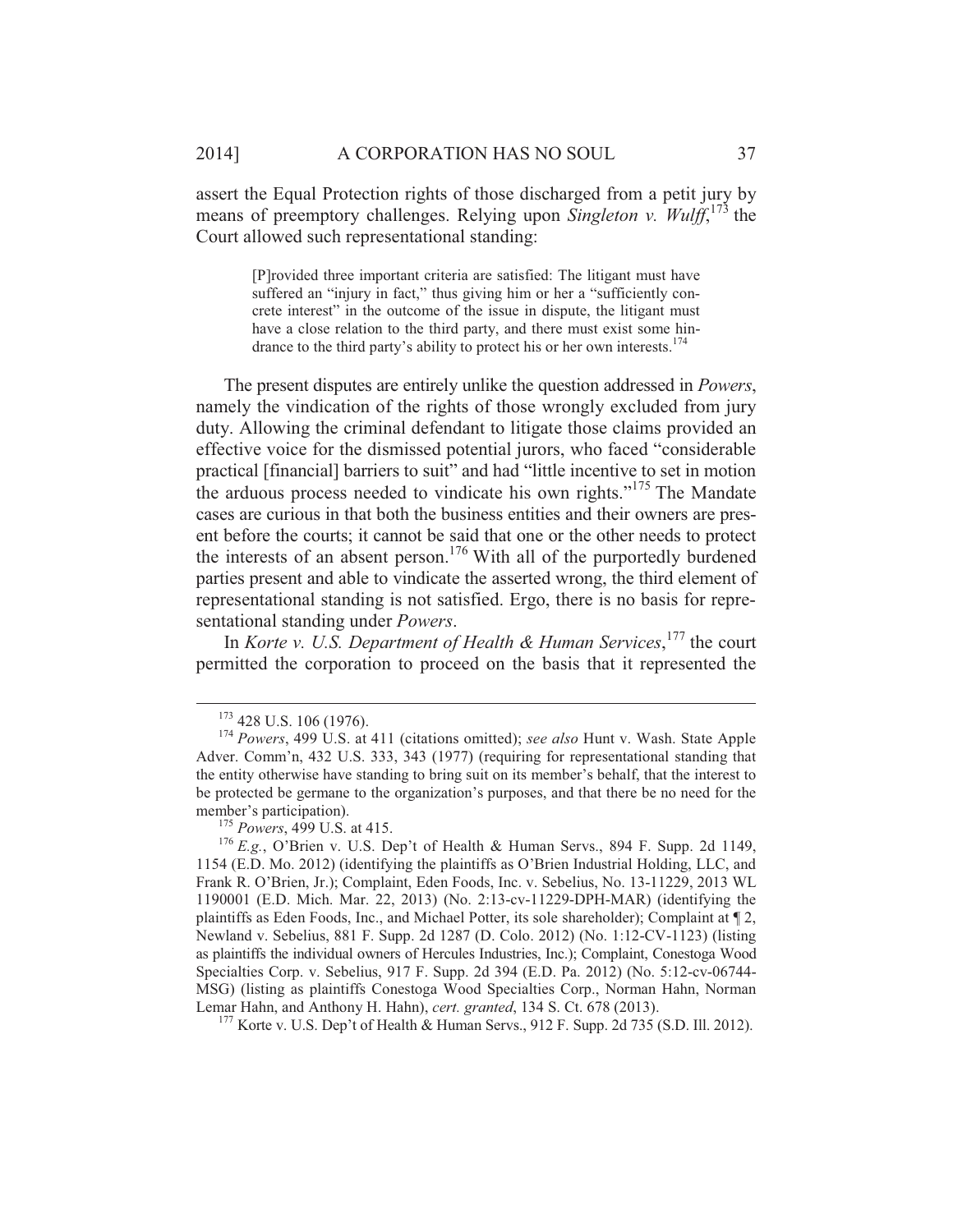assert the Equal Protection rights of those discharged from a petit jury by means of preemptory challenges. Relying upon *Singleton v. Wulff*,[173] the Court allowed such representational standing:

> [P]rovided three important criteria are satisfied: The litigant must have suffered an "injury in fact," thus giving him or her a "sufficiently concrete interest" in the outcome of the issue in dispute, the litigant must have a close relation to the third party, and there must exist some hindrance to the third party's ability to protect his or her own interests.[174]

The present disputes are entirely unlike the question addressed in *Powers*, namely the vindication of the rights of those wrongly excluded from jury duty. Allowing the criminal defendant to litigate those claims provided an effective voice for the dismissed potential jurors, who faced "considerable practical [financial] barriers to suit" and had "little incentive to set in motion the arduous process needed to vindicate his own rights."[175] The Mandate cases are curious in that both the business entities and their owners are present before the courts; it cannot be said that one or the other needs to protect the interests of an absent person.[176] With all of the purportedly burdened parties present and able to vindicate the asserted wrong, the third element of representational standing is not satisfied. Ergo, there is no basis for representational standing under *Powers*.

In *Korte v. U.S. Department of Health & Human Services*,[177] the court permitted the corporation to proceed on the basis that it represented the

---

[173] 428 U.S. 106 (1976).

[174] *Powers*, 499 U.S. at 411 (citations omitted); *see also* Hunt v. Wash. State Apple Adver. Comm'n, 432 U.S. 333, 343 (1977) (requiring for representational standing that the entity otherwise have standing to bring suit on its member's behalf, that the interest to be protected be germane to the organization's purposes, and that there be no need for the member's participation).

[175] *Powers*, 499 U.S. at 415.

[176] *E.g.*, O'Brien v. U.S. Dep't of Health & Human Servs., 894 F. Supp. 2d 1149, 1154 (E.D. Mo. 2012) (identifying the plaintiffs as O'Brien Industrial Holding, LLC, and Frank R. O'Brien, Jr.); Complaint, Eden Foods, Inc. v. Sebelius, No. 13-11229, 2013 WL 1190001 (E.D. Mich. Mar. 22, 2013) (No. 2:13-cv-11229-DPH-MAR) (identifying the plaintiffs as Eden Foods, Inc., and Michael Potter, its sole shareholder); Complaint at ¶ 2, Newland v. Sebelius, 881 F. Supp. 2d 1287 (D. Colo. 2012) (No. 1:12-CV-1123) (listing as plaintiffs the individual owners of Hercules Industries, Inc.); Complaint, Conestoga Wood Specialties Corp. v. Sebelius, 917 F. Supp. 2d 394 (E.D. Pa. 2012) (No. 5:12-cv-06744-MSG) (listing as plaintiffs Conestoga Wood Specialties Corp., Norman Hahn, Norman Lemar Hahn, and Anthony H. Hahn), *cert. granted*, 134 S. Ct. 678 (2013).

[177] Korte v. U.S. Dep't of Health & Human Servs., 912 F. Supp. 2d 735 (S.D. Ill. 2012).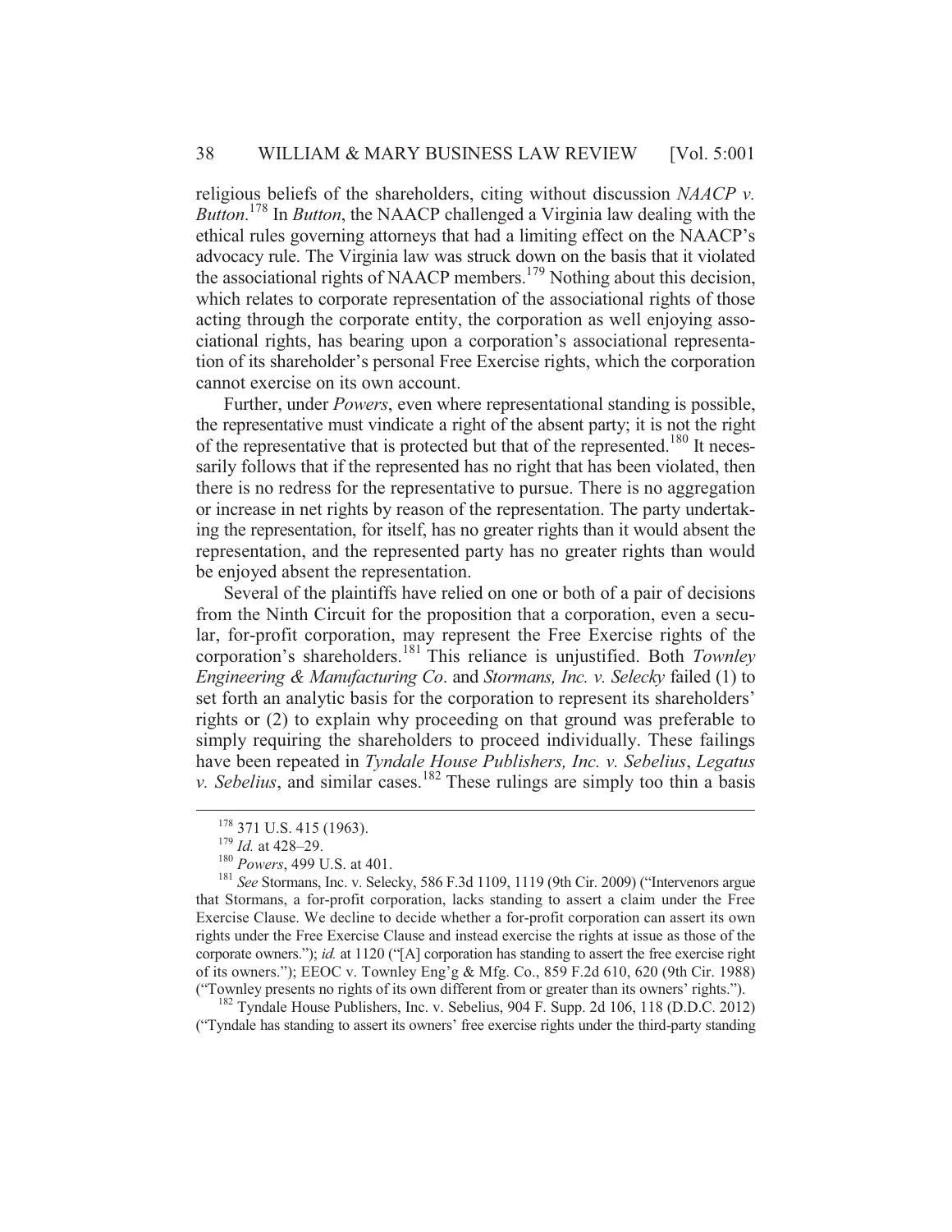religious beliefs of the shareholders, citing without discussion *NAACP v. Button*.[178] In *Button*, the NAACP challenged a Virginia law dealing with the ethical rules governing attorneys that had a limiting effect on the NAACP's advocacy rule. The Virginia law was struck down on the basis that it violated the associational rights of NAACP members.[179] Nothing about this decision, which relates to corporate representation of the associational rights of those acting through the corporate entity, the corporation as well enjoying associational rights, has bearing upon a corporation's associational representation of its shareholder's personal Free Exercise rights, which the corporation cannot exercise on its own account.

Further, under *Powers*, even where representational standing is possible, the representative must vindicate a right of the absent party; it is not the right of the representative that is protected but that of the represented.[180] It necessarily follows that if the represented has no right that has been violated, then there is no redress for the representative to pursue. There is no aggregation or increase in net rights by reason of the representation. The party undertaking the representation, for itself, has no greater rights than it would absent the representation, and the represented party has no greater rights than would be enjoyed absent the representation.

Several of the plaintiffs have relied on one or both of a pair of decisions from the Ninth Circuit for the proposition that a corporation, even a secular, for-profit corporation, may represent the Free Exercise rights of the corporation's shareholders.[181] This reliance is unjustified. Both *Townley Engineering & Manufacturing Co*. and *Stormans, Inc. v. Selecky* failed (1) to set forth an analytic basis for the corporation to represent its shareholders' rights or (2) to explain why proceeding on that ground was preferable to simply requiring the shareholders to proceed individually. These failings have been repeated in *Tyndale House Publishers, Inc. v. Sebelius*, *Legatus v. Sebelius*, and similar cases.[182] These rulings are simply too thin a basis

---

[178] 371 U.S. 415 (1963).

[179] *Id.* at 428–29.

[180] *Powers*, 499 U.S. at 401.

[181] *See* Stormans, Inc. v. Selecky, 586 F.3d 1109, 1119 (9th Cir. 2009) ("Intervenors argue that Stormans, a for-profit corporation, lacks standing to assert a claim under the Free Exercise Clause. We decline to decide whether a for-profit corporation can assert its own rights under the Free Exercise Clause and instead exercise the rights at issue as those of the corporate owners."); *id.* at 1120 ("[A] corporation has standing to assert the free exercise right of its owners."); EEOC v. Townley Eng'g & Mfg. Co., 859 F.2d 610, 620 (9th Cir. 1988) ("Townley presents no rights of its own different from or greater than its owners' rights.").

[182] Tyndale House Publishers, Inc. v. Sebelius, 904 F. Supp. 2d 106, 118 (D.D.C. 2012) ("Tyndale has standing to assert its owners' free exercise rights under the third-party standing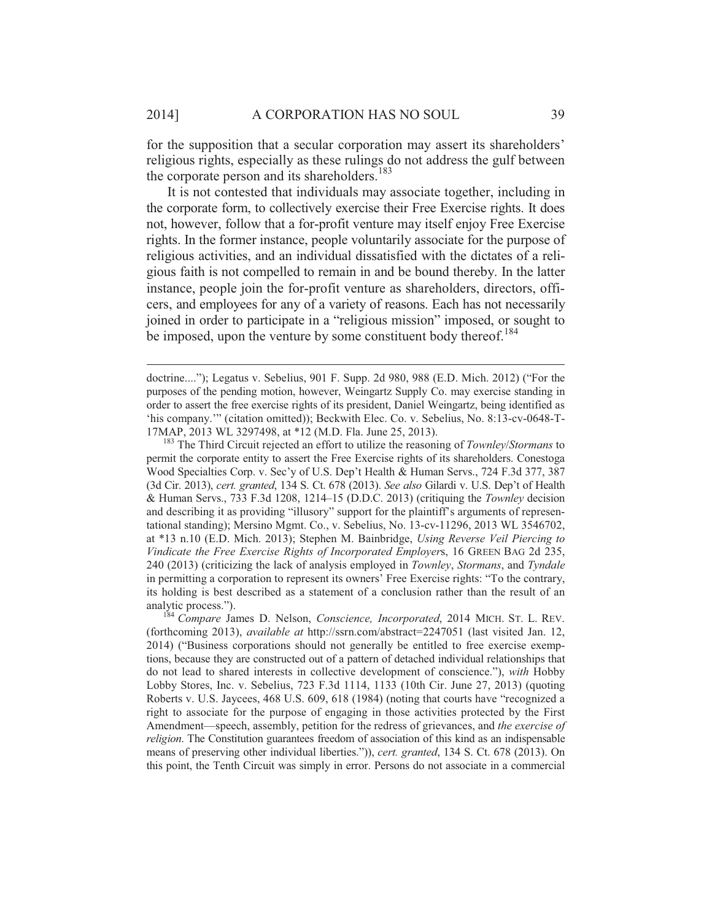for the supposition that a secular corporation may assert its shareholders' religious rights, especially as these rulings do not address the gulf between the corporate person and its shareholders.[183]

It is not contested that individuals may associate together, including in the corporate form, to collectively exercise their Free Exercise rights. It does not, however, follow that a for-profit venture may itself enjoy Free Exercise rights. In the former instance, people voluntarily associate for the purpose of religious activities, and an individual dissatisfied with the dictates of a religious faith is not compelled to remain in and be bound thereby. In the latter instance, people join the for-profit venture as shareholders, directors, officers, and employees for any of a variety of reasons. Each has not necessarily joined in order to participate in a "religious mission" imposed, or sought to be imposed, upon the venture by some constituent body thereof.[184]

---

doctrine...."); Legatus v. Sebelius, 901 F. Supp. 2d 980, 988 (E.D. Mich. 2012) ("For the purposes of the pending motion, however, Weingartz Supply Co. may exercise standing in order to assert the free exercise rights of its president, Daniel Weingartz, being identified as 'his company.'" (citation omitted)); Beckwith Elec. Co. v. Sebelius, No. 8:13-cv-0648-T-17MAP, 2013 WL 3297498, at *12 (M.D. Fla. June 25, 2013).

[183] The Third Circuit rejected an effort to utilize the reasoning of *Townley*/*Stormans* to permit the corporate entity to assert the Free Exercise rights of its shareholders. Conestoga Wood Specialties Corp. v. Sec'y of U.S. Dep't Health & Human Servs., 724 F.3d 377, 387 (3d Cir. 2013), *cert. granted*, 134 S. Ct. 678 (2013). *See also* Gilardi v. U.S. Dep't of Health & Human Servs., 733 F.3d 1208, 1214–15 (D.D.C. 2013) (critiquing the *Townley* decision and describing it as providing "illusory" support for the plaintiff's arguments of representational standing); Mersino Mgmt. Co., v. Sebelius, No. 13-cv-11296, 2013 WL 3546702, at *13 n.10 (E.D. Mich. 2013); Stephen M. Bainbridge, *Using Reverse Veil Piercing to Vindicate the Free Exercise Rights of Incorporated Employers*, 16 GREEN BAG 2d 235, 240 (2013) (criticizing the lack of analysis employed in *Townley*, *Stormans*, and *Tyndale* in permitting a corporation to represent its owners' Free Exercise rights: "To the contrary, its holding is best described as a statement of a conclusion rather than the result of an analytic process.").

[184] *Compare* James D. Nelson, *Conscience, Incorporated*, 2014 MICH. ST. L. REV. (forthcoming 2013), *available at* http://ssrn.com/abstract=2247051 (last visited Jan. 12, 2014) ("Business corporations should not generally be entitled to free exercise exemptions, because they are constructed out of a pattern of detached individual relationships that do not lead to shared interests in collective development of conscience."), *with* Hobby Lobby Stores, Inc. v. Sebelius, 723 F.3d 1114, 1133 (10th Cir. June 27, 2013) (quoting Roberts v. U.S. Jaycees, 468 U.S. 609, 618 (1984) (noting that courts have "recognized a right to associate for the purpose of engaging in those activities protected by the First Amendment—speech, assembly, petition for the redress of grievances, and *the exercise of religion*. The Constitution guarantees freedom of association of this kind as an indispensable means of preserving other individual liberties.")), *cert. granted*, 134 S. Ct. 678 (2013). On this point, the Tenth Circuit was simply in error. Persons do not associate in a commercial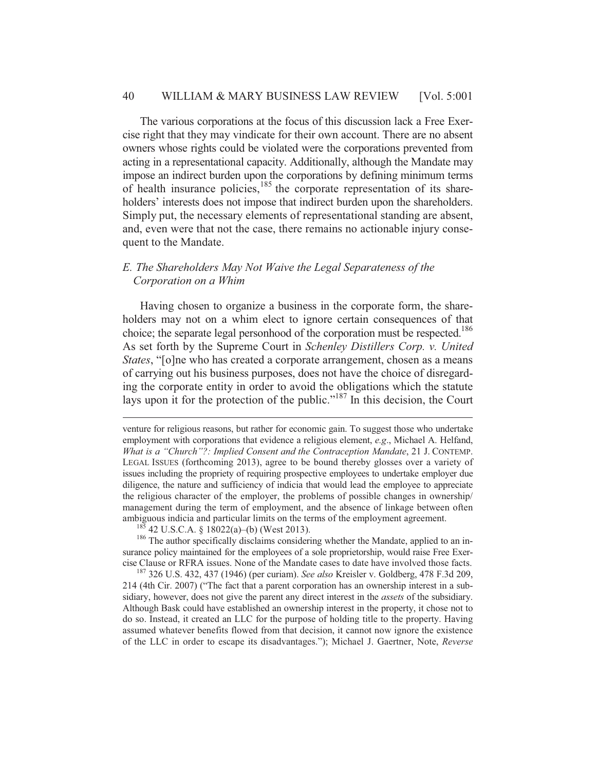The various corporations at the focus of this discussion lack a Free Exercise right that they may vindicate for their own account. There are no absent owners whose rights could be violated were the corporations prevented from acting in a representational capacity. Additionally, although the Mandate may impose an indirect burden upon the corporations by defining minimum terms of health insurance policies,[185] the corporate representation of its shareholders' interests does not impose that indirect burden upon the shareholders. Simply put, the necessary elements of representational standing are absent, and, even were that not the case, there remains no actionable injury consequent to the Mandate.

### *E. The Shareholders May Not Waive the Legal Separateness of the Corporation on a Whim*

Having chosen to organize a business in the corporate form, the shareholders may not on a whim elect to ignore certain consequences of that choice; the separate legal personhood of the corporation must be respected.[186] As set forth by the Supreme Court in *Schenley Distillers Corp. v. United States*, "[o]ne who has created a corporate arrangement, chosen as a means of carrying out his business purposes, does not have the choice of disregarding the corporate entity in order to avoid the obligations which the statute lays upon it for the protection of the public."[187] In this decision, the Court

---

venture for religious reasons, but rather for economic gain. To suggest those who undertake employment with corporations that evidence a religious element, *e.g*., Michael A. Helfand, *What is a "Church"?: Implied Consent and the Contraception Mandate*, 21 J. CONTEMP. LEGAL ISSUES (forthcoming 2013), agree to be bound thereby glosses over a variety of issues including the propriety of requiring prospective employees to undertake employer due diligence, the nature and sufficiency of indicia that would lead the employee to appreciate the religious character of the employer, the problems of possible changes in ownership/ management during the term of employment, and the absence of linkage between often ambiguous indicia and particular limits on the terms of the employment agreement.

[185] 42 U.S.C.A. § 18022(a)–(b) (West 2013).

[186] The author specifically disclaims considering whether the Mandate, applied to an insurance policy maintained for the employees of a sole proprietorship, would raise Free Exercise Clause or RFRA issues. None of the Mandate cases to date have involved those facts.

[187] 326 U.S. 432, 437 (1946) (per curiam). *See also* Kreisler v. Goldberg, 478 F.3d 209, 214 (4th Cir. 2007) ("The fact that a parent corporation has an ownership interest in a subsidiary, however, does not give the parent any direct interest in the *assets* of the subsidiary. Although Bask could have established an ownership interest in the property, it chose not to do so. Instead, it created an LLC for the purpose of holding title to the property. Having assumed whatever benefits flowed from that decision, it cannot now ignore the existence of the LLC in order to escape its disadvantages."); Michael J. Gaertner, Note, *Reverse*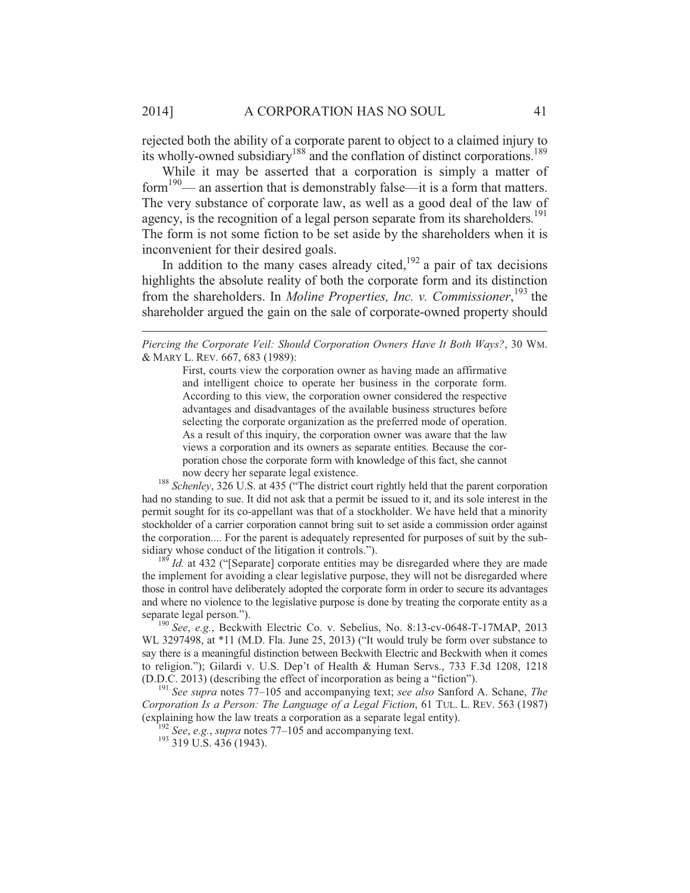rejected both the ability of a corporate parent to object to a claimed injury to its wholly-owned subsidiary[188] and the conflation of distinct corporations.[189]

While it may be asserted that a corporation is simply a matter of form[190]— an assertion that is demonstrably false—it is a form that matters. The very substance of corporate law, as well as a good deal of the law of agency, is the recognition of a legal person separate from its shareholders.[191] The form is not some fiction to be set aside by the shareholders when it is inconvenient for their desired goals.

In addition to the many cases already cited,[192] a pair of tax decisions highlights the absolute reality of both the corporate form and its distinction from the shareholders. In *Moline Properties, Inc. v. Commissioner*,[193] the shareholder argued the gain on the sale of corporate-owned property should

---

*Piercing the Corporate Veil: Should Corporation Owners Have It Both Ways?*, 30 WM. & MARY L. REV. 667, 683 (1989):

> First, courts view the corporation owner as having made an affirmative and intelligent choice to operate her business in the corporate form. According to this view, the corporation owner considered the respective advantages and disadvantages of the available business structures before selecting the corporate organization as the preferred mode of operation. As a result of this inquiry, the corporation owner was aware that the law views a corporation and its owners as separate entities. Because the corporation chose the corporate form with knowledge of this fact, she cannot now decry her separate legal existence.

[188] *Schenley*, 326 U.S. at 435 ("The district court rightly held that the parent corporation had no standing to sue. It did not ask that a permit be issued to it, and its sole interest in the permit sought for its co-appellant was that of a stockholder. We have held that a minority stockholder of a carrier corporation cannot bring suit to set aside a commission order against the corporation.... For the parent is adequately represented for purposes of suit by the subsidiary whose conduct of the litigation it controls.").

[189] *Id.* at 432 ("[Separate] corporate entities may be disregarded where they are made the implement for avoiding a clear legislative purpose, they will not be disregarded where those in control have deliberately adopted the corporate form in order to secure its advantages and where no violence to the legislative purpose is done by treating the corporate entity as a separate legal person.").

[190] *See*, *e.g.*, Beckwith Electric Co. v. Sebelius, No. 8:13-cv-0648-T-17MAP, 2013 WL 3297498, at *11 (M.D. Fla. June 25, 2013) ("It would truly be form over substance to say there is a meaningful distinction between Beckwith Electric and Beckwith when it comes to religion."); Gilardi v. U.S. Dep't of Health & Human Servs., 733 F.3d 1208, 1218 (D.D.C. 2013) (describing the effect of incorporation as being a "fiction").

[191] *See supra* notes 77–105 and accompanying text; *see also* Sanford A. Schane, *The Corporation Is a Person: The Language of a Legal Fiction*, 61 TUL. L. REV. 563 (1987) (explaining how the law treats a corporation as a separate legal entity).

[192] *See*, *e.g.*, *supra* notes 77–105 and accompanying text.

[193] 319 U.S. 436 (1943).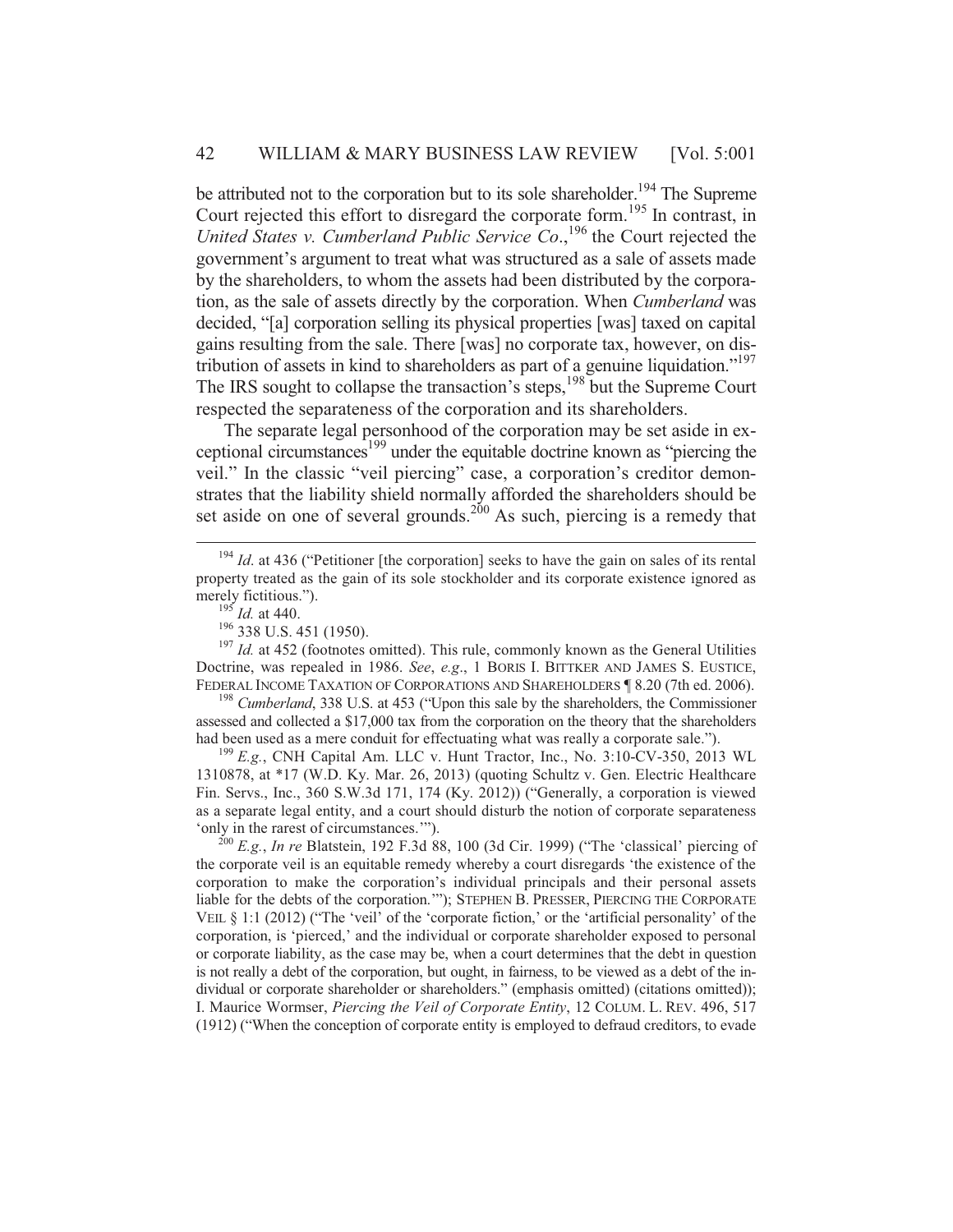be attributed not to the corporation but to its sole shareholder.[194] The Supreme Court rejected this effort to disregard the corporate form.[195] In contrast, in *United States v. Cumberland Public Service Co*.,[196] the Court rejected the government's argument to treat what was structured as a sale of assets made by the shareholders, to whom the assets had been distributed by the corporation, as the sale of assets directly by the corporation. When *Cumberland* was decided, "[a] corporation selling its physical properties [was] taxed on capital gains resulting from the sale. There [was] no corporate tax, however, on distribution of assets in kind to shareholders as part of a genuine liquidation."[197] The IRS sought to collapse the transaction's steps,[198] but the Supreme Court respected the separateness of the corporation and its shareholders.

The separate legal personhood of the corporation may be set aside in exceptional circumstances[199] under the equitable doctrine known as "piercing the veil." In the classic "veil piercing" case, a corporation's creditor demonstrates that the liability shield normally afforded the shareholders should be set aside on one of several grounds.[200] As such, piercing is a remedy that

---

[194] *Id*. at 436 ("Petitioner [the corporation] seeks to have the gain on sales of its rental property treated as the gain of its sole stockholder and its corporate existence ignored as merely fictitious.").

[195] *Id.* at 440.

[196] 338 U.S. 451 (1950).

[197] *Id.* at 452 (footnotes omitted). This rule, commonly known as the General Utilities Doctrine, was repealed in 1986. *See*, *e.g*., 1 BORIS I. BITTKER AND JAMES S. EUSTICE, FEDERAL INCOME TAXATION OF CORPORATIONS AND SHAREHOLDERS ¶ 8.20 (7th ed. 2006).

[198] *Cumberland*, 338 U.S. at 453 ("Upon this sale by the shareholders, the Commissioner assessed and collected a $17,000 tax from the corporation on the theory that the shareholders had been used as a mere conduit for effectuating what was really a corporate sale.").

[199] *E.g.*, CNH Capital Am. LLC v. Hunt Tractor, Inc., No. 3:10-CV-350, 2013 WL 1310878, at *17 (W.D. Ky. Mar. 26, 2013) (quoting Schultz v. Gen. Electric Healthcare Fin. Servs., Inc., 360 S.W.3d 171, 174 (Ky. 2012)) ("Generally, a corporation is viewed as a separate legal entity, and a court should disturb the notion of corporate separateness 'only in the rarest of circumstances.'").

[200] *E.g.*, *In re* Blatstein, 192 F.3d 88, 100 (3d Cir. 1999) ("The 'classical' piercing of the corporate veil is an equitable remedy whereby a court disregards 'the existence of the corporation to make the corporation's individual principals and their personal assets liable for the debts of the corporation.'"); STEPHEN B. PRESSER, PIERCING THE CORPORATE VEIL § 1:1 (2012) ("The 'veil' of the 'corporate fiction,' or the 'artificial personality' of the corporation, is 'pierced,' and the individual or corporate shareholder exposed to personal or corporate liability, as the case may be, when a court determines that the debt in question is not really a debt of the corporation, but ought, in fairness, to be viewed as a debt of the individual or corporate shareholder or shareholders." (emphasis omitted) (citations omitted)); I. Maurice Wormser, *Piercing the Veil of Corporate Entity*, 12 COLUM. L. REV. 496, 517 (1912) ("When the conception of corporate entity is employed to defraud creditors, to evade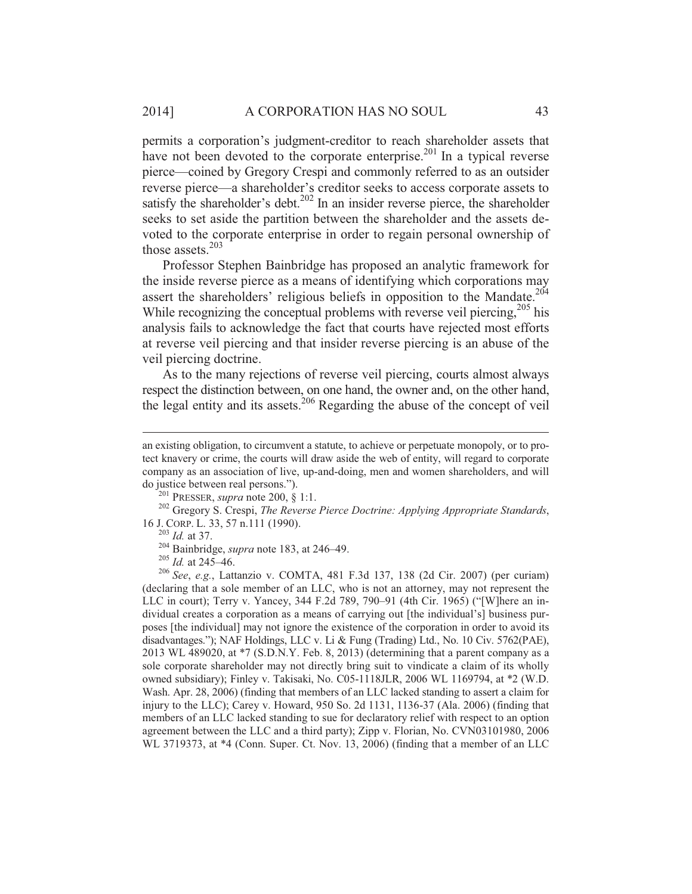permits a corporation's judgment-creditor to reach shareholder assets that have not been devoted to the corporate enterprise.[201] In a typical reverse pierce—coined by Gregory Crespi and commonly referred to as an outsider reverse pierce—a shareholder's creditor seeks to access corporate assets to satisfy the shareholder's debt.[202] In an insider reverse pierce, the shareholder seeks to set aside the partition between the shareholder and the assets devoted to the corporate enterprise in order to regain personal ownership of those assets.[203]

Professor Stephen Bainbridge has proposed an analytic framework for the inside reverse pierce as a means of identifying which corporations may assert the shareholders' religious beliefs in opposition to the Mandate.[204] While recognizing the conceptual problems with reverse veil piercing,[205] his analysis fails to acknowledge the fact that courts have rejected most efforts at reverse veil piercing and that insider reverse piercing is an abuse of the veil piercing doctrine.

As to the many rejections of reverse veil piercing, courts almost always respect the distinction between, on one hand, the owner and, on the other hand, the legal entity and its assets.[206] Regarding the abuse of the concept of veil

---

an existing obligation, to circumvent a statute, to achieve or perpetuate monopoly, or to protect knavery or crime, the courts will draw aside the web of entity, will regard to corporate company as an association of live, up-and-doing, men and women shareholders, and will do justice between real persons.").

[201] PRESSER, *supra* note 200, § 1:1.

[202] Gregory S. Crespi, *The Reverse Pierce Doctrine: Applying Appropriate Standards*, 16 J. CORP. L. 33, 57 n.111 (1990).

[203] *Id.* at 37.

[204] Bainbridge, *supra* note 183, at 246–49.

[205] *Id.* at 245–46.

[206] *See*, *e.g.*, Lattanzio v. COMTA, 481 F.3d 137, 138 (2d Cir. 2007) (per curiam) (declaring that a sole member of an LLC, who is not an attorney, may not represent the LLC in court); Terry v. Yancey, 344 F.2d 789, 790–91 (4th Cir. 1965) ("[W]here an individual creates a corporation as a means of carrying out [the individual's] business purposes [the individual] may not ignore the existence of the corporation in order to avoid its disadvantages."); NAF Holdings, LLC v. Li & Fung (Trading) Ltd., No. 10 Civ. 5762(PAE), 2013 WL 489020, at *7 (S.D.N.Y. Feb. 8, 2013) (determining that a parent company as a sole corporate shareholder may not directly bring suit to vindicate a claim of its wholly owned subsidiary); Finley v. Takisaki, No. C05-1118JLR, 2006 WL 1169794, at *2 (W.D. Wash. Apr. 28, 2006) (finding that members of an LLC lacked standing to assert a claim for injury to the LLC); Carey v. Howard, 950 So. 2d 1131, 1136-37 (Ala. 2006) (finding that members of an LLC lacked standing to sue for declaratory relief with respect to an option agreement between the LLC and a third party); Zipp v. Florian, No. CVN03101980, 2006 WL 3719373, at *4 (Conn. Super. Ct. Nov. 13, 2006) (finding that a member of an LLC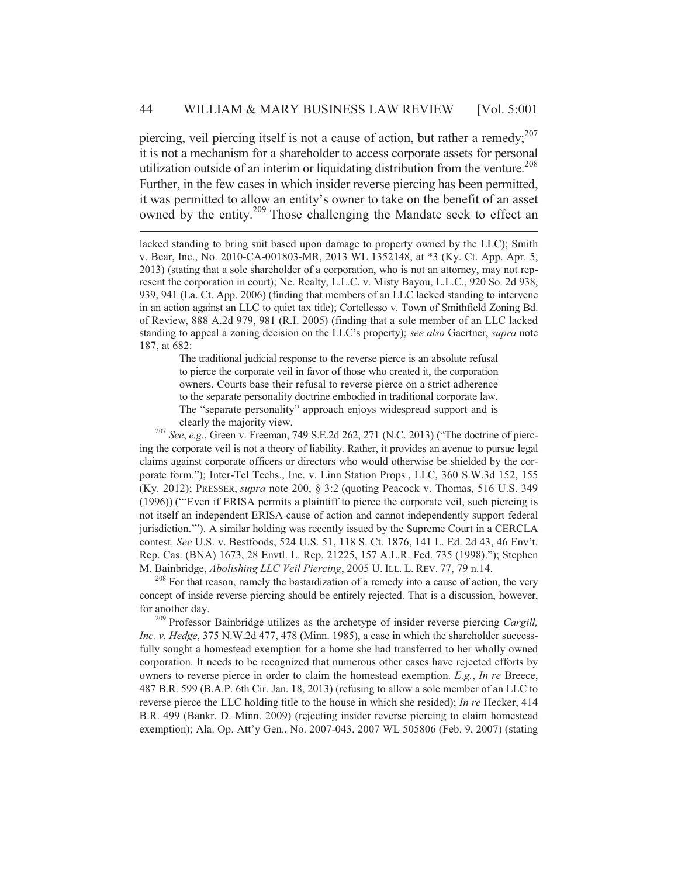piercing, veil piercing itself is not a cause of action, but rather a remedy;[207] it is not a mechanism for a shareholder to access corporate assets for personal utilization outside of an interim or liquidating distribution from the venture.[208] Further, in the few cases in which insider reverse piercing has been permitted, it was permitted to allow an entity's owner to take on the benefit of an asset owned by the entity.[209] Those challenging the Mandate seek to effect an

---

lacked standing to bring suit based upon damage to property owned by the LLC); Smith v. Bear, Inc., No. 2010-CA-001803-MR, 2013 WL 1352148, at *3 (Ky. Ct. App. Apr. 5, 2013) (stating that a sole shareholder of a corporation, who is not an attorney, may not represent the corporation in court); Ne. Realty, L.L.C. v. Misty Bayou, L.L.C., 920 So. 2d 938, 939, 941 (La. Ct. App. 2006) (finding that members of an LLC lacked standing to intervene in an action against an LLC to quiet tax title); Cortellesso v. Town of Smithfield Zoning Bd. of Review, 888 A.2d 979, 981 (R.I. 2005) (finding that a sole member of an LLC lacked standing to appeal a zoning decision on the LLC's property); *see also* Gaertner, *supra* note 187, at 682:

> The traditional judicial response to the reverse pierce is an absolute refusal to pierce the corporate veil in favor of those who created it, the corporation owners. Courts base their refusal to reverse pierce on a strict adherence to the separate personality doctrine embodied in traditional corporate law. The "separate personality" approach enjoys widespread support and is clearly the majority view.

[207] *See*, *e.g.*, Green v. Freeman, 749 S.E.2d 262, 271 (N.C. 2013) ("The doctrine of piercing the corporate veil is not a theory of liability. Rather, it provides an avenue to pursue legal claims against corporate officers or directors who would otherwise be shielded by the corporate form."); Inter-Tel Techs., Inc. v. Linn Station Props*.*, LLC, 360 S.W.3d 152, 155 (Ky. 2012); PRESSER, *supra* note 200, § 3:2 (quoting Peacock v. Thomas, 516 U.S. 349 (1996)) ("'Even if ERISA permits a plaintiff to pierce the corporate veil, such piercing is not itself an independent ERISA cause of action and cannot independently support federal jurisdiction.'"). A similar holding was recently issued by the Supreme Court in a CERCLA contest. *See* U.S. v. Bestfoods, 524 U.S. 51, 118 S. Ct. 1876, 141 L. Ed. 2d 43, 46 Env't. Rep. Cas. (BNA) 1673, 28 Envtl. L. Rep. 21225, 157 A.L.R. Fed. 735 (1998)."); Stephen M. Bainbridge, *Abolishing LLC Veil Piercing*, 2005 U. ILL. L. REV. 77, 79 n.14.

[208] For that reason, namely the bastardization of a remedy into a cause of action, the very concept of inside reverse piercing should be entirely rejected. That is a discussion, however, for another day.

[209] Professor Bainbridge utilizes as the archetype of insider reverse piercing *Cargill, Inc. v. Hedge*, 375 N.W.2d 477, 478 (Minn. 1985), a case in which the shareholder successfully sought a homestead exemption for a home she had transferred to her wholly owned corporation. It needs to be recognized that numerous other cases have rejected efforts by owners to reverse pierce in order to claim the homestead exemption. *E.g.*, *In re* Breece, 487 B.R. 599 (B.A.P. 6th Cir. Jan. 18, 2013) (refusing to allow a sole member of an LLC to reverse pierce the LLC holding title to the house in which she resided); *In re* Hecker, 414 B.R. 499 (Bankr. D. Minn. 2009) (rejecting insider reverse piercing to claim homestead exemption); Ala. Op. Att'y Gen., No. 2007-043, 2007 WL 505806 (Feb. 9, 2007) (stating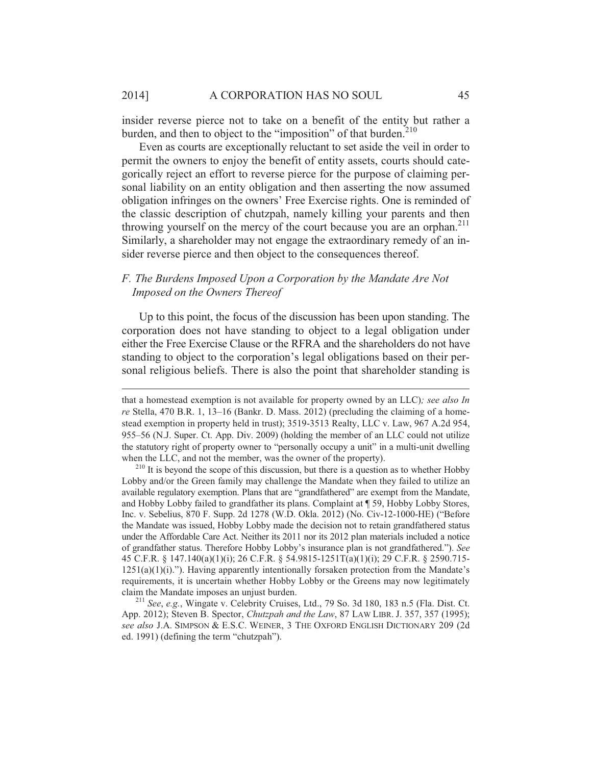insider reverse pierce not to take on a benefit of the entity but rather a burden, and then to object to the "imposition" of that burden.[210]

Even as courts are exceptionally reluctant to set aside the veil in order to permit the owners to enjoy the benefit of entity assets, courts should categorically reject an effort to reverse pierce for the purpose of claiming personal liability on an entity obligation and then asserting the now assumed obligation infringes on the owners' Free Exercise rights. One is reminded of the classic description of chutzpah, namely killing your parents and then throwing yourself on the mercy of the court because you are an orphan.[211] Similarly, a shareholder may not engage the extraordinary remedy of an insider reverse pierce and then object to the consequences thereof.

### *F. The Burdens Imposed Upon a Corporation by the Mandate Are Not Imposed on the Owners Thereof*

Up to this point, the focus of the discussion has been upon standing. The corporation does not have standing to object to a legal obligation under either the Free Exercise Clause or the RFRA and the shareholders do not have standing to object to the corporation's legal obligations based on their personal religious beliefs. There is also the point that shareholder standing is

---

that a homestead exemption is not available for property owned by an LLC); *see also In re* Stella, 470 B.R. 1, 13–16 (Bankr. D. Mass. 2012) (precluding the claiming of a homestead exemption in property held in trust); 3519-3513 Realty, LLC v. Law, 967 A.2d 954, 955–56 (N.J. Super. Ct. App. Div. 2009) (holding the member of an LLC could not utilize the statutory right of property owner to "personally occupy a unit" in a multi-unit dwelling when the LLC, and not the member, was the owner of the property).

[210] It is beyond the scope of this discussion, but there is a question as to whether Hobby Lobby and/or the Green family may challenge the Mandate when they failed to utilize an available regulatory exemption. Plans that are "grandfathered" are exempt from the Mandate, and Hobby Lobby failed to grandfather its plans. Complaint at ¶ 59, Hobby Lobby Stores, Inc. v. Sebelius, 870 F. Supp. 2d 1278 (W.D. Okla. 2012) (No. Civ-12-1000-HE) ("Before the Mandate was issued, Hobby Lobby made the decision not to retain grandfathered status under the Affordable Care Act. Neither its 2011 nor its 2012 plan materials included a notice of grandfather status. Therefore Hobby Lobby's insurance plan is not grandfathered."). *See* 45 C.F.R. § 147.140(a)(1)(i); 26 C.F.R. § 54.9815-1251T(a)(1)(i); 29 C.F.R. § 2590.715-1251(a)(1)(i)."). Having apparently intentionally forsaken protection from the Mandate's requirements, it is uncertain whether Hobby Lobby or the Greens may now legitimately claim the Mandate imposes an unjust burden.

[211] *See*, *e.g.*, Wingate v. Celebrity Cruises, Ltd., 79 So. 3d 180, 183 n.5 (Fla. Dist. Ct. App. 2012); Steven B. Spector, *Chutzpah and the Law*, 87 LAW LIBR. J. 357, 357 (1995); *see also* J.A. SIMPSON & E.S.C. WEINER, 3 THE OXFORD ENGLISH DICTIONARY 209 (2d ed. 1991) (defining the term "chutzpah").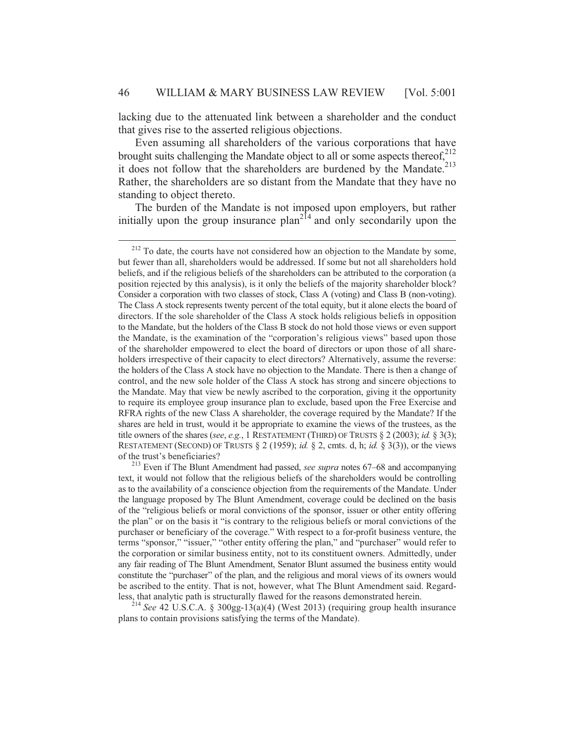lacking due to the attenuated link between a shareholder and the conduct that gives rise to the asserted religious objections.

Even assuming all shareholders of the various corporations that have brought suits challenging the Mandate object to all or some aspects thereof,[212] it does not follow that the shareholders are burdened by the Mandate.[213] Rather, the shareholders are so distant from the Mandate that they have no standing to object thereto.

The burden of the Mandate is not imposed upon employers, but rather initially upon the group insurance plan[214] and only secondarily upon the

---

[212] To date, the courts have not considered how an objection to the Mandate by some, but fewer than all, shareholders would be addressed. If some but not all shareholders hold beliefs, and if the religious beliefs of the shareholders can be attributed to the corporation (a position rejected by this analysis), is it only the beliefs of the majority shareholder block? Consider a corporation with two classes of stock, Class A (voting) and Class B (non-voting). The Class A stock represents twenty percent of the total equity, but it alone elects the board of directors. If the sole shareholder of the Class A stock holds religious beliefs in opposition to the Mandate, but the holders of the Class B stock do not hold those views or even support the Mandate, is the examination of the "corporation's religious views" based upon those of the shareholder empowered to elect the board of directors or upon those of all shareholders irrespective of their capacity to elect directors? Alternatively, assume the reverse: the holders of the Class A stock have no objection to the Mandate. There is then a change of control, and the new sole holder of the Class A stock has strong and sincere objections to the Mandate. May that view be newly ascribed to the corporation, giving it the opportunity to require its employee group insurance plan to exclude, based upon the Free Exercise and RFRA rights of the new Class A shareholder, the coverage required by the Mandate? If the shares are held in trust, would it be appropriate to examine the views of the trustees, as the title owners of the shares (*see*, *e.g.*, 1 RESTATEMENT (THIRD) OF TRUSTS § 2 (2003); *id.* § 3(3); RESTATEMENT (SECOND) OF TRUSTS § 2 (1959); *id.* § 2, cmts. d, h; *id.* § 3(3)), or the views of the trust's beneficiaries?

[213] Even if The Blunt Amendment had passed, *see supra* notes 67–68 and accompanying text, it would not follow that the religious beliefs of the shareholders would be controlling as to the availability of a conscience objection from the requirements of the Mandate. Under the language proposed by The Blunt Amendment, coverage could be declined on the basis of the "religious beliefs or moral convictions of the sponsor, issuer or other entity offering the plan" or on the basis it "is contrary to the religious beliefs or moral convictions of the purchaser or beneficiary of the coverage." With respect to a for-profit business venture, the terms "sponsor," "issuer," "other entity offering the plan," and "purchaser" would refer to the corporation or similar business entity, not to its constituent owners. Admittedly, under any fair reading of The Blunt Amendment, Senator Blunt assumed the business entity would constitute the "purchaser" of the plan, and the religious and moral views of its owners would be ascribed to the entity. That is not, however, what The Blunt Amendment said. Regardless, that analytic path is structurally flawed for the reasons demonstrated herein.

[214] *See* 42 U.S.C.A. § 300gg-13(a)(4) (West 2013) (requiring group health insurance plans to contain provisions satisfying the terms of the Mandate).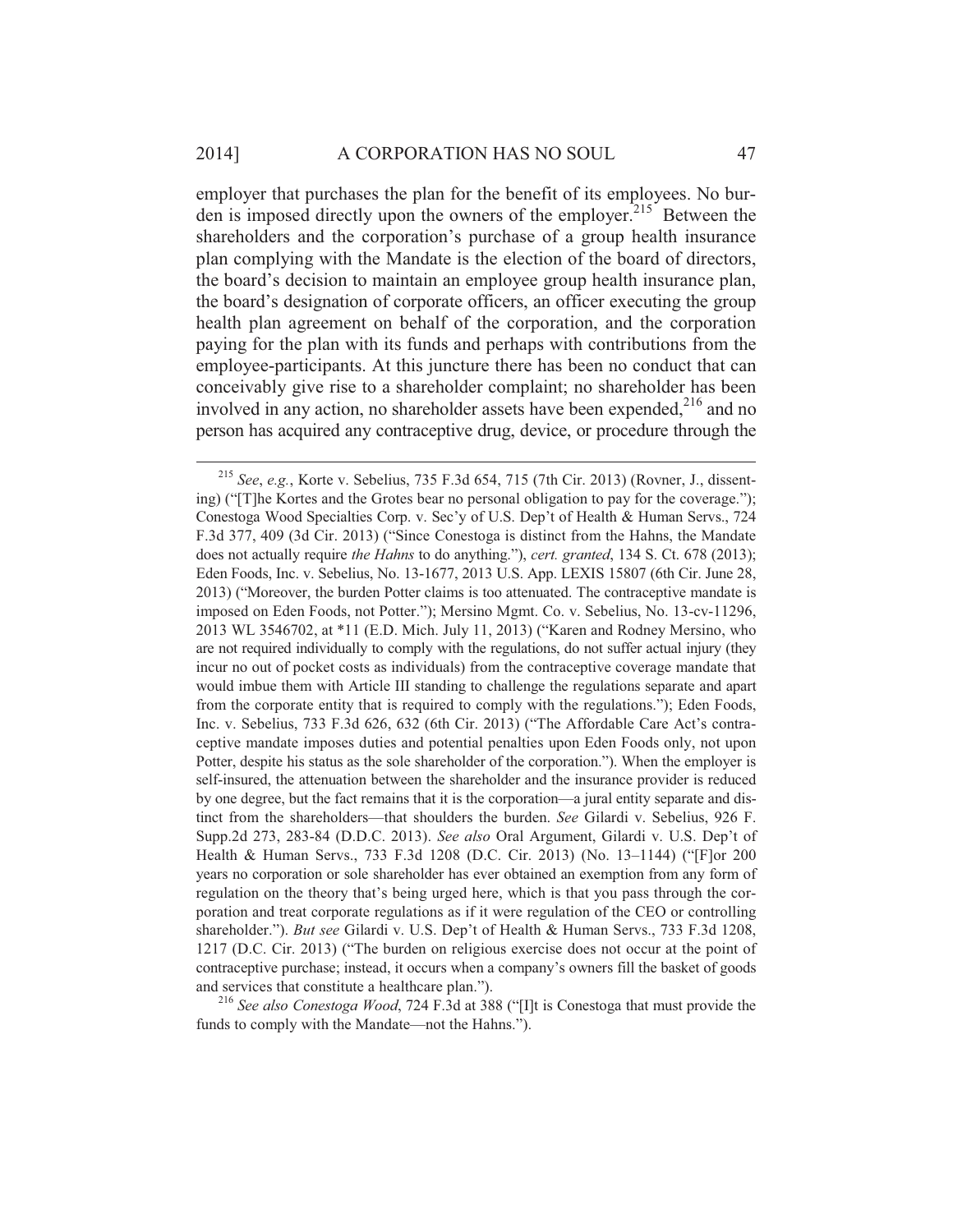employer that purchases the plan for the benefit of its employees. No burden is imposed directly upon the owners of the employer.[215] Between the shareholders and the corporation's purchase of a group health insurance plan complying with the Mandate is the election of the board of directors, the board's decision to maintain an employee group health insurance plan, the board's designation of corporate officers, an officer executing the group health plan agreement on behalf of the corporation, and the corporation paying for the plan with its funds and perhaps with contributions from the employee-participants. At this juncture there has been no conduct that can conceivably give rise to a shareholder complaint; no shareholder has been involved in any action, no shareholder assets have been expended,[216] and no person has acquired any contraceptive drug, device, or procedure through the

---

[215] *See*, *e.g.*, Korte v. Sebelius, 735 F.3d 654, 715 (7th Cir. 2013) (Rovner, J., dissenting) ("[T]he Kortes and the Grotes bear no personal obligation to pay for the coverage."); Conestoga Wood Specialties Corp. v. Sec'y of U.S. Dep't of Health & Human Servs., 724 F.3d 377, 409 (3d Cir. 2013) ("Since Conestoga is distinct from the Hahns, the Mandate does not actually require *the Hahns* to do anything."), *cert. granted*, 134 S. Ct. 678 (2013); Eden Foods, Inc. v. Sebelius, No. 13-1677, 2013 U.S. App. LEXIS 15807 (6th Cir. June 28, 2013) ("Moreover, the burden Potter claims is too attenuated. The contraceptive mandate is imposed on Eden Foods, not Potter."); Mersino Mgmt. Co. v. Sebelius, No. 13-cv-11296, 2013 WL 3546702, at *11 (E.D. Mich. July 11, 2013) ("Karen and Rodney Mersino, who are not required individually to comply with the regulations, do not suffer actual injury (they incur no out of pocket costs as individuals) from the contraceptive coverage mandate that would imbue them with Article III standing to challenge the regulations separate and apart from the corporate entity that is required to comply with the regulations."); Eden Foods, Inc. v. Sebelius, 733 F.3d 626, 632 (6th Cir. 2013) ("The Affordable Care Act's contraceptive mandate imposes duties and potential penalties upon Eden Foods only, not upon Potter, despite his status as the sole shareholder of the corporation."). When the employer is self-insured, the attenuation between the shareholder and the insurance provider is reduced by one degree, but the fact remains that it is the corporation—a jural entity separate and distinct from the shareholders—that shoulders the burden. *See* Gilardi v. Sebelius, 926 F. Supp.2d 273, 283-84 (D.D.C. 2013). *See also* Oral Argument, Gilardi v. U.S. Dep't of Health & Human Servs., 733 F.3d 1208 (D.C. Cir. 2013) (No. 13–1144) ("[F]or 200 years no corporation or sole shareholder has ever obtained an exemption from any form of regulation on the theory that's being urged here, which is that you pass through the corporation and treat corporate regulations as if it were regulation of the CEO or controlling shareholder."). *But see* Gilardi v. U.S. Dep't of Health & Human Servs., 733 F.3d 1208, 1217 (D.C. Cir. 2013) ("The burden on religious exercise does not occur at the point of contraceptive purchase; instead, it occurs when a company's owners fill the basket of goods and services that constitute a healthcare plan.").

[216] *See also Conestoga Wood*, 724 F.3d at 388 ("[I]t is Conestoga that must provide the funds to comply with the Mandate—not the Hahns.").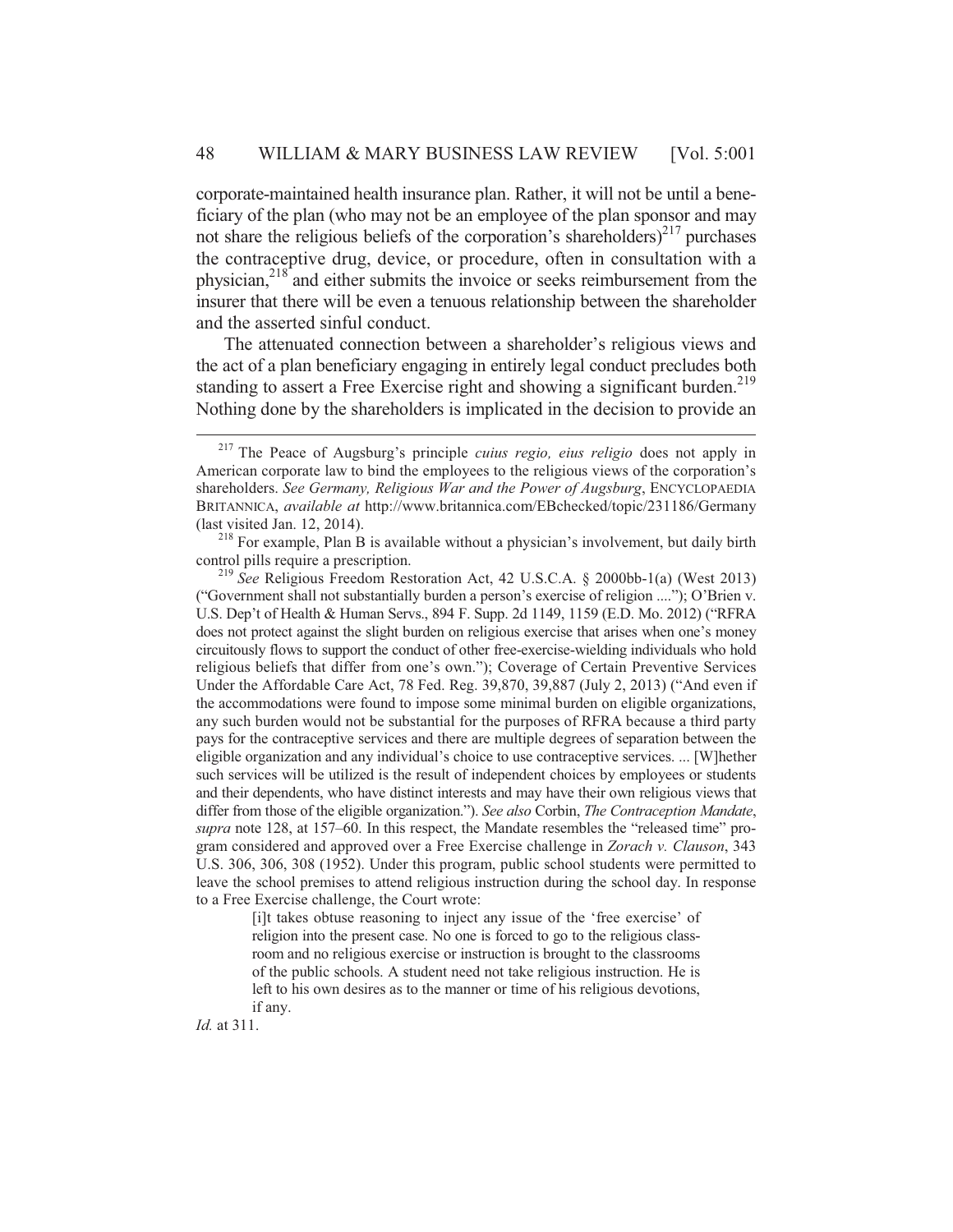corporate-maintained health insurance plan. Rather, it will not be until a beneficiary of the plan (who may not be an employee of the plan sponsor and may not share the religious beliefs of the corporation's shareholders)[217] purchases the contraceptive drug, device, or procedure, often in consultation with a physician,[218] and either submits the invoice or seeks reimbursement from the insurer that there will be even a tenuous relationship between the shareholder and the asserted sinful conduct.

The attenuated connection between a shareholder's religious views and the act of a plan beneficiary engaging in entirely legal conduct precludes both standing to assert a Free Exercise right and showing a significant burden.[219] Nothing done by the shareholders is implicated in the decision to provide an

---

[217] The Peace of Augsburg's principle *cuius regio, eius religio* does not apply in American corporate law to bind the employees to the religious views of the corporation's shareholders. *See Germany, Religious War and the Power of Augsburg*, ENCYCLOPAEDIA BRITANNICA, *available at* http://www.britannica.com/EBchecked/topic/231186/Germany (last visited Jan. 12, 2014).

[218] For example, Plan B is available without a physician's involvement, but daily birth control pills require a prescription.

[219] *See* Religious Freedom Restoration Act, 42 U.S.C.A. § 2000bb-1(a) (West 2013) ("Government shall not substantially burden a person's exercise of religion ...."); O'Brien v. U.S. Dep't of Health & Human Servs., 894 F. Supp. 2d 1149, 1159 (E.D. Mo. 2012) ("RFRA does not protect against the slight burden on religious exercise that arises when one's money circuitously flows to support the conduct of other free-exercise-wielding individuals who hold religious beliefs that differ from one's own."); Coverage of Certain Preventive Services Under the Affordable Care Act, 78 Fed. Reg. 39,870, 39,887 (July 2, 2013) ("And even if the accommodations were found to impose some minimal burden on eligible organizations, any such burden would not be substantial for the purposes of RFRA because a third party pays for the contraceptive services and there are multiple degrees of separation between the eligible organization and any individual's choice to use contraceptive services. ... [W]hether such services will be utilized is the result of independent choices by employees or students and their dependents, who have distinct interests and may have their own religious views that differ from those of the eligible organization."). *See also* Corbin, *The Contraception Mandate*, *supra* note 128, at 157–60. In this respect, the Mandate resembles the "released time" program considered and approved over a Free Exercise challenge in *Zorach v. Clauson*, 343 U.S. 306, 306, 308 (1952). Under this program, public school students were permitted to leave the school premises to attend religious instruction during the school day. In response to a Free Exercise challenge, the Court wrote:

> [i]t takes obtuse reasoning to inject any issue of the 'free exercise' of religion into the present case. No one is forced to go to the religious classroom and no religious exercise or instruction is brought to the classrooms of the public schools. A student need not take religious instruction. He is left to his own desires as to the manner or time of his religious devotions, if any.

*Id.* at 311.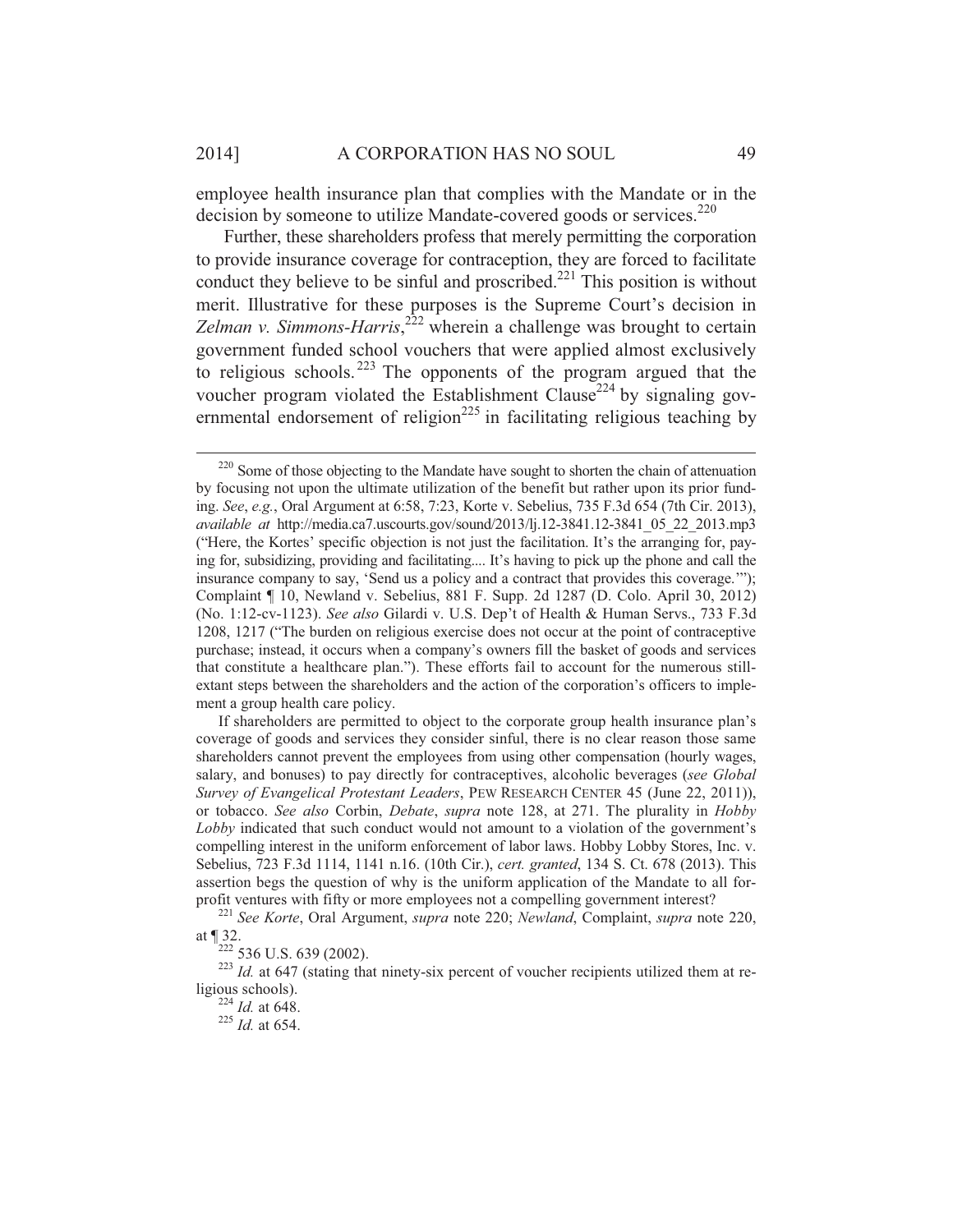employee health insurance plan that complies with the Mandate or in the decision by someone to utilize Mandate-covered goods or services.[220]

Further, these shareholders profess that merely permitting the corporation to provide insurance coverage for contraception, they are forced to facilitate conduct they believe to be sinful and proscribed.[221] This position is without merit. Illustrative for these purposes is the Supreme Court's decision in *Zelman v. Simmons-Harris*,[222] wherein a challenge was brought to certain government funded school vouchers that were applied almost exclusively to religious schools.[223] The opponents of the program argued that the voucher program violated the Establishment Clause[224] by signaling governmental endorsement of religion[225] in facilitating religious teaching by

---

[220] Some of those objecting to the Mandate have sought to shorten the chain of attenuation by focusing not upon the ultimate utilization of the benefit but rather upon its prior funding. *See*, *e.g.*, Oral Argument at 6:58, 7:23, Korte v. Sebelius, 735 F.3d 654 (7th Cir. 2013), *available at* http://media.ca7.uscourts.gov/sound/2013/lj.12-3841.12-3841_05_22_2013.mp3 ("Here, the Kortes' specific objection is not just the facilitation. It's the arranging for, paying for, subsidizing, providing and facilitating.... It's having to pick up the phone and call the insurance company to say, 'Send us a policy and a contract that provides this coverage.'"); Complaint ¶ 10, Newland v. Sebelius, 881 F. Supp. 2d 1287 (D. Colo. April 30, 2012) (No. 1:12-cv-1123). *See also* Gilardi v. U.S. Dep't of Health & Human Servs., 733 F.3d 1208, 1217 ("The burden on religious exercise does not occur at the point of contraceptive purchase; instead, it occurs when a company's owners fill the basket of goods and services that constitute a healthcare plan."). These efforts fail to account for the numerous still-extant steps between the shareholders and the action of the corporation's officers to implement a group health care policy.

If shareholders are permitted to object to the corporate group health insurance plan's coverage of goods and services they consider sinful, there is no clear reason those same shareholders cannot prevent the employees from using other compensation (hourly wages, salary, and bonuses) to pay directly for contraceptives, alcoholic beverages (*see Global Survey of Evangelical Protestant Leaders*, PEW RESEARCH CENTER 45 (June 22, 2011)), or tobacco. *See also* Corbin, *Debate*, *supra* note 128, at 271. The plurality in *Hobby Lobby* indicated that such conduct would not amount to a violation of the government's compelling interest in the uniform enforcement of labor laws. Hobby Lobby Stores, Inc. v. Sebelius, 723 F.3d 1114, 1141 n.16. (10th Cir.), *cert. granted*, 134 S. Ct. 678 (2013). This assertion begs the question of why is the uniform application of the Mandate to all for-profit ventures with fifty or more employees not a compelling government interest?

[221] *See Korte*, Oral Argument, *supra* note 220; *Newland*, Complaint, *supra* note 220, at ¶ 32.

[222] 536 U.S. 639 (2002).

[223] *Id.* at 647 (stating that ninety-six percent of voucher recipients utilized them at religious schools).

[224] *Id.* at 648.

[225] *Id.* at 654.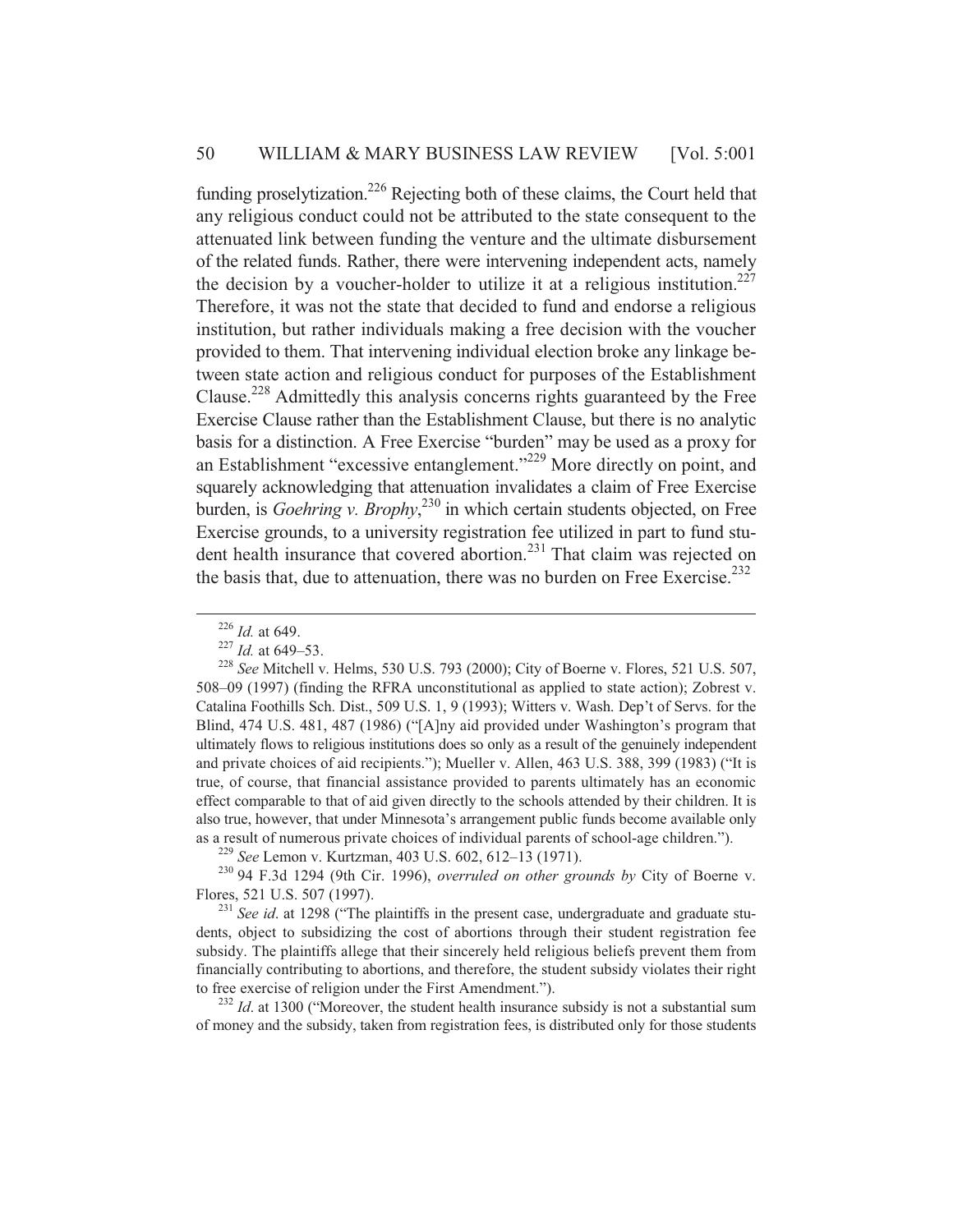funding proselytization.[226] Rejecting both of these claims, the Court held that any religious conduct could not be attributed to the state consequent to the attenuated link between funding the venture and the ultimate disbursement of the related funds. Rather, there were intervening independent acts, namely the decision by a voucher-holder to utilize it at a religious institution.[227] Therefore, it was not the state that decided to fund and endorse a religious institution, but rather individuals making a free decision with the voucher provided to them. That intervening individual election broke any linkage between state action and religious conduct for purposes of the Establishment Clause.[228] Admittedly this analysis concerns rights guaranteed by the Free Exercise Clause rather than the Establishment Clause, but there is no analytic basis for a distinction. A Free Exercise "burden" may be used as a proxy for an Establishment "excessive entanglement."[229] More directly on point, and squarely acknowledging that attenuation invalidates a claim of Free Exercise burden, is *Goehring v. Brophy*,[230] in which certain students objected, on Free Exercise grounds, to a university registration fee utilized in part to fund student health insurance that covered abortion.[231] That claim was rejected on the basis that, due to attenuation, there was no burden on Free Exercise.[232]

---

[226] *Id.* at 649.

[227] *Id.* at 649–53.

[228] *See* Mitchell v. Helms, 530 U.S. 793 (2000); City of Boerne v. Flores, 521 U.S. 507, 508–09 (1997) (finding the RFRA unconstitutional as applied to state action); Zobrest v. Catalina Foothills Sch. Dist., 509 U.S. 1, 9 (1993); Witters v. Wash. Dep't of Servs. for the Blind, 474 U.S. 481, 487 (1986) ("[A]ny aid provided under Washington's program that ultimately flows to religious institutions does so only as a result of the genuinely independent and private choices of aid recipients."); Mueller v. Allen, 463 U.S. 388, 399 (1983) ("It is true, of course, that financial assistance provided to parents ultimately has an economic effect comparable to that of aid given directly to the schools attended by their children. It is also true, however, that under Minnesota's arrangement public funds become available only as a result of numerous private choices of individual parents of school-age children.").

[229] *See* Lemon v. Kurtzman, 403 U.S. 602, 612–13 (1971).

[230] 94 F.3d 1294 (9th Cir. 1996), *overruled on other grounds by* City of Boerne v. Flores, 521 U.S. 507 (1997).

[231] *See id*. at 1298 ("The plaintiffs in the present case, undergraduate and graduate students, object to subsidizing the cost of abortions through their student registration fee subsidy. The plaintiffs allege that their sincerely held religious beliefs prevent them from financially contributing to abortions, and therefore, the student subsidy violates their right to free exercise of religion under the First Amendment.").

[232] *Id*. at 1300 ("Moreover, the student health insurance subsidy is not a substantial sum of money and the subsidy, taken from registration fees, is distributed only for those students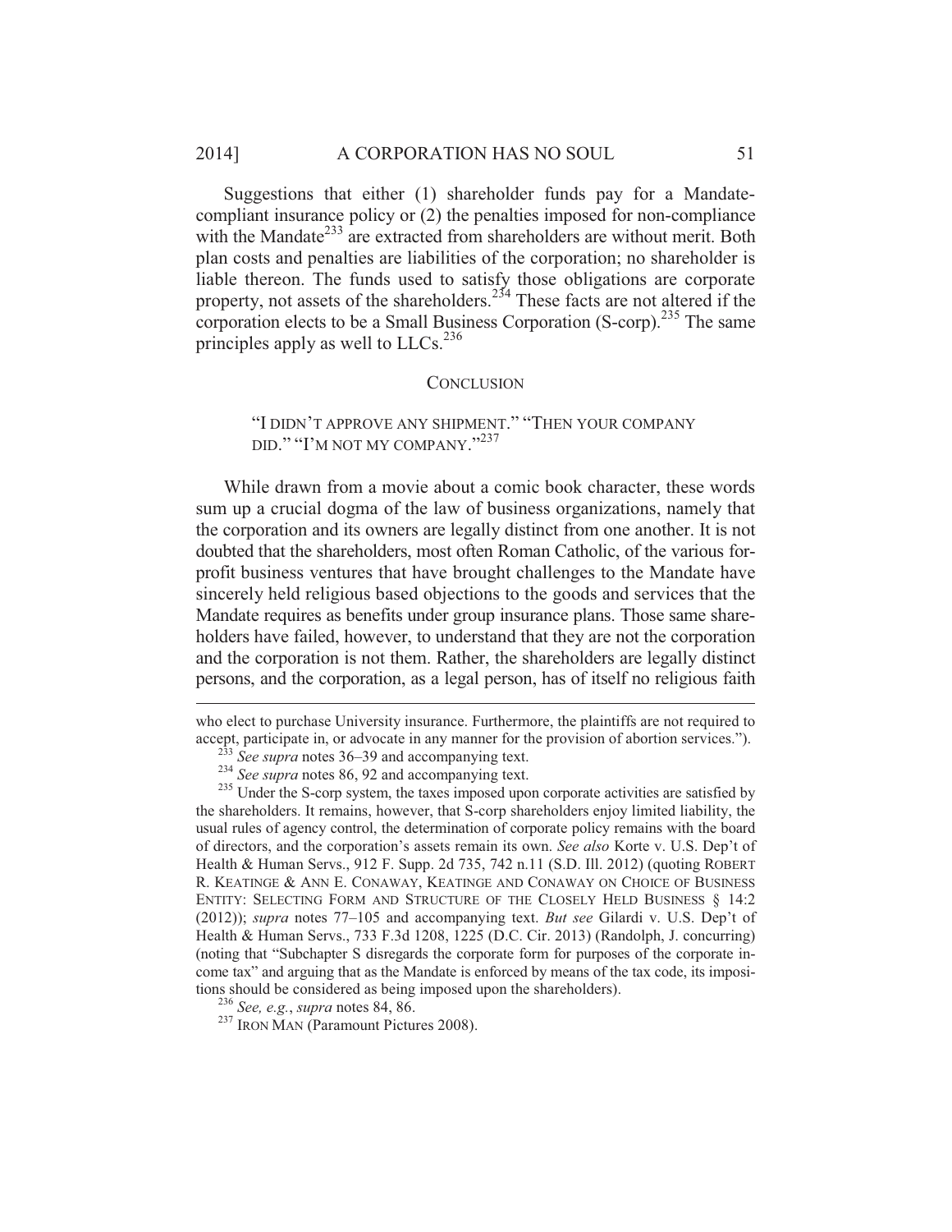Suggestions that either (1) shareholder funds pay for a Mandate-compliant insurance policy or (2) the penalties imposed for non-compliance with the Mandate[233] are extracted from shareholders are without merit. Both plan costs and penalties are liabilities of the corporation; no shareholder is liable thereon. The funds used to satisfy those obligations are corporate property, not assets of the shareholders.[234] These facts are not altered if the corporation elects to be a Small Business Corporation (S-corp).[235] The same principles apply as well to LLCs.[236]

## CONCLUSION

> "I DIDN'T APPROVE ANY SHIPMENT." "THEN YOUR COMPANY DID." "I'M NOT MY COMPANY."[237]

While drawn from a movie about a comic book character, these words sum up a crucial dogma of the law of business organizations, namely that the corporation and its owners are legally distinct from one another. It is not doubted that the shareholders, most often Roman Catholic, of the various for-profit business ventures that have brought challenges to the Mandate have sincerely held religious based objections to the goods and services that the Mandate requires as benefits under group insurance plans. Those same shareholders have failed, however, to understand that they are not the corporation and the corporation is not them. Rather, the shareholders are legally distinct persons, and the corporation, as a legal person, has of itself no religious faith

---

who elect to purchase University insurance. Furthermore, the plaintiffs are not required to accept, participate in, or advocate in any manner for the provision of abortion services.").

[233] *See supra* notes 36–39 and accompanying text.

[234] *See supra* notes 86, 92 and accompanying text.

[235] Under the S-corp system, the taxes imposed upon corporate activities are satisfied by the shareholders. It remains, however, that S-corp shareholders enjoy limited liability, the usual rules of agency control, the determination of corporate policy remains with the board of directors, and the corporation's assets remain its own. *See also* Korte v. U.S. Dep't of Health & Human Servs., 912 F. Supp. 2d 735, 742 n.11 (S.D. Ill. 2012) (quoting ROBERT R. KEATINGE & ANN E. CONAWAY, KEATINGE AND CONAWAY ON CHOICE OF BUSINESS ENTITY: SELECTING FORM AND STRUCTURE OF THE CLOSELY HELD BUSINESS § 14:2 (2012)); *supra* notes 77–105 and accompanying text. *But see* Gilardi v. U.S. Dep't of Health & Human Servs., 733 F.3d 1208, 1225 (D.C. Cir. 2013) (Randolph, J. concurring) (noting that "Subchapter S disregards the corporate form for purposes of the corporate income tax" and arguing that as the Mandate is enforced by means of the tax code, its impositions should be considered as being imposed upon the shareholders).

[236] *See, e.g.*, *supra* notes 84, 86.

[237] IRON MAN (Paramount Pictures 2008).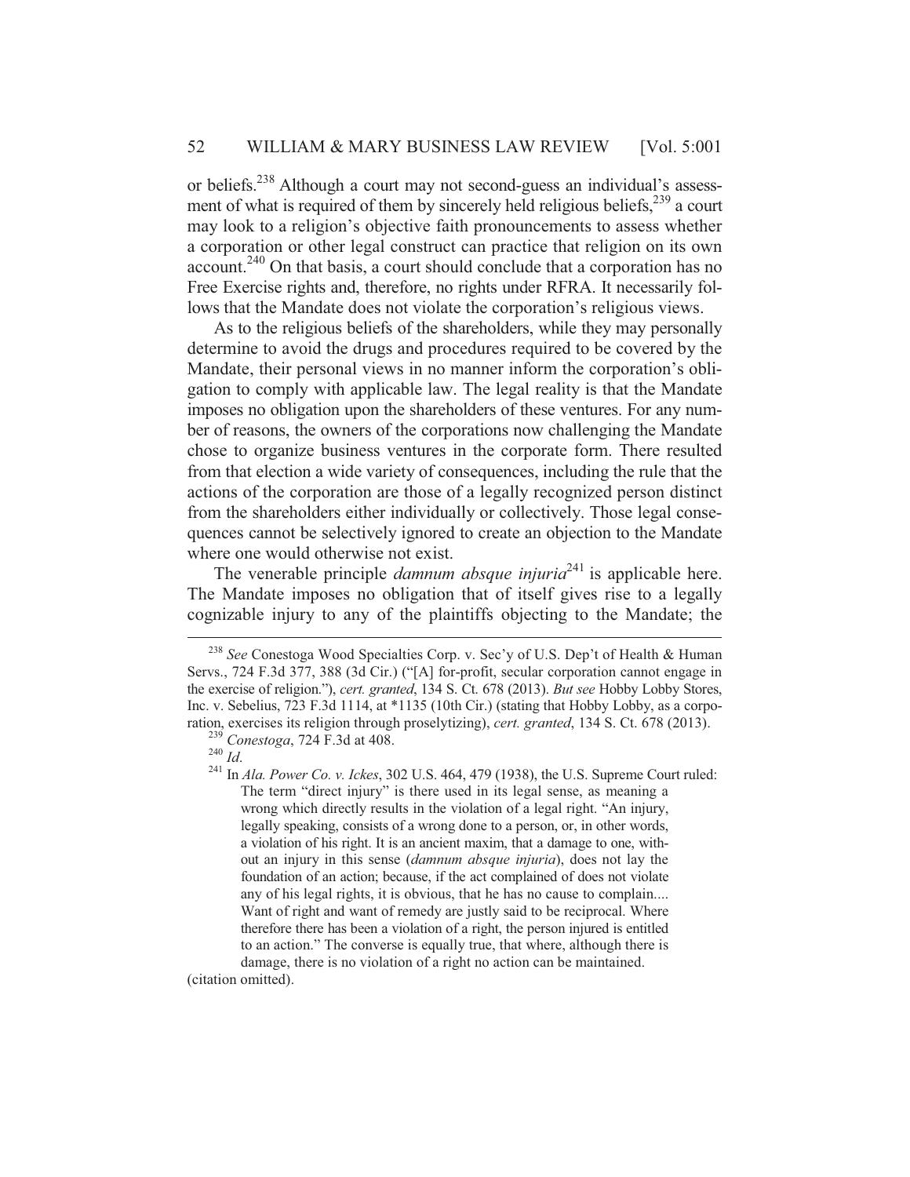or beliefs.[238] Although a court may not second-guess an individual's assessment of what is required of them by sincerely held religious beliefs,[239] a court may look to a religion's objective faith pronouncements to assess whether a corporation or other legal construct can practice that religion on its own account.[240] On that basis, a court should conclude that a corporation has no Free Exercise rights and, therefore, no rights under RFRA. It necessarily follows that the Mandate does not violate the corporation's religious views.

As to the religious beliefs of the shareholders, while they may personally determine to avoid the drugs and procedures required to be covered by the Mandate, their personal views in no manner inform the corporation's obligation to comply with applicable law. The legal reality is that the Mandate imposes no obligation upon the shareholders of these ventures. For any number of reasons, the owners of the corporations now challenging the Mandate chose to organize business ventures in the corporate form. There resulted from that election a wide variety of consequences, including the rule that the actions of the corporation are those of a legally recognized person distinct from the shareholders either individually or collectively. Those legal consequences cannot be selectively ignored to create an objection to the Mandate where one would otherwise not exist.

The venerable principle *damnum absque injuria*[241] is applicable here. The Mandate imposes no obligation that of itself gives rise to a legally cognizable injury to any of the plaintiffs objecting to the Mandate; the

---

[238] *See* Conestoga Wood Specialties Corp. v. Sec'y of U.S. Dep't of Health & Human Servs., 724 F.3d 377, 388 (3d Cir.) ("[A] for-profit, secular corporation cannot engage in the exercise of religion."), *cert. granted*, 134 S. Ct. 678 (2013). *But see* Hobby Lobby Stores, Inc. v. Sebelius, 723 F.3d 1114, at *1135 (10th Cir.) (stating that Hobby Lobby, as a corporation, exercises its religion through proselytizing), *cert. granted*, 134 S. Ct. 678 (2013).

[239] *Conestoga*, 724 F.3d at 408.

[240] *Id*.

[241] In *Ala. Power Co. v. Ickes*, 302 U.S. 464, 479 (1938), the U.S. Supreme Court ruled:

> The term "direct injury" is there used in its legal sense, as meaning a wrong which directly results in the violation of a legal right. "An injury, legally speaking, consists of a wrong done to a person, or, in other words, a violation of his right. It is an ancient maxim, that a damage to one, without an injury in this sense (*damnum absque injuria*), does not lay the foundation of an action; because, if the act complained of does not violate any of his legal rights, it is obvious, that he has no cause to complain.... Want of right and want of remedy are justly said to be reciprocal. Where therefore there has been a violation of a right, the person injured is entitled to an action." The converse is equally true, that where, although there is damage, there is no violation of a right no action can be maintained.

(citation omitted).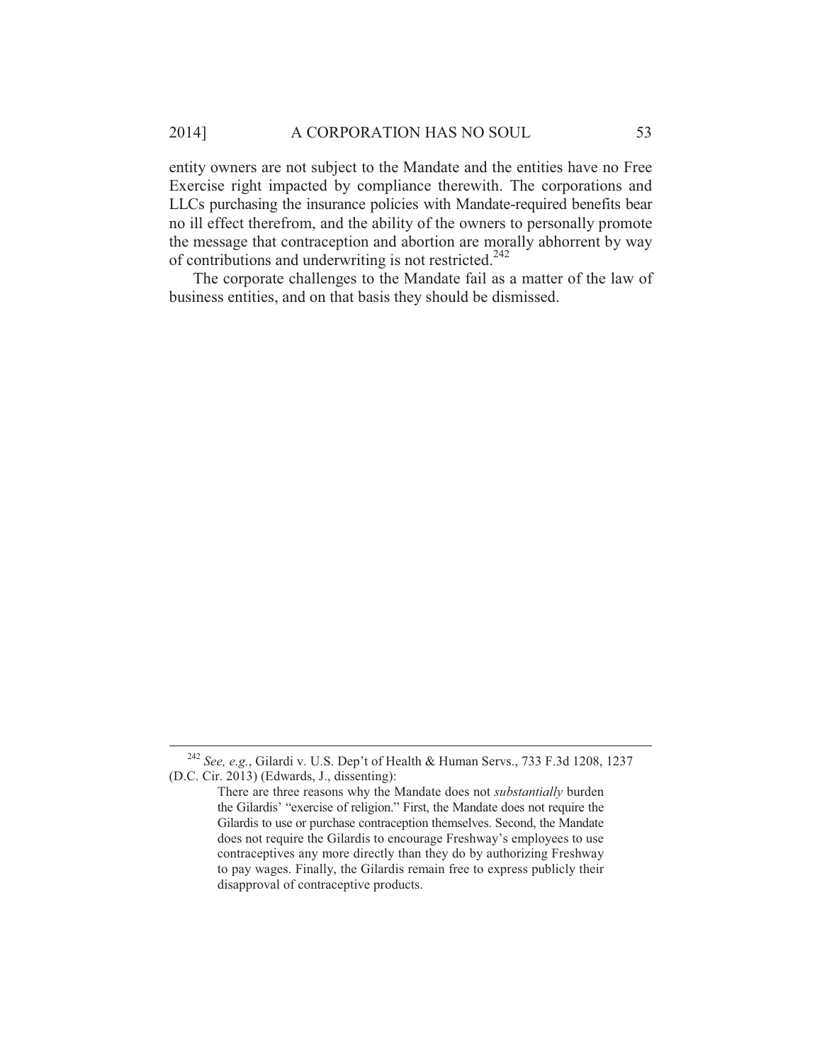entity owners are not subject to the Mandate and the entities have no Free Exercise right impacted by compliance therewith. The corporations and LLCs purchasing the insurance policies with Mandate-required benefits bear no ill effect therefrom, and the ability of the owners to personally promote the message that contraception and abortion are morally abhorrent by way of contributions and underwriting is not restricted.[242]

The corporate challenges to the Mandate fail as a matter of the law of business entities, and on that basis they should be dismissed.

---

[242] *See, e.g.*, Gilardi v. U.S. Dep't of Health & Human Servs., 733 F.3d 1208, 1237 (D.C. Cir. 2013) (Edwards, J., dissenting):

> There are three reasons why the Mandate does not *substantially* burden the Gilardis' "exercise of religion." First, the Mandate does not require the Gilardis to use or purchase contraception themselves. Second, the Mandate does not require the Gilardis to encourage Freshway's employees to use contraceptives any more directly than they do by authorizing Freshway to pay wages. Finally, the Gilardis remain free to express publicly their disapproval of contraceptive products.